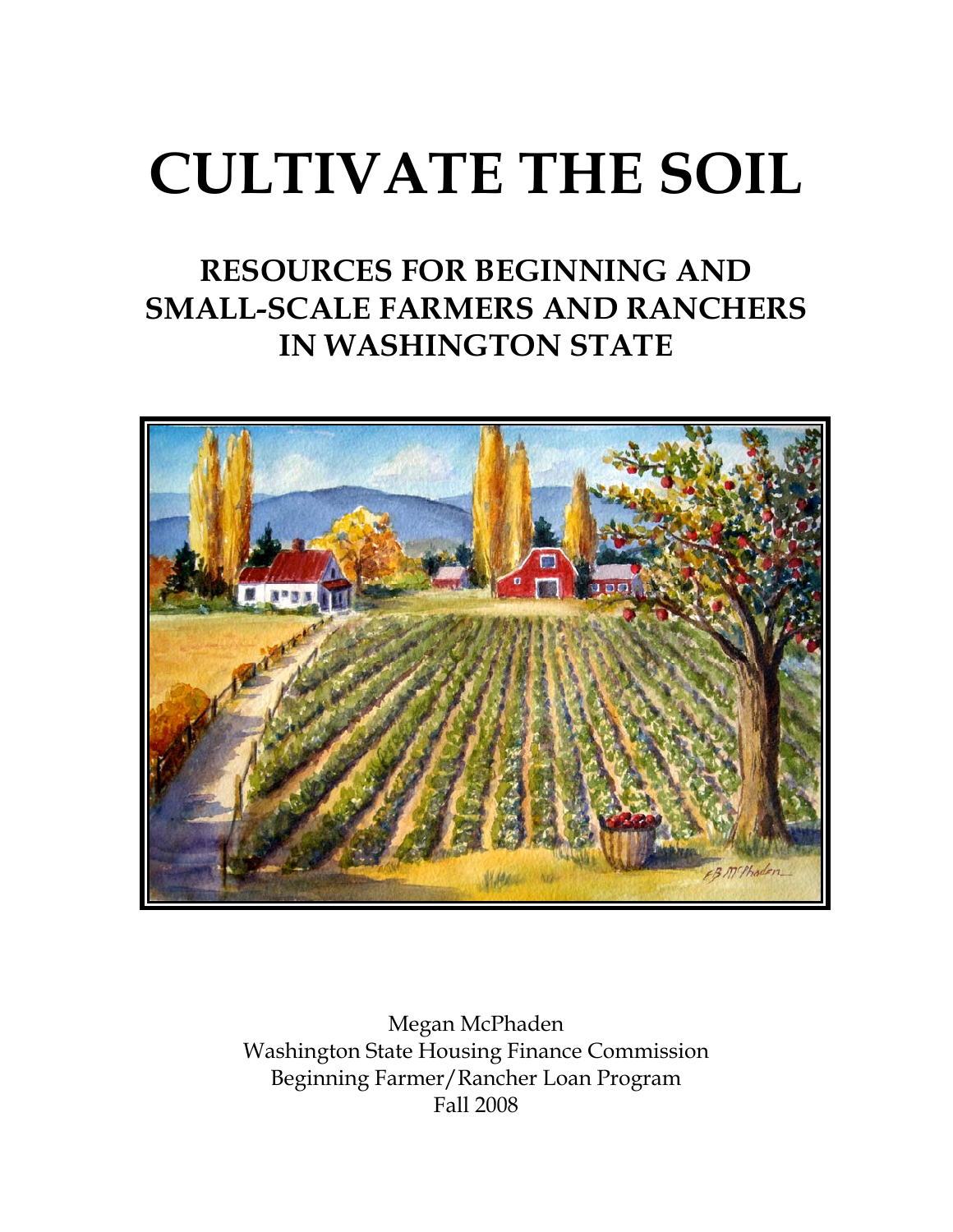# CULTIVATE THE SOIL

## RESOURCES FOR BEGINNING AND SMALL-SCALE FARMERS AND RANCHERS IN WASHINGTON STATE

Megan McPhaden
Washington State Housing Finance Commission
Beginning Farmer/Rancher Loan Program
Fall 2008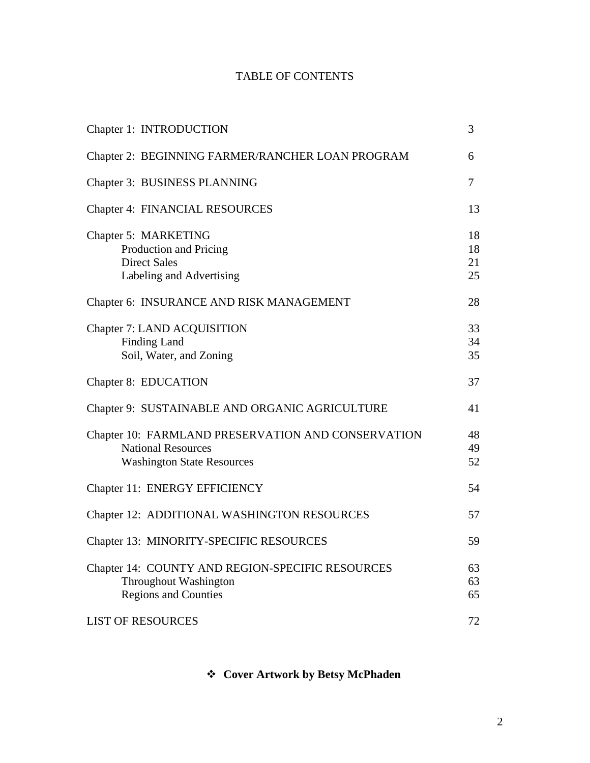# TABLE OF CONTENTS

| | |
|---|---|
| Chapter 1: INTRODUCTION | 3 |
| Chapter 2: BEGINNING FARMER/RANCHER LOAN PROGRAM | 6 |
| Chapter 3: BUSINESS PLANNING | 7 |
| Chapter 4: FINANCIAL RESOURCES | 13 |
| Chapter 5: MARKETING | 18 |
| Production and Pricing | 18 |
| Direct Sales | 21 |
| Labeling and Advertising | 25 |
| Chapter 6: INSURANCE AND RISK MANAGEMENT | 28 |
| Chapter 7: LAND ACQUISITION | 33 |
| Finding Land | 34 |
| Soil, Water, and Zoning | 35 |
| Chapter 8: EDUCATION | 37 |
| Chapter 9: SUSTAINABLE AND ORGANIC AGRICULTURE | 41 |
| Chapter 10: FARMLAND PRESERVATION AND CONSERVATION | 48 |
| National Resources | 49 |
| Washington State Resources | 52 |
| Chapter 11: ENERGY EFFICIENCY | 54 |
| Chapter 12: ADDITIONAL WASHINGTON RESOURCES | 57 |
| Chapter 13: MINORITY-SPECIFIC RESOURCES | 59 |
| Chapter 14: COUNTY AND REGION-SPECIFIC RESOURCES | 63 |
| Throughout Washington | 63 |
| Regions and Counties | 65 |
| LIST OF RESOURCES | 72 |

❖ **Cover Artwork by Betsy McPhaden**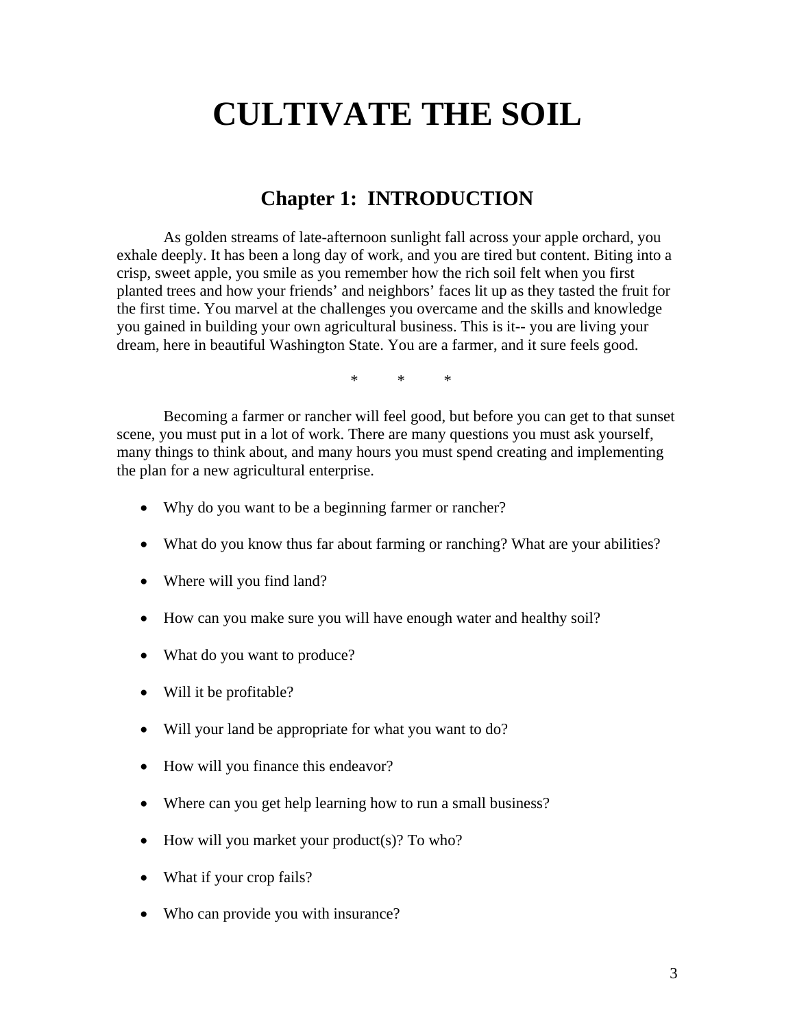# CULTIVATE THE SOIL

## Chapter 1: INTRODUCTION

As golden streams of late-afternoon sunlight fall across your apple orchard, you exhale deeply. It has been a long day of work, and you are tired but content. Biting into a crisp, sweet apple, you smile as you remember how the rich soil felt when you first planted trees and how your friends' and neighbors' faces lit up as they tasted the fruit for the first time. You marvel at the challenges you overcame and the skills and knowledge you gained in building your own agricultural business. This is it-- you are living your dream, here in beautiful Washington State. You are a farmer, and it sure feels good.

\*     \*     \*

Becoming a farmer or rancher will feel good, but before you can get to that sunset scene, you must put in a lot of work. There are many questions you must ask yourself, many things to think about, and many hours you must spend creating and implementing the plan for a new agricultural enterprise.

- Why do you want to be a beginning farmer or rancher?
- What do you know thus far about farming or ranching? What are your abilities?
- Where will you find land?
- How can you make sure you will have enough water and healthy soil?
- What do you want to produce?
- Will it be profitable?
- Will your land be appropriate for what you want to do?
- How will you finance this endeavor?
- Where can you get help learning how to run a small business?
- How will you market your product(s)? To who?
- What if your crop fails?
- Who can provide you with insurance?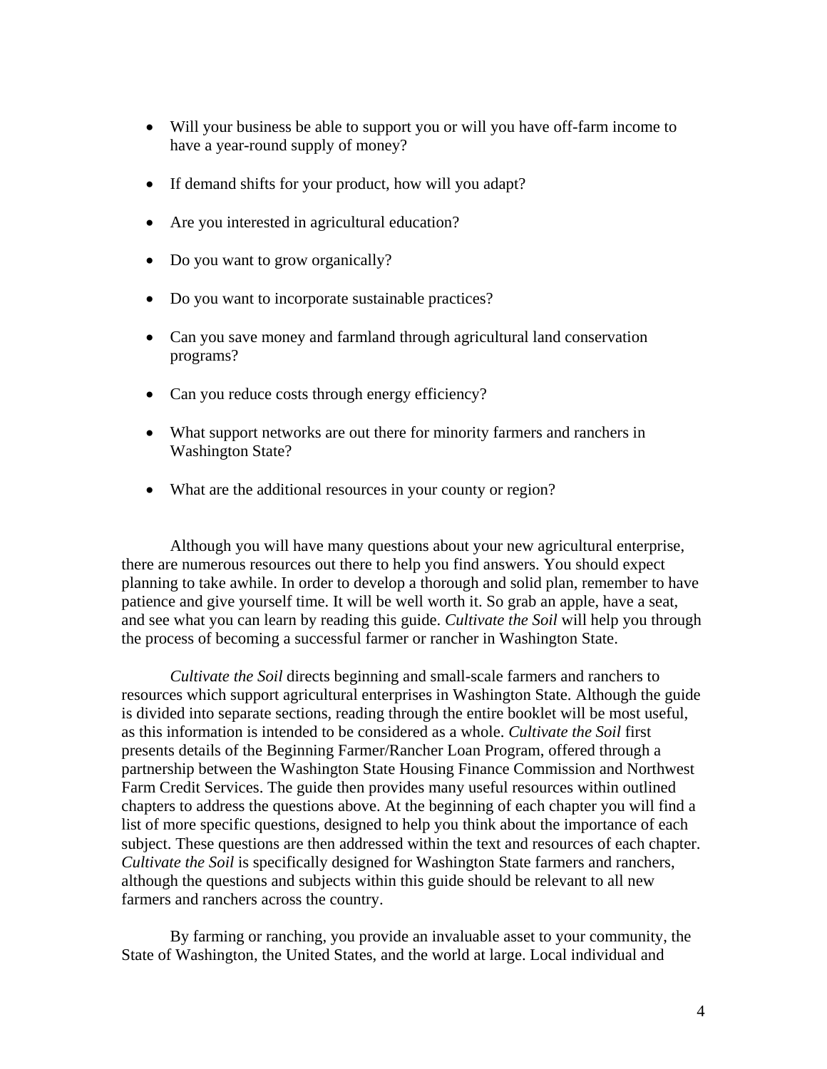- Will your business be able to support you or will you have off-farm income to have a year-round supply of money?
- If demand shifts for your product, how will you adapt?
- Are you interested in agricultural education?
- Do you want to grow organically?
- Do you want to incorporate sustainable practices?
- Can you save money and farmland through agricultural land conservation programs?
- Can you reduce costs through energy efficiency?
- What support networks are out there for minority farmers and ranchers in Washington State?
- What are the additional resources in your county or region?

Although you will have many questions about your new agricultural enterprise, there are numerous resources out there to help you find answers. You should expect planning to take awhile. In order to develop a thorough and solid plan, remember to have patience and give yourself time. It will be well worth it. So grab an apple, have a seat, and see what you can learn by reading this guide. *Cultivate the Soil* will help you through the process of becoming a successful farmer or rancher in Washington State.

*Cultivate the Soil* directs beginning and small-scale farmers and ranchers to resources which support agricultural enterprises in Washington State. Although the guide is divided into separate sections, reading through the entire booklet will be most useful, as this information is intended to be considered as a whole. *Cultivate the Soil* first presents details of the Beginning Farmer/Rancher Loan Program, offered through a partnership between the Washington State Housing Finance Commission and Northwest Farm Credit Services. The guide then provides many useful resources within outlined chapters to address the questions above. At the beginning of each chapter you will find a list of more specific questions, designed to help you think about the importance of each subject. These questions are then addressed within the text and resources of each chapter. *Cultivate the Soil* is specifically designed for Washington State farmers and ranchers, although the questions and subjects within this guide should be relevant to all new farmers and ranchers across the country.

By farming or ranching, you provide an invaluable asset to your community, the State of Washington, the United States, and the world at large. Local individual and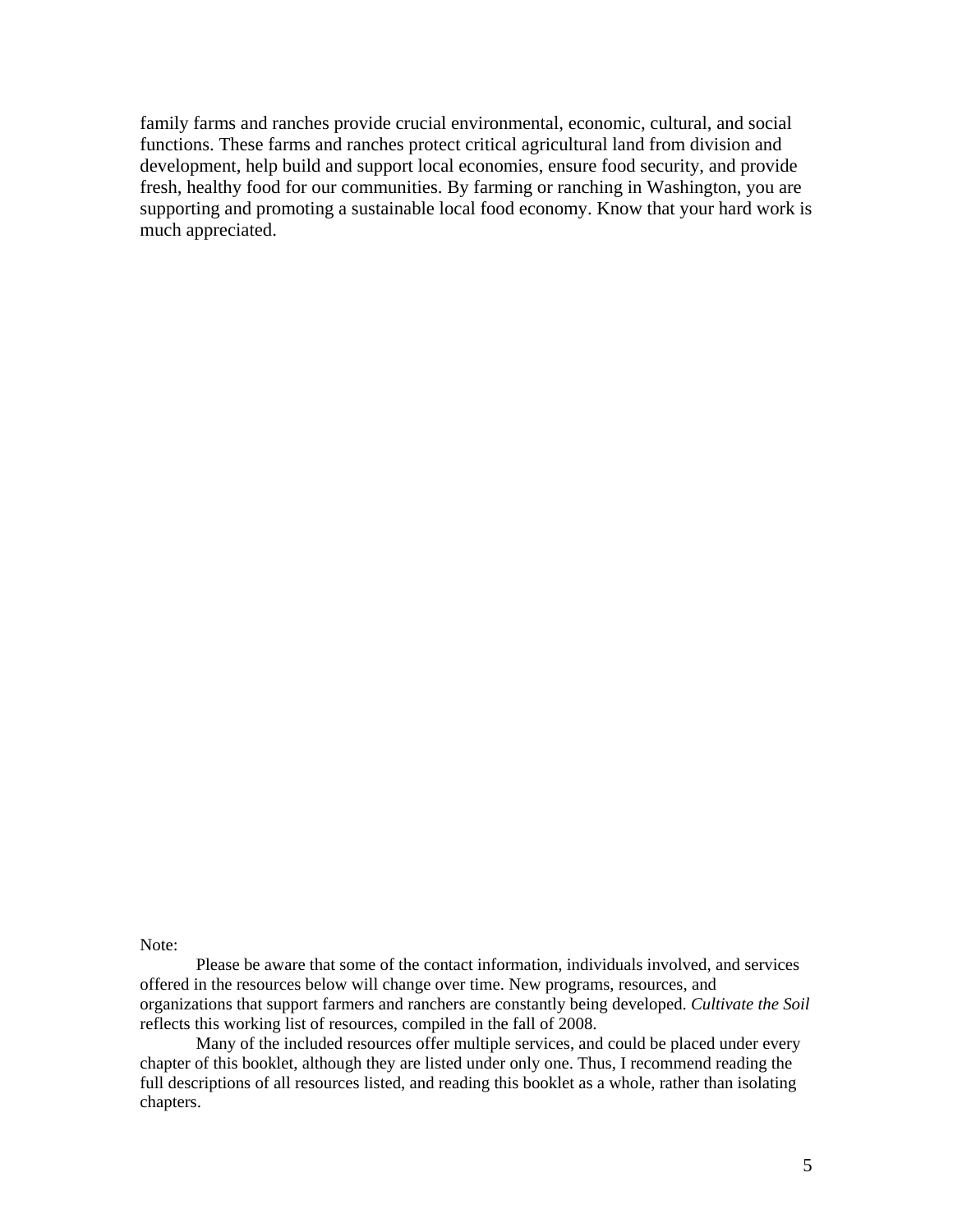family farms and ranches provide crucial environmental, economic, cultural, and social functions. These farms and ranches protect critical agricultural land from division and development, help build and support local economies, ensure food security, and provide fresh, healthy food for our communities. By farming or ranching in Washington, you are supporting and promoting a sustainable local food economy. Know that your hard work is much appreciated.

Note:

Please be aware that some of the contact information, individuals involved, and services offered in the resources below will change over time. New programs, resources, and organizations that support farmers and ranchers are constantly being developed. *Cultivate the Soil* reflects this working list of resources, compiled in the fall of 2008.

Many of the included resources offer multiple services, and could be placed under every chapter of this booklet, although they are listed under only one. Thus, I recommend reading the full descriptions of all resources listed, and reading this booklet as a whole, rather than isolating chapters.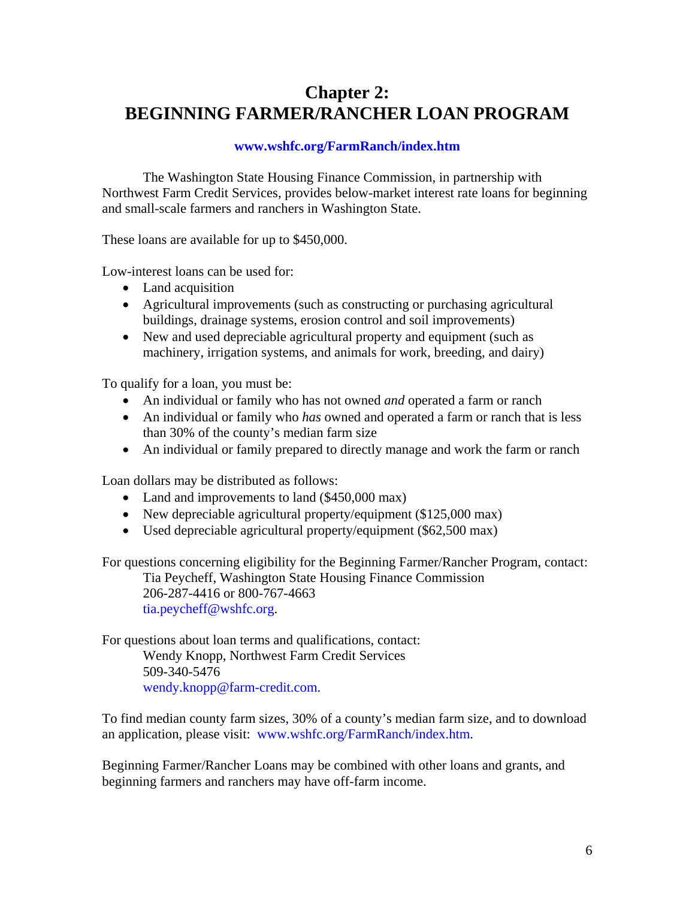# Chapter 2: BEGINNING FARMER/RANCHER LOAN PROGRAM

**www.wshfc.org/FarmRanch/index.htm**

The Washington State Housing Finance Commission, in partnership with Northwest Farm Credit Services, provides below-market interest rate loans for beginning and small-scale farmers and ranchers in Washington State.

These loans are available for up to $450,000.

Low-interest loans can be used for:

- Land acquisition
- Agricultural improvements (such as constructing or purchasing agricultural buildings, drainage systems, erosion control and soil improvements)
- New and used depreciable agricultural property and equipment (such as machinery, irrigation systems, and animals for work, breeding, and dairy)

To qualify for a loan, you must be:

- An individual or family who has not owned *and* operated a farm or ranch
- An individual or family who *has* owned and operated a farm or ranch that is less than 30% of the county's median farm size
- An individual or family prepared to directly manage and work the farm or ranch

Loan dollars may be distributed as follows:

- Land and improvements to land ($450,000 max)
- New depreciable agricultural property/equipment ($125,000 max)
- Used depreciable agricultural property/equipment ($62,500 max)

For questions concerning eligibility for the Beginning Farmer/Rancher Program, contact:
Tia Peycheff, Washington State Housing Finance Commission
206-287-4416 or 800-767-4663
tia.peycheff@wshfc.org.

For questions about loan terms and qualifications, contact:
Wendy Knopp, Northwest Farm Credit Services
509-340-5476
wendy.knopp@farm-credit.com.

To find median county farm sizes, 30% of a county's median farm size, and to download an application, please visit: www.wshfc.org/FarmRanch/index.htm.

Beginning Farmer/Rancher Loans may be combined with other loans and grants, and beginning farmers and ranchers may have off-farm income.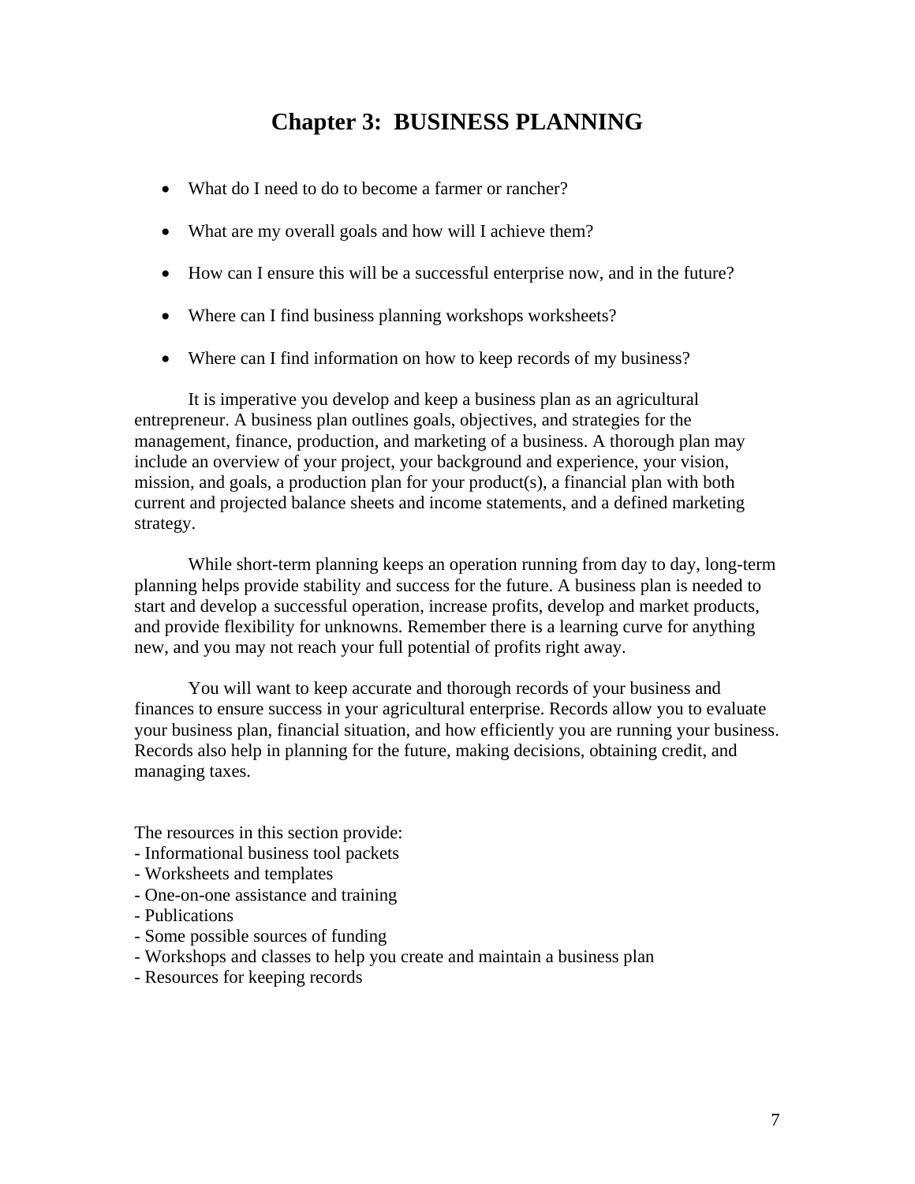# Chapter 3: BUSINESS PLANNING

- What do I need to do to become a farmer or rancher?
- What are my overall goals and how will I achieve them?
- How can I ensure this will be a successful enterprise now, and in the future?
- Where can I find business planning workshops worksheets?
- Where can I find information on how to keep records of my business?

It is imperative you develop and keep a business plan as an agricultural entrepreneur. A business plan outlines goals, objectives, and strategies for the management, finance, production, and marketing of a business. A thorough plan may include an overview of your project, your background and experience, your vision, mission, and goals, a production plan for your product(s), a financial plan with both current and projected balance sheets and income statements, and a defined marketing strategy.

While short-term planning keeps an operation running from day to day, long-term planning helps provide stability and success for the future. A business plan is needed to start and develop a successful operation, increase profits, develop and market products, and provide flexibility for unknowns. Remember there is a learning curve for anything new, and you may not reach your full potential of profits right away.

You will want to keep accurate and thorough records of your business and finances to ensure success in your agricultural enterprise. Records allow you to evaluate your business plan, financial situation, and how efficiently you are running your business. Records also help in planning for the future, making decisions, obtaining credit, and managing taxes.

The resources in this section provide:
- Informational business tool packets
- Worksheets and templates
- One-on-one assistance and training
- Publications
- Some possible sources of funding
- Workshops and classes to help you create and maintain a business plan
- Resources for keeping records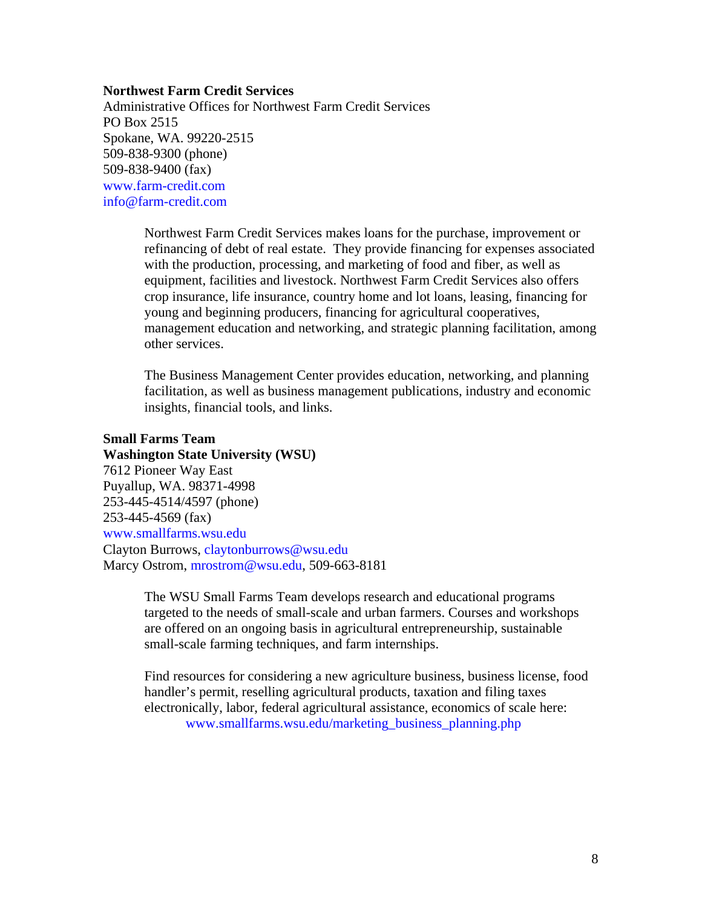**Northwest Farm Credit Services**
Administrative Offices for Northwest Farm Credit Services
PO Box 2515
Spokane, WA. 99220-2515
509-838-9300 (phone)
509-838-9400 (fax)
www.farm-credit.com
info@farm-credit.com

> Northwest Farm Credit Services makes loans for the purchase, improvement or refinancing of debt of real estate. They provide financing for expenses associated with the production, processing, and marketing of food and fiber, as well as equipment, facilities and livestock. Northwest Farm Credit Services also offers crop insurance, life insurance, country home and lot loans, leasing, financing for young and beginning producers, financing for agricultural cooperatives, management education and networking, and strategic planning facilitation, among other services.
>
> The Business Management Center provides education, networking, and planning facilitation, as well as business management publications, industry and economic insights, financial tools, and links.

**Small Farms Team**
**Washington State University (WSU)**
7612 Pioneer Way East
Puyallup, WA. 98371-4998
253-445-4514/4597 (phone)
253-445-4569 (fax)
www.smallfarms.wsu.edu
Clayton Burrows, claytonburrows@wsu.edu
Marcy Ostrom, mrostrom@wsu.edu, 509-663-8181

> The WSU Small Farms Team develops research and educational programs targeted to the needs of small-scale and urban farmers. Courses and workshops are offered on an ongoing basis in agricultural entrepreneurship, sustainable small-scale farming techniques, and farm internships.
>
> Find resources for considering a new agriculture business, business license, food handler's permit, reselling agricultural products, taxation and filing taxes electronically, labor, federal agricultural assistance, economics of scale here:
> www.smallfarms.wsu.edu/marketing_business_planning.php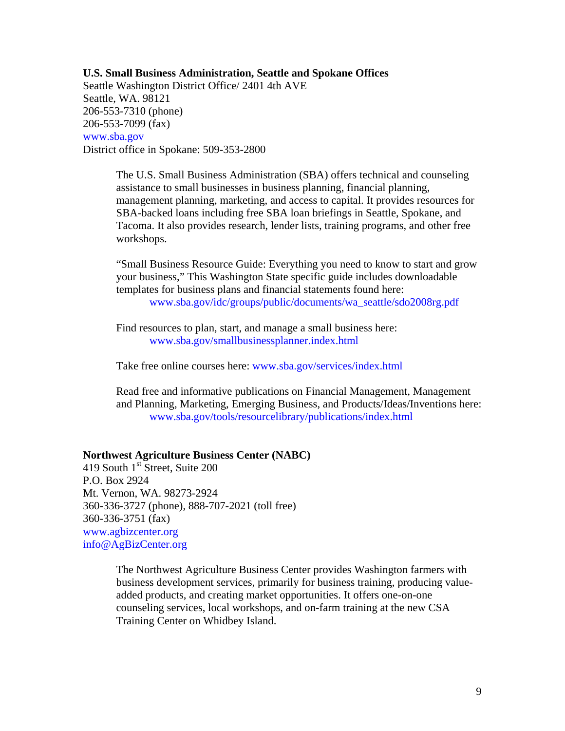**U.S. Small Business Administration, Seattle and Spokane Offices**
Seattle Washington District Office/ 2401 4th AVE
Seattle, WA. 98121
206-553-7310 (phone)
206-553-7099 (fax)
www.sba.gov
District office in Spokane: 509-353-2800

> The U.S. Small Business Administration (SBA) offers technical and counseling assistance to small businesses in business planning, financial planning, management planning, marketing, and access to capital. It provides resources for SBA-backed loans including free SBA loan briefings in Seattle, Spokane, and Tacoma. It also provides research, lender lists, training programs, and other free workshops.
>
> "Small Business Resource Guide: Everything you need to know to start and grow your business," This Washington State specific guide includes downloadable templates for business plans and financial statements found here:
> www.sba.gov/idc/groups/public/documents/wa_seattle/sdo2008rg.pdf
>
> Find resources to plan, start, and manage a small business here:
> www.sba.gov/smallbusinessplanner.index.html
>
> Take free online courses here: www.sba.gov/services/index.html
>
> Read free and informative publications on Financial Management, Management and Planning, Marketing, Emerging Business, and Products/Ideas/Inventions here:
> www.sba.gov/tools/resourcelibrary/publications/index.html

**Northwest Agriculture Business Center (NABC)**
419 South 1st Street, Suite 200
P.O. Box 2924
Mt. Vernon, WA. 98273-2924
360-336-3727 (phone), 888-707-2021 (toll free)
360-336-3751 (fax)
www.agbizcenter.org
info@AgBizCenter.org

> The Northwest Agriculture Business Center provides Washington farmers with business development services, primarily for business training, producing value-added products, and creating market opportunities. It offers one-on-one counseling services, local workshops, and on-farm training at the new CSA Training Center on Whidbey Island.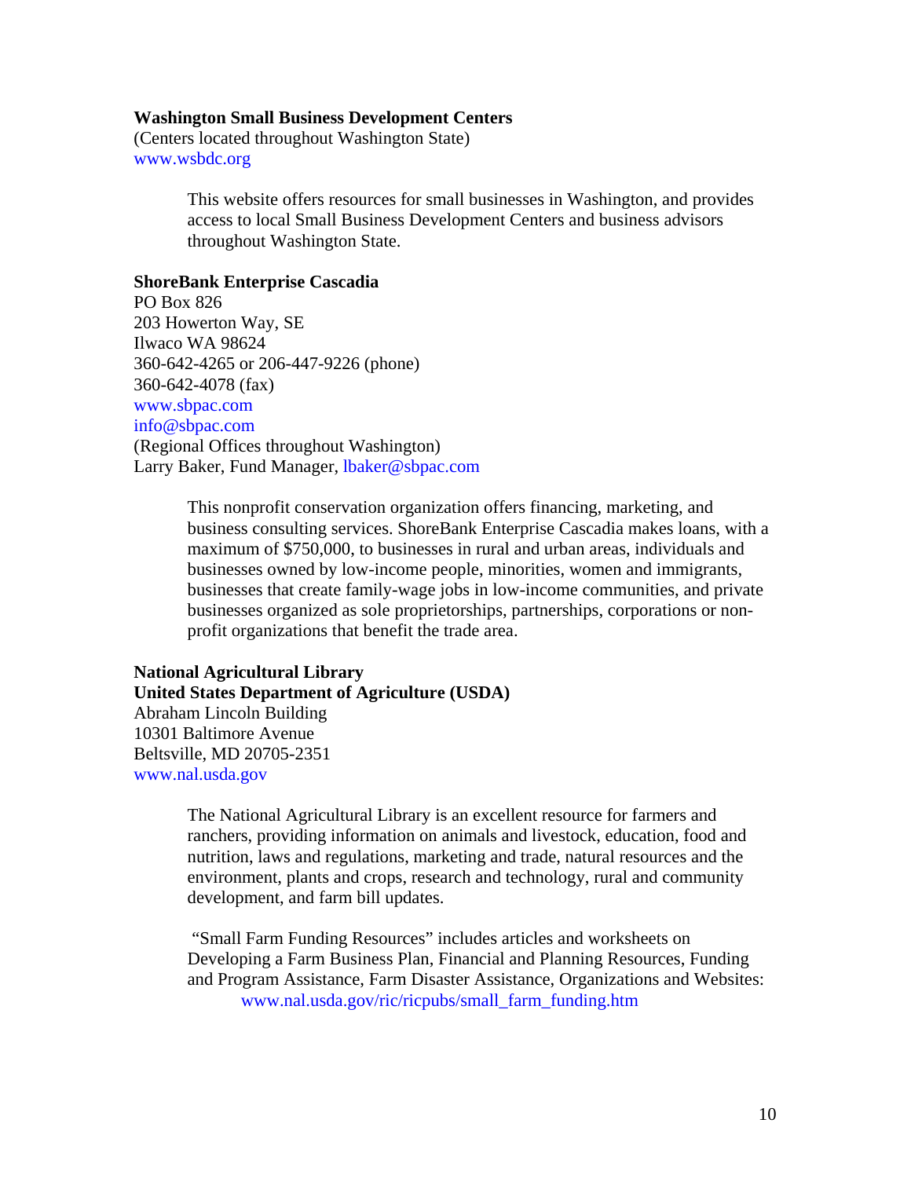**Washington Small Business Development Centers**
(Centers located throughout Washington State)
www.wsbdc.org

> This website offers resources for small businesses in Washington, and provides access to local Small Business Development Centers and business advisors throughout Washington State.

**ShoreBank Enterprise Cascadia**
PO Box 826
203 Howerton Way, SE
Ilwaco WA 98624
360-642-4265 or 206-447-9226 (phone)
360-642-4078 (fax)
www.sbpac.com
info@sbpac.com
(Regional Offices throughout Washington)
Larry Baker, Fund Manager, lbaker@sbpac.com

> This nonprofit conservation organization offers financing, marketing, and business consulting services. ShoreBank Enterprise Cascadia makes loans, with a maximum of $750,000, to businesses in rural and urban areas, individuals and businesses owned by low-income people, minorities, women and immigrants, businesses that create family-wage jobs in low-income communities, and private businesses organized as sole proprietorships, partnerships, corporations or non-profit organizations that benefit the trade area.

**National Agricultural Library**
**United States Department of Agriculture (USDA)**
Abraham Lincoln Building
10301 Baltimore Avenue
Beltsville, MD 20705-2351
www.nal.usda.gov

> The National Agricultural Library is an excellent resource for farmers and ranchers, providing information on animals and livestock, education, food and nutrition, laws and regulations, marketing and trade, natural resources and the environment, plants and crops, research and technology, rural and community development, and farm bill updates.
>
> "Small Farm Funding Resources" includes articles and worksheets on Developing a Farm Business Plan, Financial and Planning Resources, Funding and Program Assistance, Farm Disaster Assistance, Organizations and Websites:
> www.nal.usda.gov/ric/ricpubs/small_farm_funding.htm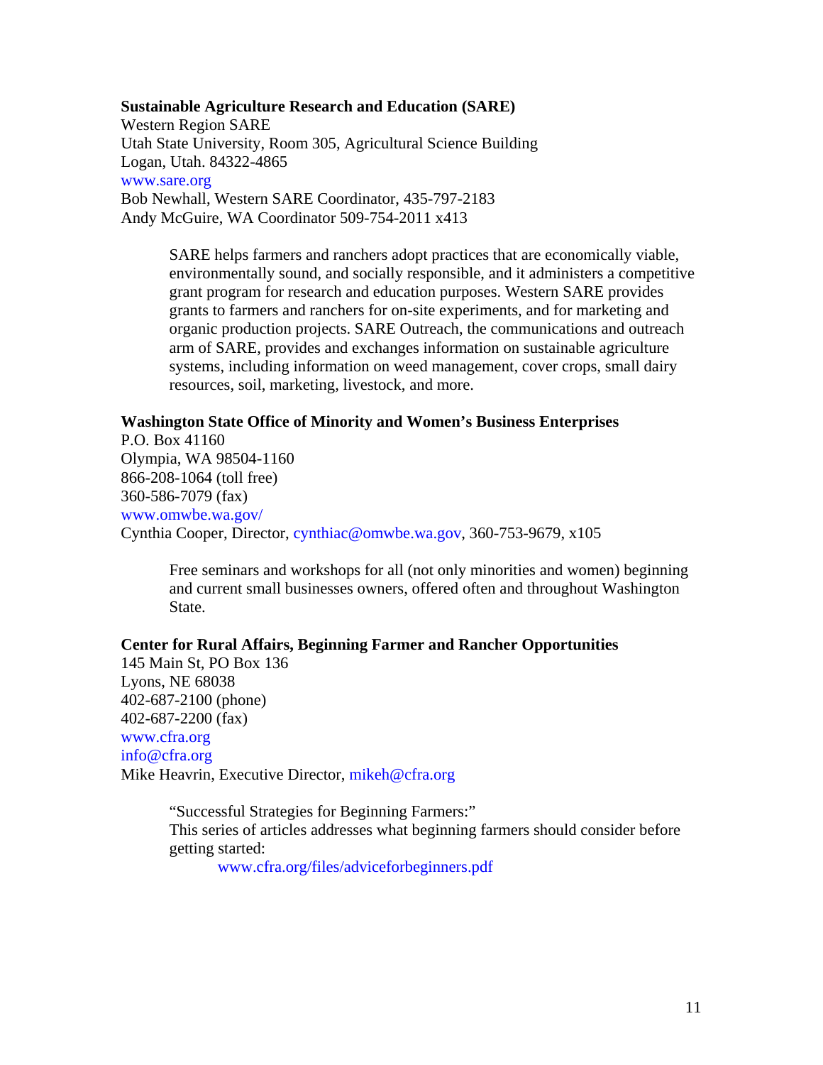**Sustainable Agriculture Research and Education (SARE)**
Western Region SARE
Utah State University, Room 305, Agricultural Science Building
Logan, Utah. 84322-4865
www.sare.org
Bob Newhall, Western SARE Coordinator, 435-797-2183
Andy McGuire, WA Coordinator 509-754-2011 x413

> SARE helps farmers and ranchers adopt practices that are economically viable, environmentally sound, and socially responsible, and it administers a competitive grant program for research and education purposes. Western SARE provides grants to farmers and ranchers for on-site experiments, and for marketing and organic production projects. SARE Outreach, the communications and outreach arm of SARE, provides and exchanges information on sustainable agriculture systems, including information on weed management, cover crops, small dairy resources, soil, marketing, livestock, and more.

**Washington State Office of Minority and Women's Business Enterprises**
P.O. Box 41160
Olympia, WA 98504-1160
866-208-1064 (toll free)
360-586-7079 (fax)
www.omwbe.wa.gov/
Cynthia Cooper, Director, cynthiac@omwbe.wa.gov, 360-753-9679, x105

> Free seminars and workshops for all (not only minorities and women) beginning and current small businesses owners, offered often and throughout Washington State.

**Center for Rural Affairs, Beginning Farmer and Rancher Opportunities**
145 Main St, PO Box 136
Lyons, NE 68038
402-687-2100 (phone)
402-687-2200 (fax)
www.cfra.org
info@cfra.org
Mike Heavrin, Executive Director, mikeh@cfra.org

> "Successful Strategies for Beginning Farmers:"
> This series of articles addresses what beginning farmers should consider before getting started:
>
> www.cfra.org/files/adviceforbeginners.pdf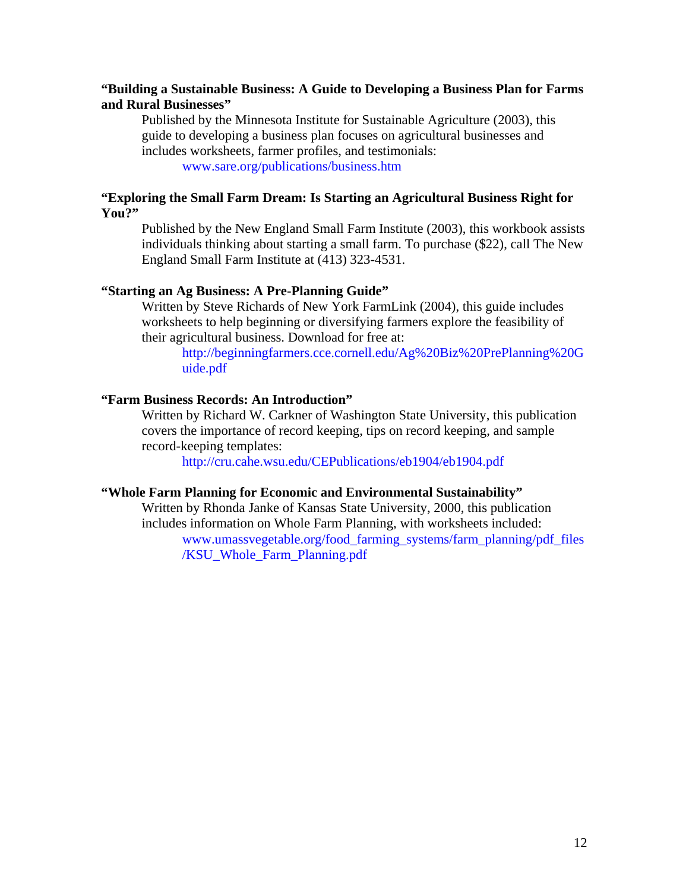**"Building a Sustainable Business: A Guide to Developing a Business Plan for Farms and Rural Businesses"**

Published by the Minnesota Institute for Sustainable Agriculture (2003), this guide to developing a business plan focuses on agricultural businesses and includes worksheets, farmer profiles, and testimonials:

www.sare.org/publications/business.htm

**"Exploring the Small Farm Dream: Is Starting an Agricultural Business Right for You?"**

Published by the New England Small Farm Institute (2003), this workbook assists individuals thinking about starting a small farm. To purchase ($22), call The New England Small Farm Institute at (413) 323-4531.

**"Starting an Ag Business: A Pre-Planning Guide"**

Written by Steve Richards of New York FarmLink (2004), this guide includes worksheets to help beginning or diversifying farmers explore the feasibility of their agricultural business. Download for free at:

http://beginningfarmers.cce.cornell.edu/Ag%20Biz%20PrePlanning%20Guide.pdf

**"Farm Business Records: An Introduction"**

Written by Richard W. Carkner of Washington State University, this publication covers the importance of record keeping, tips on record keeping, and sample record-keeping templates:

http://cru.cahe.wsu.edu/CEPublications/eb1904/eb1904.pdf

**"Whole Farm Planning for Economic and Environmental Sustainability"**

Written by Rhonda Janke of Kansas State University, 2000, this publication includes information on Whole Farm Planning, with worksheets included:

www.umassvegetable.org/food_farming_systems/farm_planning/pdf_files/KSU_Whole_Farm_Planning.pdf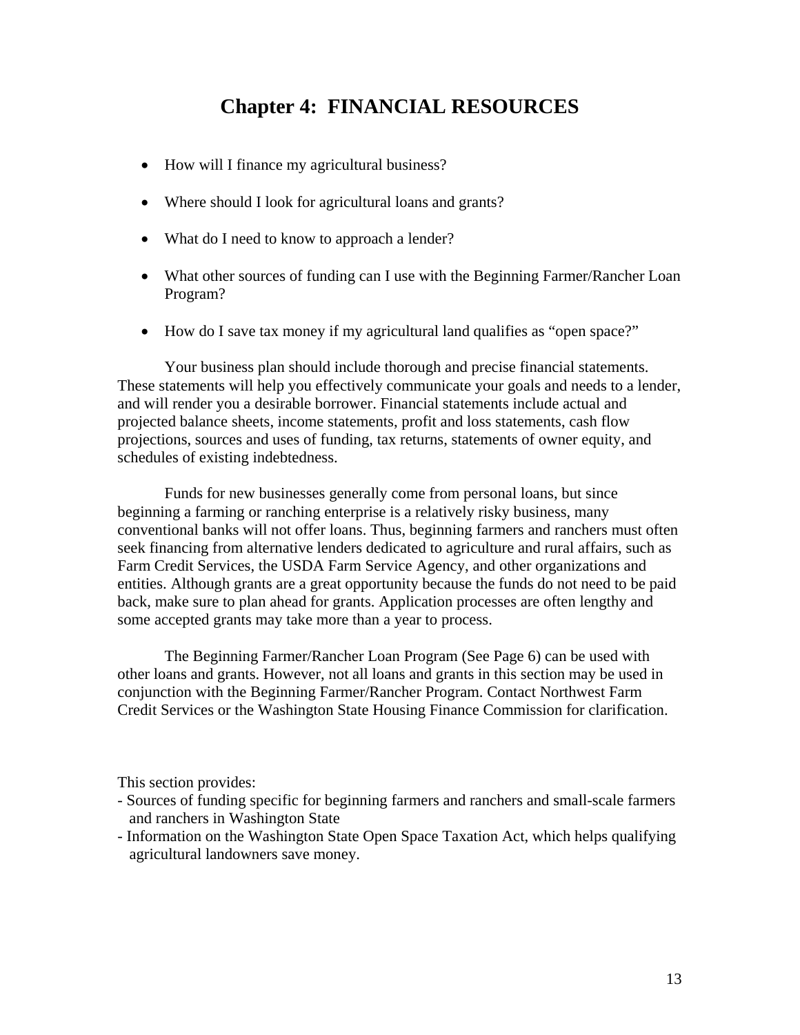# Chapter 4: FINANCIAL RESOURCES

- How will I finance my agricultural business?
- Where should I look for agricultural loans and grants?
- What do I need to know to approach a lender?
- What other sources of funding can I use with the Beginning Farmer/Rancher Loan Program?
- How do I save tax money if my agricultural land qualifies as "open space?"

Your business plan should include thorough and precise financial statements. These statements will help you effectively communicate your goals and needs to a lender, and will render you a desirable borrower. Financial statements include actual and projected balance sheets, income statements, profit and loss statements, cash flow projections, sources and uses of funding, tax returns, statements of owner equity, and schedules of existing indebtedness.

Funds for new businesses generally come from personal loans, but since beginning a farming or ranching enterprise is a relatively risky business, many conventional banks will not offer loans. Thus, beginning farmers and ranchers must often seek financing from alternative lenders dedicated to agriculture and rural affairs, such as Farm Credit Services, the USDA Farm Service Agency, and other organizations and entities. Although grants are a great opportunity because the funds do not need to be paid back, make sure to plan ahead for grants. Application processes are often lengthy and some accepted grants may take more than a year to process.

The Beginning Farmer/Rancher Loan Program (See Page 6) can be used with other loans and grants. However, not all loans and grants in this section may be used in conjunction with the Beginning Farmer/Rancher Program. Contact Northwest Farm Credit Services or the Washington State Housing Finance Commission for clarification.

This section provides:
- Sources of funding specific for beginning farmers and ranchers and small-scale farmers and ranchers in Washington State
- Information on the Washington State Open Space Taxation Act, which helps qualifying agricultural landowners save money.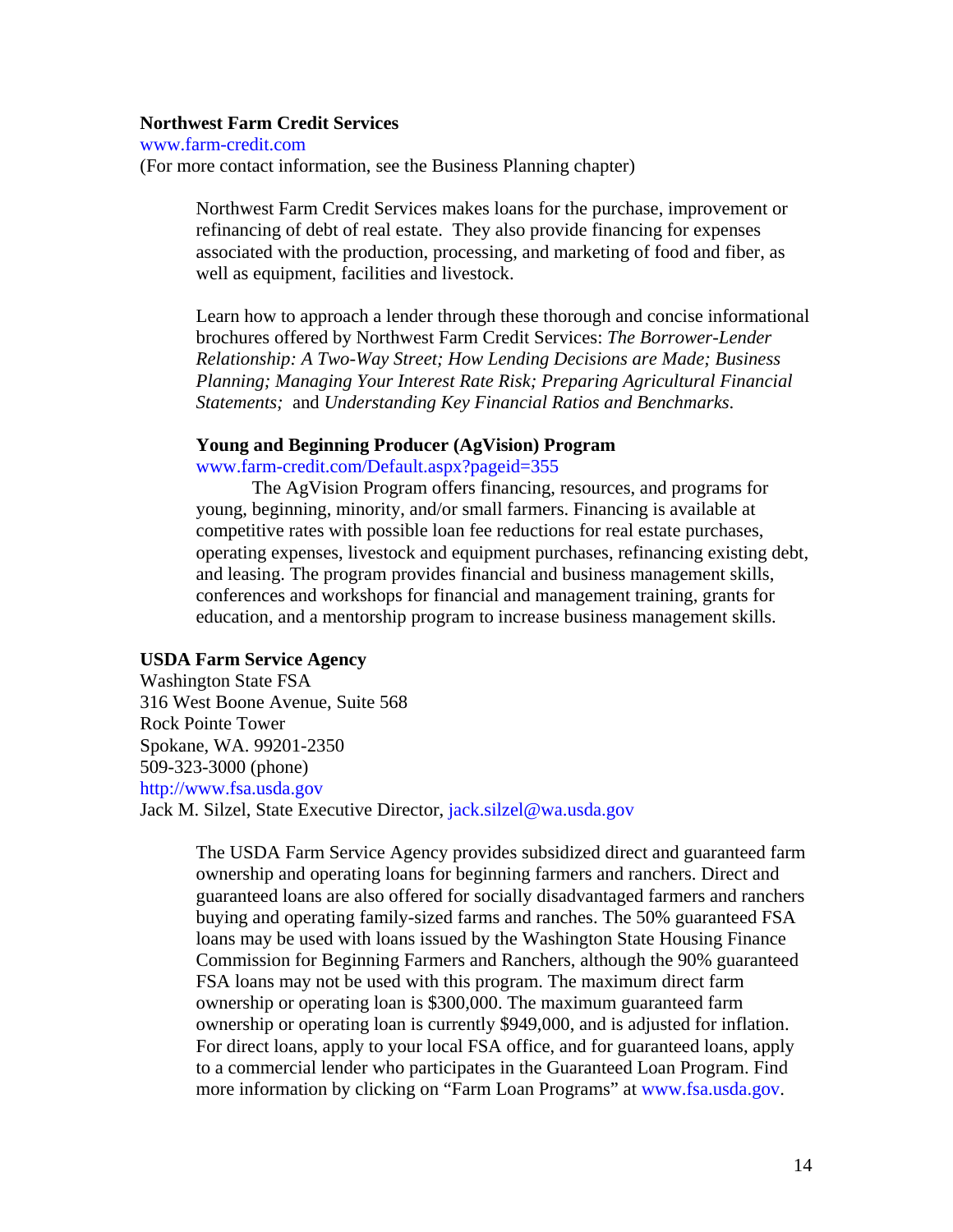**Northwest Farm Credit Services**
www.farm-credit.com
(For more contact information, see the Business Planning chapter)

Northwest Farm Credit Services makes loans for the purchase, improvement or refinancing of debt of real estate. They also provide financing for expenses associated with the production, processing, and marketing of food and fiber, as well as equipment, facilities and livestock.

Learn how to approach a lender through these thorough and concise informational brochures offered by Northwest Farm Credit Services: *The Borrower-Lender Relationship: A Two-Way Street; How Lending Decisions are Made; Business Planning; Managing Your Interest Rate Risk; Preparing Agricultural Financial Statements;* and *Understanding Key Financial Ratios and Benchmarks*.

**Young and Beginning Producer (AgVision) Program**
www.farm-credit.com/Default.aspx?pageid=355

The AgVision Program offers financing, resources, and programs for young, beginning, minority, and/or small farmers. Financing is available at competitive rates with possible loan fee reductions for real estate purchases, operating expenses, livestock and equipment purchases, refinancing existing debt, and leasing. The program provides financial and business management skills, conferences and workshops for financial and management training, grants for education, and a mentorship program to increase business management skills.

**USDA Farm Service Agency**
Washington State FSA
316 West Boone Avenue, Suite 568
Rock Pointe Tower
Spokane, WA. 99201-2350
509-323-3000 (phone)
http://www.fsa.usda.gov
Jack M. Silzel, State Executive Director, jack.silzel@wa.usda.gov

The USDA Farm Service Agency provides subsidized direct and guaranteed farm ownership and operating loans for beginning farmers and ranchers. Direct and guaranteed loans are also offered for socially disadvantaged farmers and ranchers buying and operating family-sized farms and ranches. The 50% guaranteed FSA loans may be used with loans issued by the Washington State Housing Finance Commission for Beginning Farmers and Ranchers, although the 90% guaranteed FSA loans may not be used with this program. The maximum direct farm ownership or operating loan is $300,000. The maximum guaranteed farm ownership or operating loan is currently $949,000, and is adjusted for inflation. For direct loans, apply to your local FSA office, and for guaranteed loans, apply to a commercial lender who participates in the Guaranteed Loan Program. Find more information by clicking on "Farm Loan Programs" at www.fsa.usda.gov.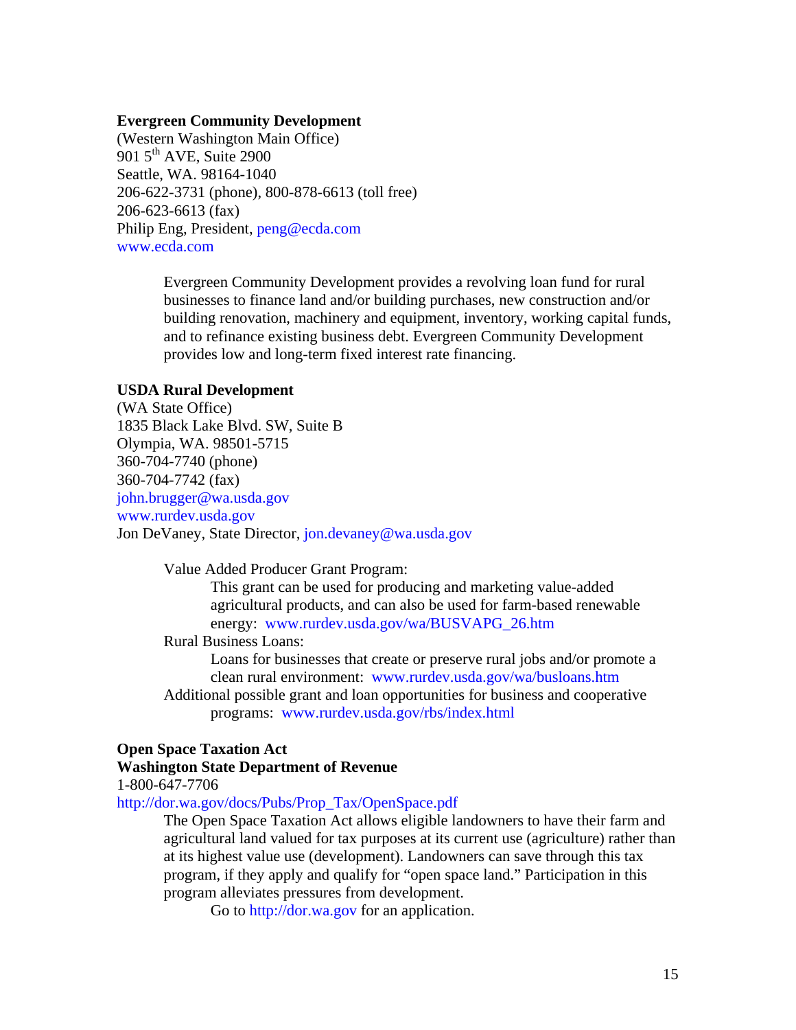**Evergreen Community Development**
(Western Washington Main Office)
901 5th AVE, Suite 2900
Seattle, WA. 98164-1040
206-622-3731 (phone), 800-878-6613 (toll free)
206-623-6613 (fax)
Philip Eng, President, peng@ecda.com
www.ecda.com

> Evergreen Community Development provides a revolving loan fund for rural businesses to finance land and/or building purchases, new construction and/or building renovation, machinery and equipment, inventory, working capital funds, and to refinance existing business debt. Evergreen Community Development provides low and long-term fixed interest rate financing.

**USDA Rural Development**
(WA State Office)
1835 Black Lake Blvd. SW, Suite B
Olympia, WA. 98501-5715
360-704-7740 (phone)
360-704-7742 (fax)
john.brugger@wa.usda.gov
www.rurdev.usda.gov
Jon DeVaney, State Director, jon.devaney@wa.usda.gov

- Value Added Producer Grant Program:
  - This grant can be used for producing and marketing value-added agricultural products, and can also be used for farm-based renewable energy: www.rurdev.usda.gov/wa/BUSVAPG_26.htm
- Rural Business Loans:
  - Loans for businesses that create or preserve rural jobs and/or promote a clean rural environment: www.rurdev.usda.gov/wa/busloans.htm
- Additional possible grant and loan opportunities for business and cooperative programs: www.rurdev.usda.gov/rbs/index.html

**Open Space Taxation Act**
**Washington State Department of Revenue**
1-800-647-7706
http://dor.wa.gov/docs/Pubs/Prop_Tax/OpenSpace.pdf

> The Open Space Taxation Act allows eligible landowners to have their farm and agricultural land valued for tax purposes at its current use (agriculture) rather than at its highest value use (development). Landowners can save through this tax program, if they apply and qualify for "open space land." Participation in this program alleviates pressures from development.
>
> Go to http://dor.wa.gov for an application.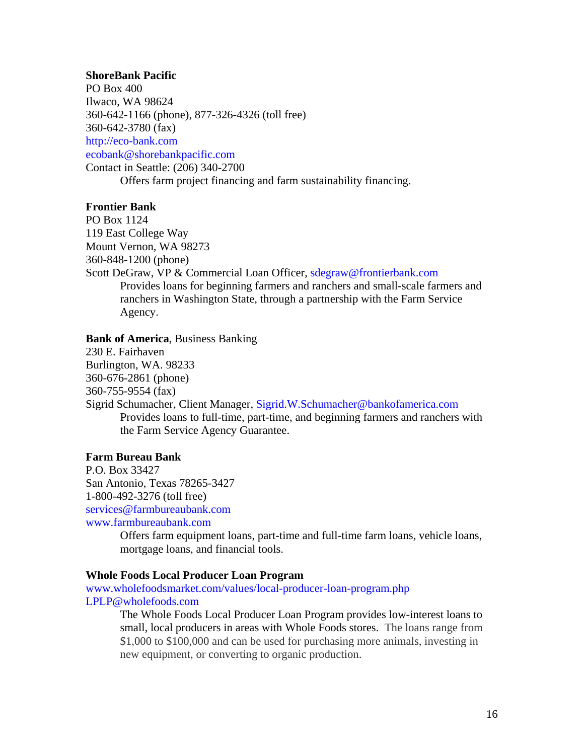**ShoreBank Pacific**
PO Box 400
Ilwaco, WA 98624
360-642-1166 (phone), 877-326-4326 (toll free)
360-642-3780 (fax)
http://eco-bank.com
ecobank@shorebankpacific.com
Contact in Seattle: (206) 340-2700

> Offers farm project financing and farm sustainability financing.

**Frontier Bank**
PO Box 1124
119 East College Way
Mount Vernon, WA 98273
360-848-1200 (phone)
Scott DeGraw, VP & Commercial Loan Officer, sdegraw@frontierbank.com

> Provides loans for beginning farmers and ranchers and small-scale farmers and ranchers in Washington State, through a partnership with the Farm Service Agency.

**Bank of America**, Business Banking
230 E. Fairhaven
Burlington, WA. 98233
360-676-2861 (phone)
360-755-9554 (fax)
Sigrid Schumacher, Client Manager, Sigrid.W.Schumacher@bankofamerica.com

> Provides loans to full-time, part-time, and beginning farmers and ranchers with the Farm Service Agency Guarantee.

**Farm Bureau Bank**
P.O. Box 33427
San Antonio, Texas 78265-3427
1-800-492-3276 (toll free)
services@farmbureaubank.com
www.farmbureaubank.com

> Offers farm equipment loans, part-time and full-time farm loans, vehicle loans, mortgage loans, and financial tools.

**Whole Foods Local Producer Loan Program**
www.wholefoodsmarket.com/values/local-producer-loan-program.php
LPLP@wholefoods.com

> The Whole Foods Local Producer Loan Program provides low-interest loans to small, local producers in areas with Whole Foods stores. The loans range from $1,000 to $100,000 and can be used for purchasing more animals, investing in new equipment, or converting to organic production.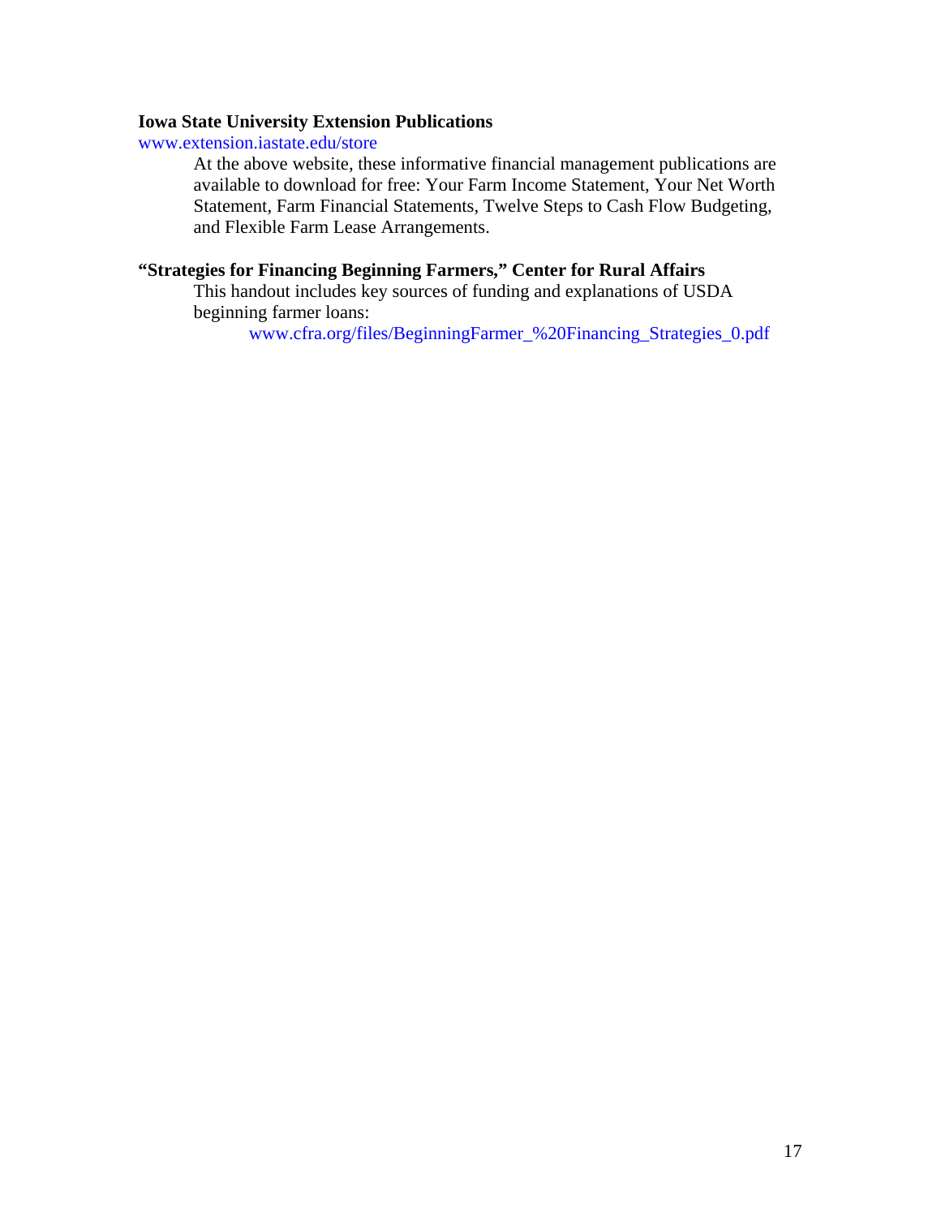**Iowa State University Extension Publications**

www.extension.iastate.edu/store

At the above website, these informative financial management publications are available to download for free: Your Farm Income Statement, Your Net Worth Statement, Farm Financial Statements, Twelve Steps to Cash Flow Budgeting, and Flexible Farm Lease Arrangements.

**"Strategies for Financing Beginning Farmers," Center for Rural Affairs**

This handout includes key sources of funding and explanations of USDA beginning farmer loans:

www.cfra.org/files/BeginningFarmer_%20Financing_Strategies_0.pdf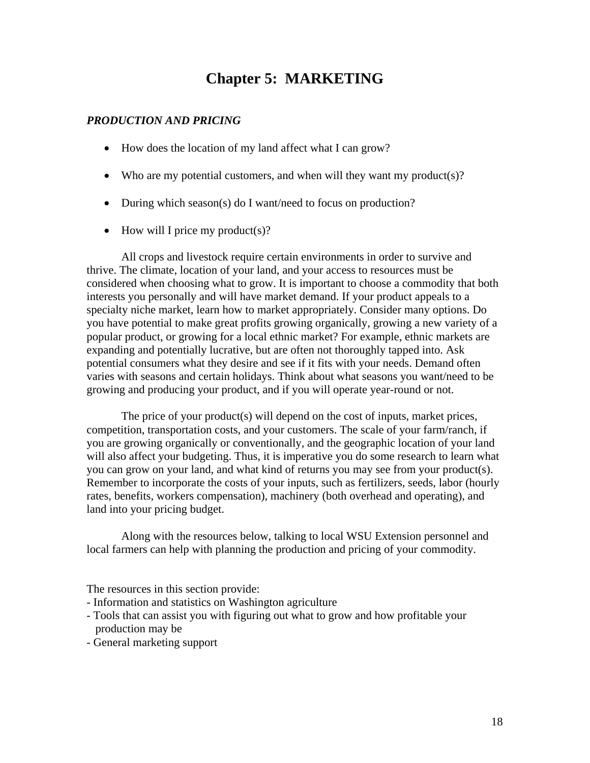# Chapter 5: MARKETING

***PRODUCTION AND PRICING***

- How does the location of my land affect what I can grow?
- Who are my potential customers, and when will they want my product(s)?
- During which season(s) do I want/need to focus on production?
- How will I price my product(s)?

All crops and livestock require certain environments in order to survive and thrive. The climate, location of your land, and your access to resources must be considered when choosing what to grow. It is important to choose a commodity that both interests you personally and will have market demand. If your product appeals to a specialty niche market, learn how to market appropriately. Consider many options. Do you have potential to make great profits growing organically, growing a new variety of a popular product, or growing for a local ethnic market? For example, ethnic markets are expanding and potentially lucrative, but are often not thoroughly tapped into. Ask potential consumers what they desire and see if it fits with your needs. Demand often varies with seasons and certain holidays. Think about what seasons you want/need to be growing and producing your product, and if you will operate year-round or not.

The price of your product(s) will depend on the cost of inputs, market prices, competition, transportation costs, and your customers. The scale of your farm/ranch, if you are growing organically or conventionally, and the geographic location of your land will also affect your budgeting. Thus, it is imperative you do some research to learn what you can grow on your land, and what kind of returns you may see from your product(s). Remember to incorporate the costs of your inputs, such as fertilizers, seeds, labor (hourly rates, benefits, workers compensation), machinery (both overhead and operating), and land into your pricing budget.

Along with the resources below, talking to local WSU Extension personnel and local farmers can help with planning the production and pricing of your commodity.

The resources in this section provide:

- Information and statistics on Washington agriculture
- Tools that can assist you with figuring out what to grow and how profitable your production may be
- General marketing support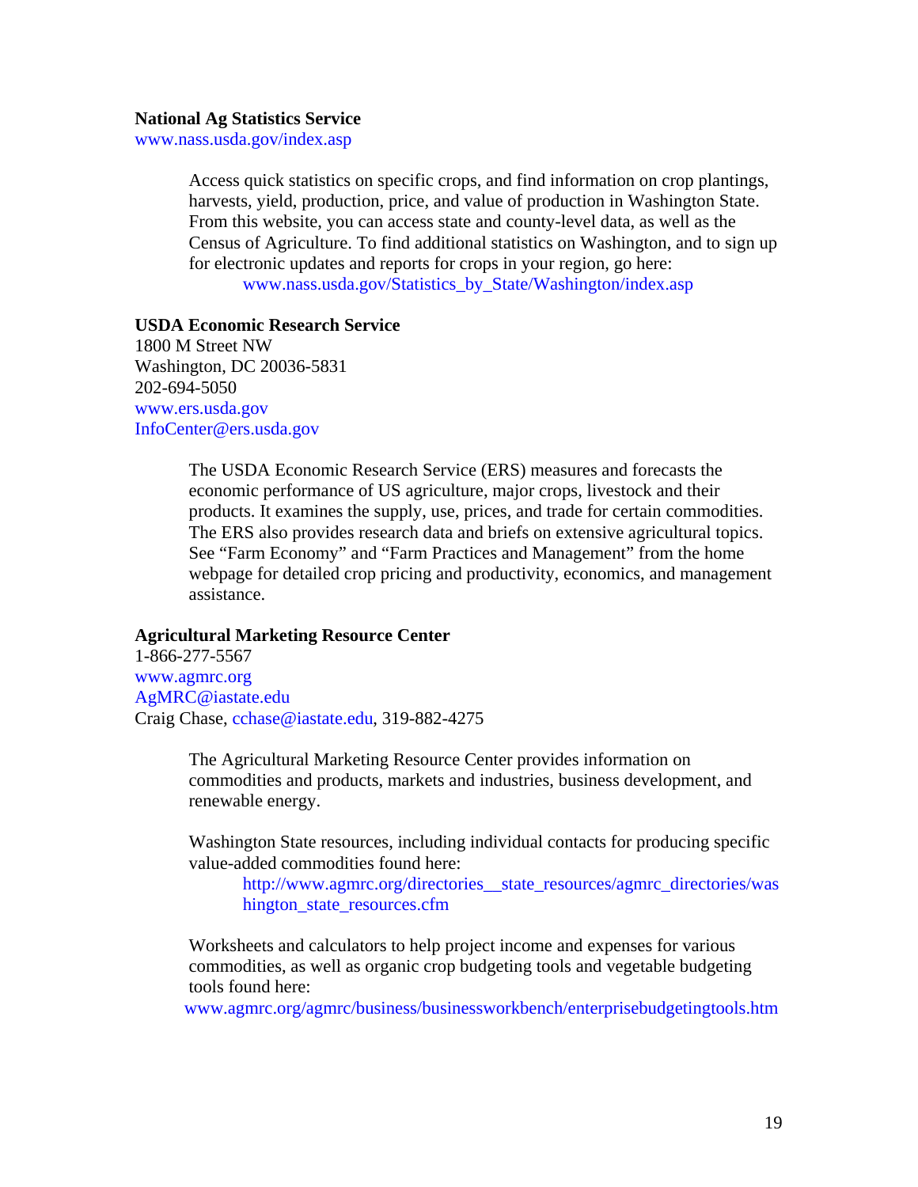**National Ag Statistics Service**
www.nass.usda.gov/index.asp

Access quick statistics on specific crops, and find information on crop plantings, harvests, yield, production, price, and value of production in Washington State. From this website, you can access state and county-level data, as well as the Census of Agriculture. To find additional statistics on Washington, and to sign up for electronic updates and reports for crops in your region, go here:
www.nass.usda.gov/Statistics_by_State/Washington/index.asp

**USDA Economic Research Service**
1800 M Street NW
Washington, DC 20036-5831
202-694-5050
www.ers.usda.gov
InfoCenter@ers.usda.gov

The USDA Economic Research Service (ERS) measures and forecasts the economic performance of US agriculture, major crops, livestock and their products. It examines the supply, use, prices, and trade for certain commodities. The ERS also provides research data and briefs on extensive agricultural topics. See "Farm Economy" and "Farm Practices and Management" from the home webpage for detailed crop pricing and productivity, economics, and management assistance.

**Agricultural Marketing Resource Center**
1-866-277-5567
www.agmrc.org
AgMRC@iastate.edu
Craig Chase, cchase@iastate.edu, 319-882-4275

The Agricultural Marketing Resource Center provides information on commodities and products, markets and industries, business development, and renewable energy.

Washington State resources, including individual contacts for producing specific value-added commodities found here:
http://www.agmrc.org/directories__state_resources/agmrc_directories/washington_state_resources.cfm

Worksheets and calculators to help project income and expenses for various commodities, as well as organic crop budgeting tools and vegetable budgeting tools found here:
www.agmrc.org/agmrc/business/businessworkbench/enterprisebudgetingtools.htm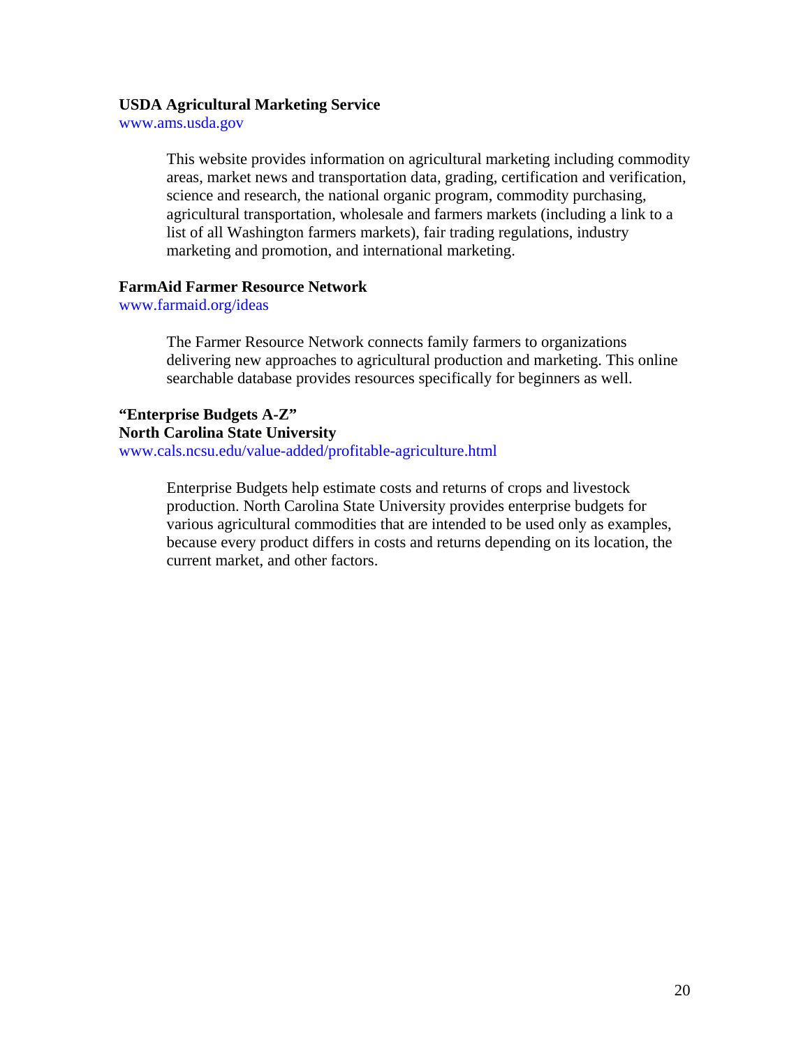**USDA Agricultural Marketing Service**
www.ams.usda.gov

> This website provides information on agricultural marketing including commodity areas, market news and transportation data, grading, certification and verification, science and research, the national organic program, commodity purchasing, agricultural transportation, wholesale and farmers markets (including a link to a list of all Washington farmers markets), fair trading regulations, industry marketing and promotion, and international marketing.

**FarmAid Farmer Resource Network**
www.farmaid.org/ideas

> The Farmer Resource Network connects family farmers to organizations delivering new approaches to agricultural production and marketing. This online searchable database provides resources specifically for beginners as well.

**"Enterprise Budgets A-Z"**
**North Carolina State University**
www.cals.ncsu.edu/value-added/profitable-agriculture.html

> Enterprise Budgets help estimate costs and returns of crops and livestock production. North Carolina State University provides enterprise budgets for various agricultural commodities that are intended to be used only as examples, because every product differs in costs and returns depending on its location, the current market, and other factors.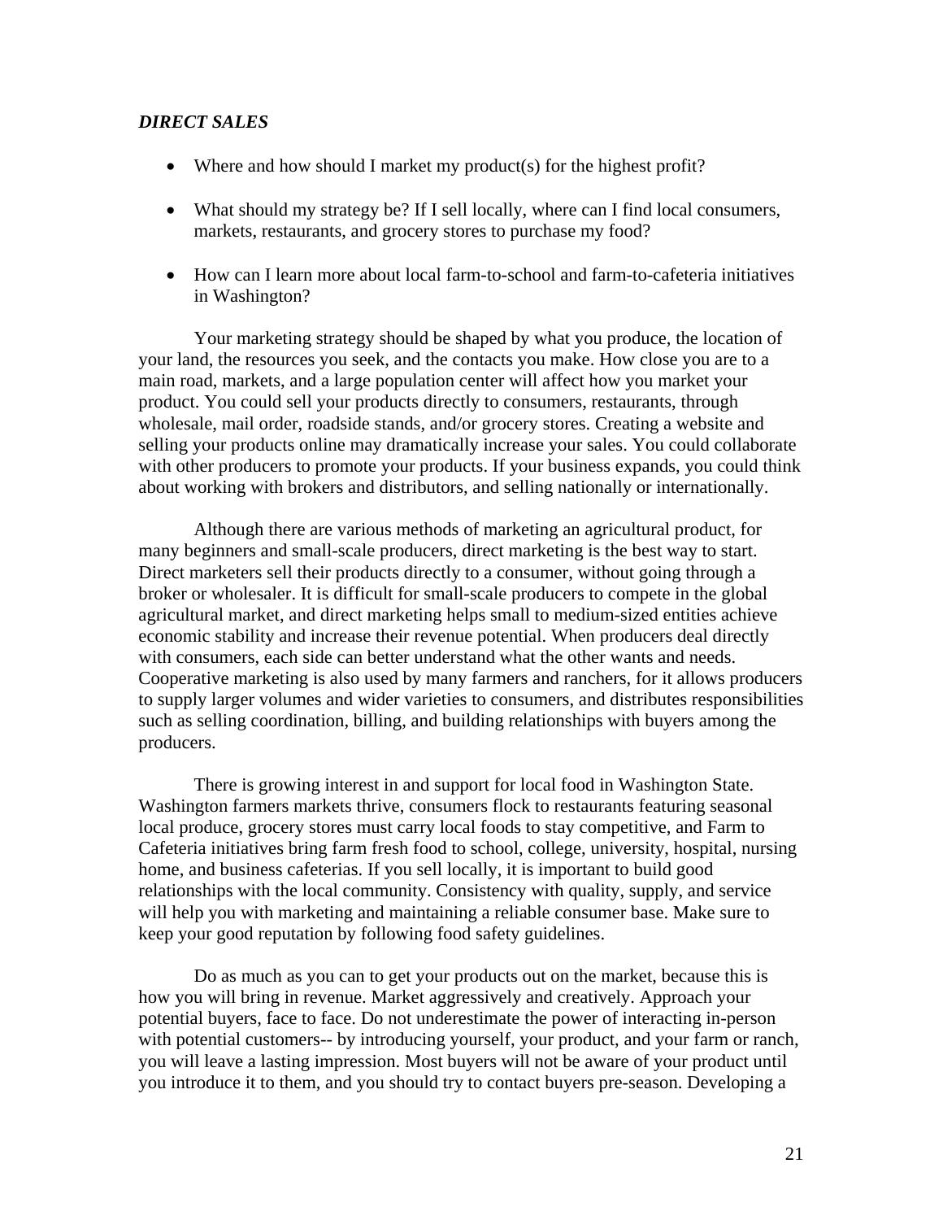***DIRECT SALES***

- Where and how should I market my product(s) for the highest profit?
- What should my strategy be? If I sell locally, where can I find local consumers, markets, restaurants, and grocery stores to purchase my food?
- How can I learn more about local farm-to-school and farm-to-cafeteria initiatives in Washington?

Your marketing strategy should be shaped by what you produce, the location of your land, the resources you seek, and the contacts you make. How close you are to a main road, markets, and a large population center will affect how you market your product. You could sell your products directly to consumers, restaurants, through wholesale, mail order, roadside stands, and/or grocery stores. Creating a website and selling your products online may dramatically increase your sales. You could collaborate with other producers to promote your products. If your business expands, you could think about working with brokers and distributors, and selling nationally or internationally.

Although there are various methods of marketing an agricultural product, for many beginners and small-scale producers, direct marketing is the best way to start. Direct marketers sell their products directly to a consumer, without going through a broker or wholesaler. It is difficult for small-scale producers to compete in the global agricultural market, and direct marketing helps small to medium-sized entities achieve economic stability and increase their revenue potential. When producers deal directly with consumers, each side can better understand what the other wants and needs. Cooperative marketing is also used by many farmers and ranchers, for it allows producers to supply larger volumes and wider varieties to consumers, and distributes responsibilities such as selling coordination, billing, and building relationships with buyers among the producers.

There is growing interest in and support for local food in Washington State. Washington farmers markets thrive, consumers flock to restaurants featuring seasonal local produce, grocery stores must carry local foods to stay competitive, and Farm to Cafeteria initiatives bring farm fresh food to school, college, university, hospital, nursing home, and business cafeterias. If you sell locally, it is important to build good relationships with the local community. Consistency with quality, supply, and service will help you with marketing and maintaining a reliable consumer base. Make sure to keep your good reputation by following food safety guidelines.

Do as much as you can to get your products out on the market, because this is how you will bring in revenue. Market aggressively and creatively. Approach your potential buyers, face to face. Do not underestimate the power of interacting in-person with potential customers-- by introducing yourself, your product, and your farm or ranch, you will leave a lasting impression. Most buyers will not be aware of your product until you introduce it to them, and you should try to contact buyers pre-season. Developing a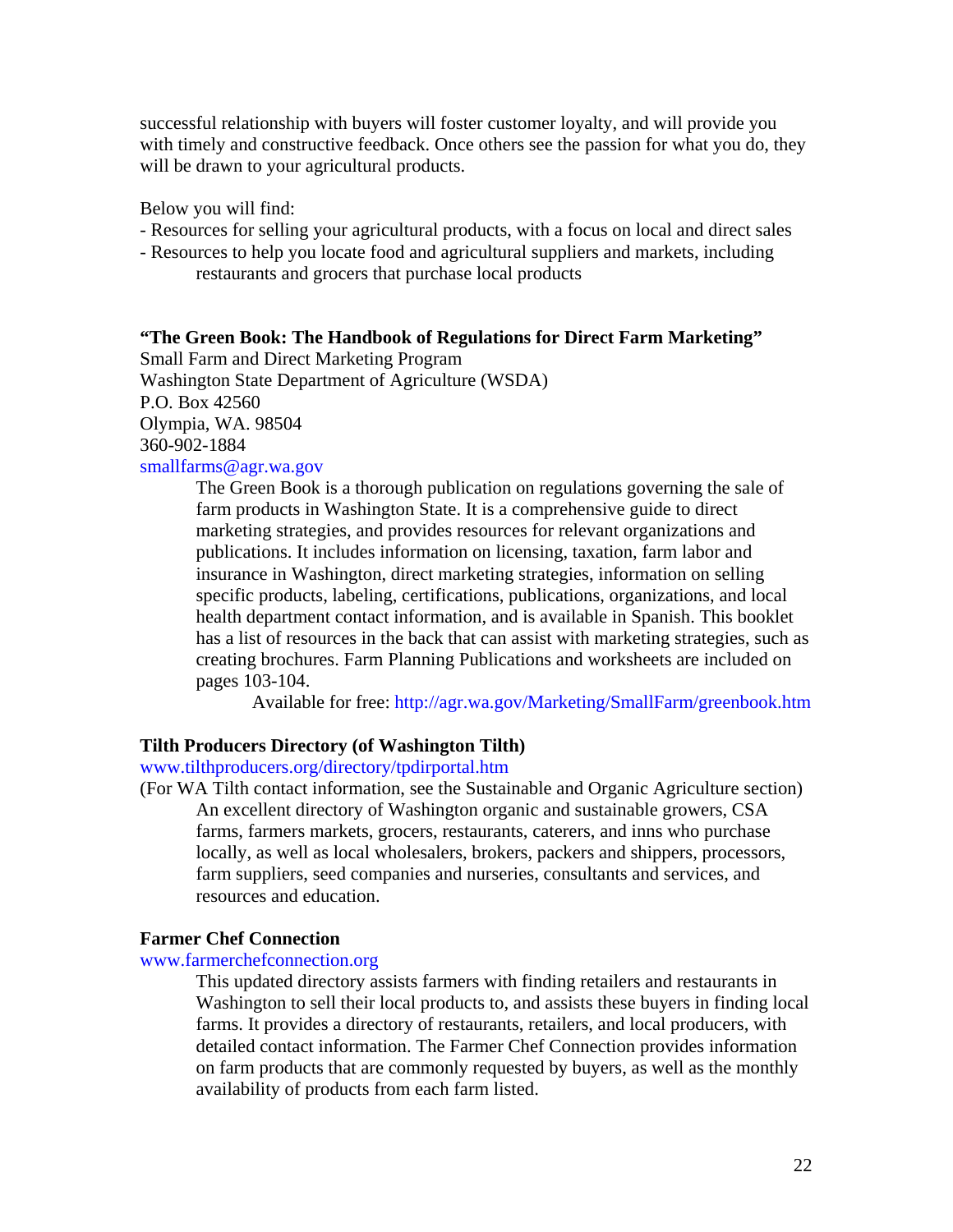successful relationship with buyers will foster customer loyalty, and will provide you with timely and constructive feedback. Once others see the passion for what you do, they will be drawn to your agricultural products.

Below you will find:

- Resources for selling your agricultural products, with a focus on local and direct sales
- Resources to help you locate food and agricultural suppliers and markets, including restaurants and grocers that purchase local products

**"The Green Book: The Handbook of Regulations for Direct Farm Marketing"**
Small Farm and Direct Marketing Program
Washington State Department of Agriculture (WSDA)
P.O. Box 42560
Olympia, WA. 98504
360-902-1884
smallfarms@agr.wa.gov

The Green Book is a thorough publication on regulations governing the sale of farm products in Washington State. It is a comprehensive guide to direct marketing strategies, and provides resources for relevant organizations and publications. It includes information on licensing, taxation, farm labor and insurance in Washington, direct marketing strategies, information on selling specific products, labeling, certifications, publications, organizations, and local health department contact information, and is available in Spanish. This booklet has a list of resources in the back that can assist with marketing strategies, such as creating brochures. Farm Planning Publications and worksheets are included on pages 103-104.

Available for free: http://agr.wa.gov/Marketing/SmallFarm/greenbook.htm

**Tilth Producers Directory (of Washington Tilth)**
www.tilthproducers.org/directory/tpdirportal.htm
(For WA Tilth contact information, see the Sustainable and Organic Agriculture section)

An excellent directory of Washington organic and sustainable growers, CSA farms, farmers markets, grocers, restaurants, caterers, and inns who purchase locally, as well as local wholesalers, brokers, packers and shippers, processors, farm suppliers, seed companies and nurseries, consultants and services, and resources and education.

**Farmer Chef Connection**
www.farmerchefconnection.org

This updated directory assists farmers with finding retailers and restaurants in Washington to sell their local products to, and assists these buyers in finding local farms. It provides a directory of restaurants, retailers, and local producers, with detailed contact information. The Farmer Chef Connection provides information on farm products that are commonly requested by buyers, as well as the monthly availability of products from each farm listed.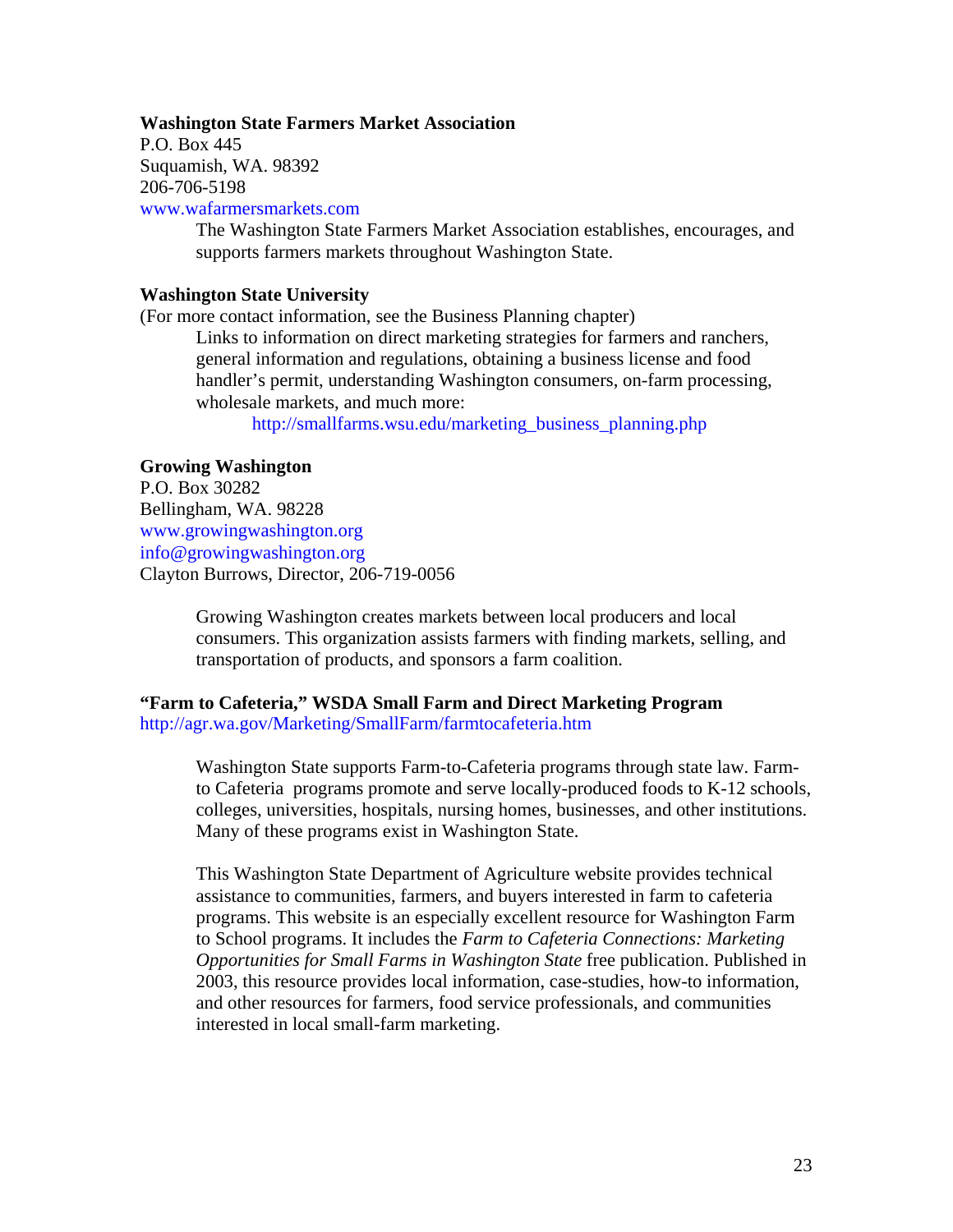**Washington State Farmers Market Association**
P.O. Box 445
Suquamish, WA. 98392
206-706-5198
www.wafarmersmarkets.com

The Washington State Farmers Market Association establishes, encourages, and supports farmers markets throughout Washington State.

**Washington State University**
(For more contact information, see the Business Planning chapter)

Links to information on direct marketing strategies for farmers and ranchers, general information and regulations, obtaining a business license and food handler's permit, understanding Washington consumers, on-farm processing, wholesale markets, and much more:

http://smallfarms.wsu.edu/marketing_business_planning.php

**Growing Washington**
P.O. Box 30282
Bellingham, WA. 98228
www.growingwashington.org
info@growingwashington.org
Clayton Burrows, Director, 206-719-0056

Growing Washington creates markets between local producers and local consumers. This organization assists farmers with finding markets, selling, and transportation of products, and sponsors a farm coalition.

**"Farm to Cafeteria," WSDA Small Farm and Direct Marketing Program**
http://agr.wa.gov/Marketing/SmallFarm/farmtocafeteria.htm

Washington State supports Farm-to-Cafeteria programs through state law. Farm-to Cafeteria programs promote and serve locally-produced foods to K-12 schools, colleges, universities, hospitals, nursing homes, businesses, and other institutions. Many of these programs exist in Washington State.

This Washington State Department of Agriculture website provides technical assistance to communities, farmers, and buyers interested in farm to cafeteria programs. This website is an especially excellent resource for Washington Farm to School programs. It includes the *Farm to Cafeteria Connections: Marketing Opportunities for Small Farms in Washington State* free publication. Published in 2003, this resource provides local information, case-studies, how-to information, and other resources for farmers, food service professionals, and communities interested in local small-farm marketing.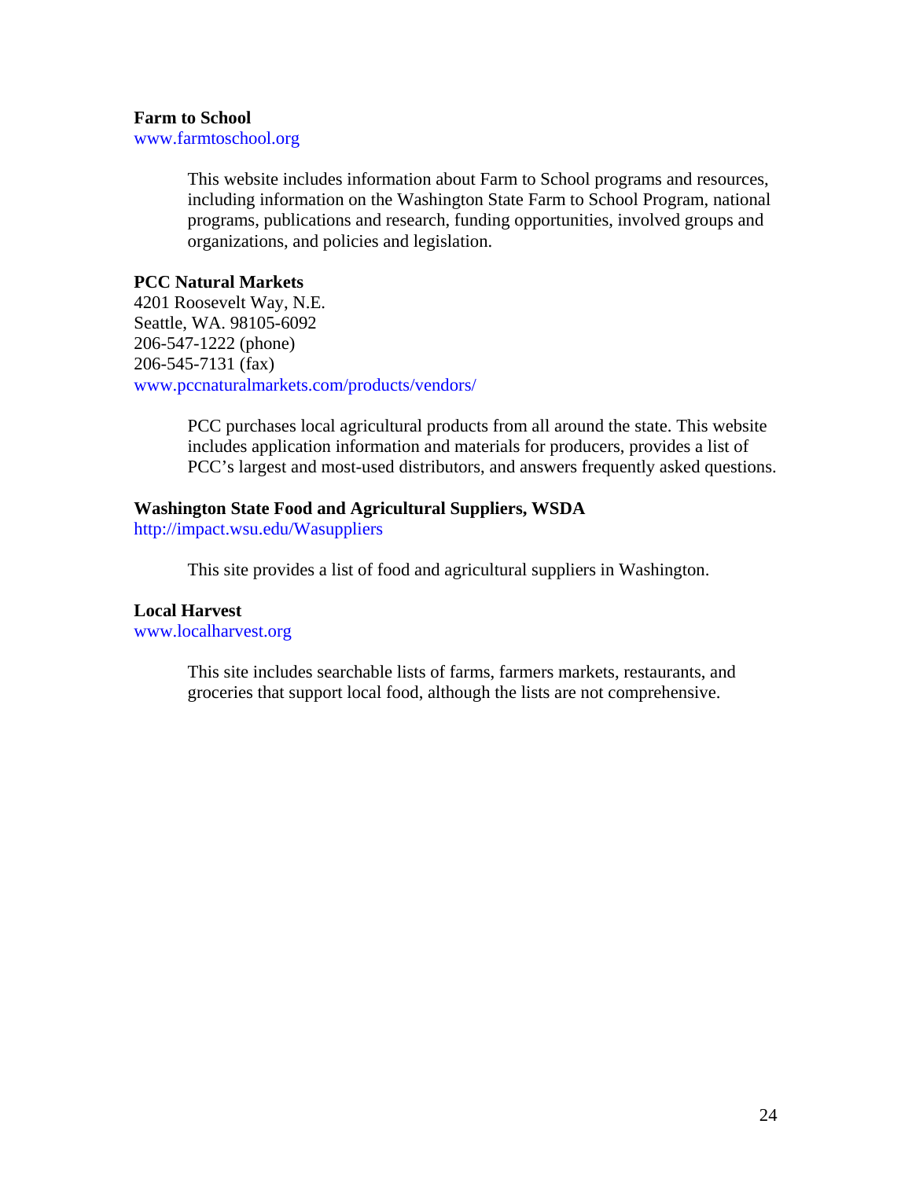**Farm to School**
www.farmtoschool.org

> This website includes information about Farm to School programs and resources, including information on the Washington State Farm to School Program, national programs, publications and research, funding opportunities, involved groups and organizations, and policies and legislation.

**PCC Natural Markets**
4201 Roosevelt Way, N.E.
Seattle, WA. 98105-6092
206-547-1222 (phone)
206-545-7131 (fax)
www.pccnaturalmarkets.com/products/vendors/

> PCC purchases local agricultural products from all around the state. This website includes application information and materials for producers, provides a list of PCC's largest and most-used distributors, and answers frequently asked questions.

**Washington State Food and Agricultural Suppliers, WSDA**
http://impact.wsu.edu/Wasuppliers

> This site provides a list of food and agricultural suppliers in Washington.

**Local Harvest**
www.localharvest.org

> This site includes searchable lists of farms, farmers markets, restaurants, and groceries that support local food, although the lists are not comprehensive.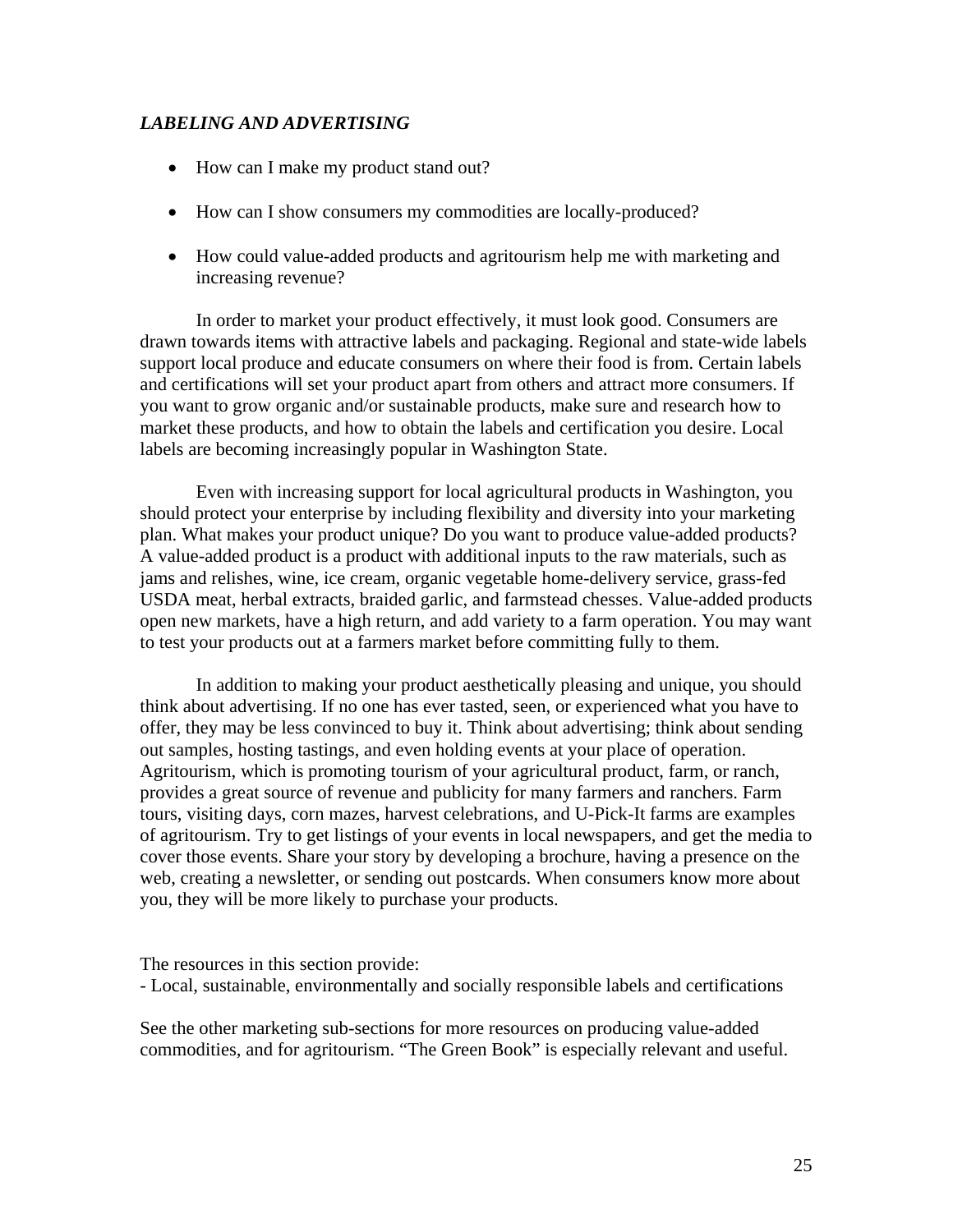### *LABELING AND ADVERTISING*

- How can I make my product stand out?
- How can I show consumers my commodities are locally-produced?
- How could value-added products and agritourism help me with marketing and increasing revenue?

In order to market your product effectively, it must look good. Consumers are drawn towards items with attractive labels and packaging. Regional and state-wide labels support local produce and educate consumers on where their food is from. Certain labels and certifications will set your product apart from others and attract more consumers. If you want to grow organic and/or sustainable products, make sure and research how to market these products, and how to obtain the labels and certification you desire. Local labels are becoming increasingly popular in Washington State.

Even with increasing support for local agricultural products in Washington, you should protect your enterprise by including flexibility and diversity into your marketing plan. What makes your product unique? Do you want to produce value-added products? A value-added product is a product with additional inputs to the raw materials, such as jams and relishes, wine, ice cream, organic vegetable home-delivery service, grass-fed USDA meat, herbal extracts, braided garlic, and farmstead chesses. Value-added products open new markets, have a high return, and add variety to a farm operation. You may want to test your products out at a farmers market before committing fully to them.

In addition to making your product aesthetically pleasing and unique, you should think about advertising. If no one has ever tasted, seen, or experienced what you have to offer, they may be less convinced to buy it. Think about advertising; think about sending out samples, hosting tastings, and even holding events at your place of operation. Agritourism, which is promoting tourism of your agricultural product, farm, or ranch, provides a great source of revenue and publicity for many farmers and ranchers. Farm tours, visiting days, corn mazes, harvest celebrations, and U-Pick-It farms are examples of agritourism. Try to get listings of your events in local newspapers, and get the media to cover those events. Share your story by developing a brochure, having a presence on the web, creating a newsletter, or sending out postcards. When consumers know more about you, they will be more likely to purchase your products.

The resources in this section provide:
- Local, sustainable, environmentally and socially responsible labels and certifications

See the other marketing sub-sections for more resources on producing value-added commodities, and for agritourism. “The Green Book” is especially relevant and useful.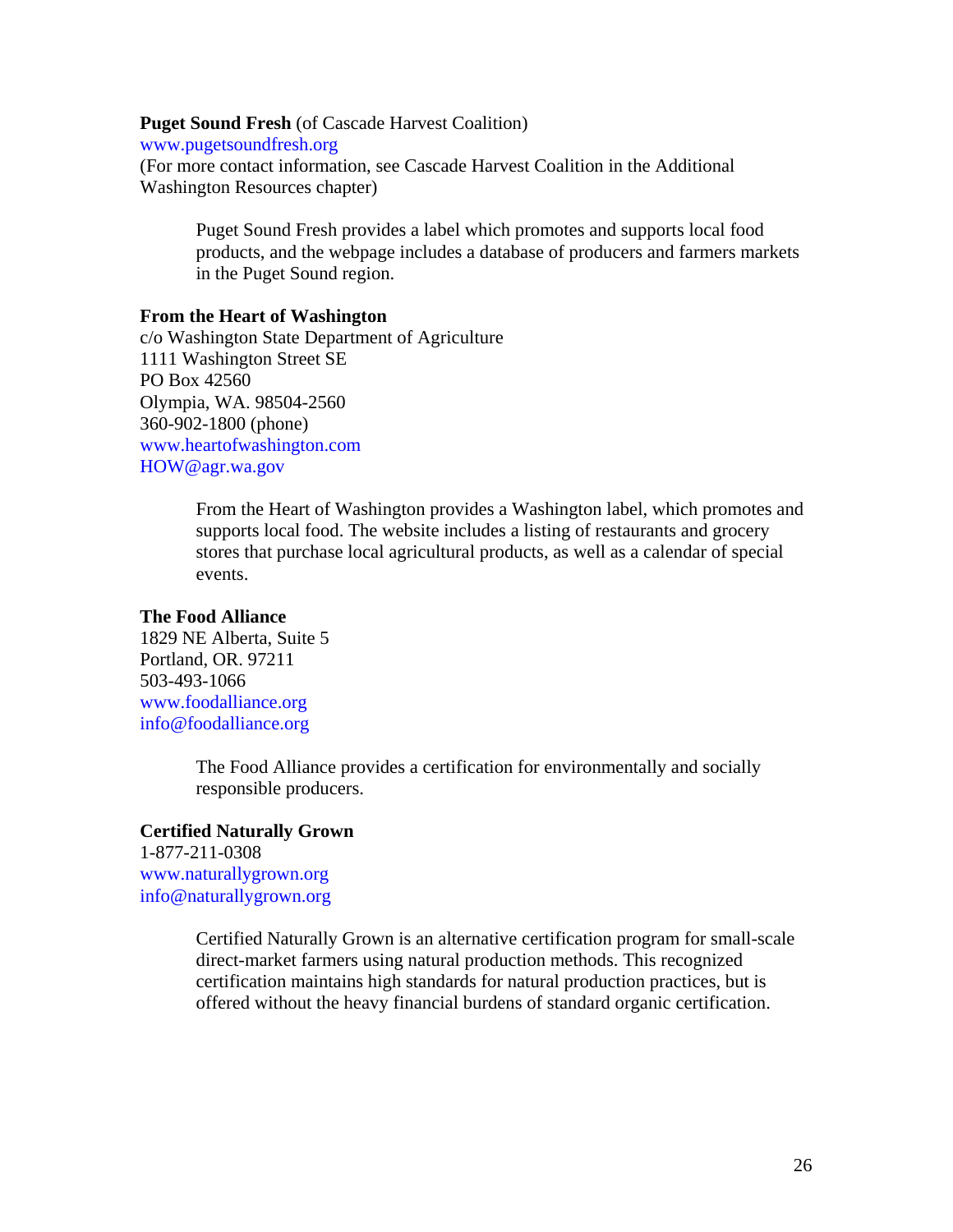**Puget Sound Fresh** (of Cascade Harvest Coalition)
www.pugetsoundfresh.org
(For more contact information, see Cascade Harvest Coalition in the Additional Washington Resources chapter)

> Puget Sound Fresh provides a label which promotes and supports local food products, and the webpage includes a database of producers and farmers markets in the Puget Sound region.

**From the Heart of Washington**
c/o Washington State Department of Agriculture
1111 Washington Street SE
PO Box 42560
Olympia, WA. 98504-2560
360-902-1800 (phone)
www.heartofwashington.com
HOW@agr.wa.gov

> From the Heart of Washington provides a Washington label, which promotes and supports local food. The website includes a listing of restaurants and grocery stores that purchase local agricultural products, as well as a calendar of special events.

**The Food Alliance**
1829 NE Alberta, Suite 5
Portland, OR. 97211
503-493-1066
www.foodalliance.org
info@foodalliance.org

> The Food Alliance provides a certification for environmentally and socially responsible producers.

**Certified Naturally Grown**
1-877-211-0308
www.naturallygrown.org
info@naturallygrown.org

> Certified Naturally Grown is an alternative certification program for small-scale direct-market farmers using natural production methods. This recognized certification maintains high standards for natural production practices, but is offered without the heavy financial burdens of standard organic certification.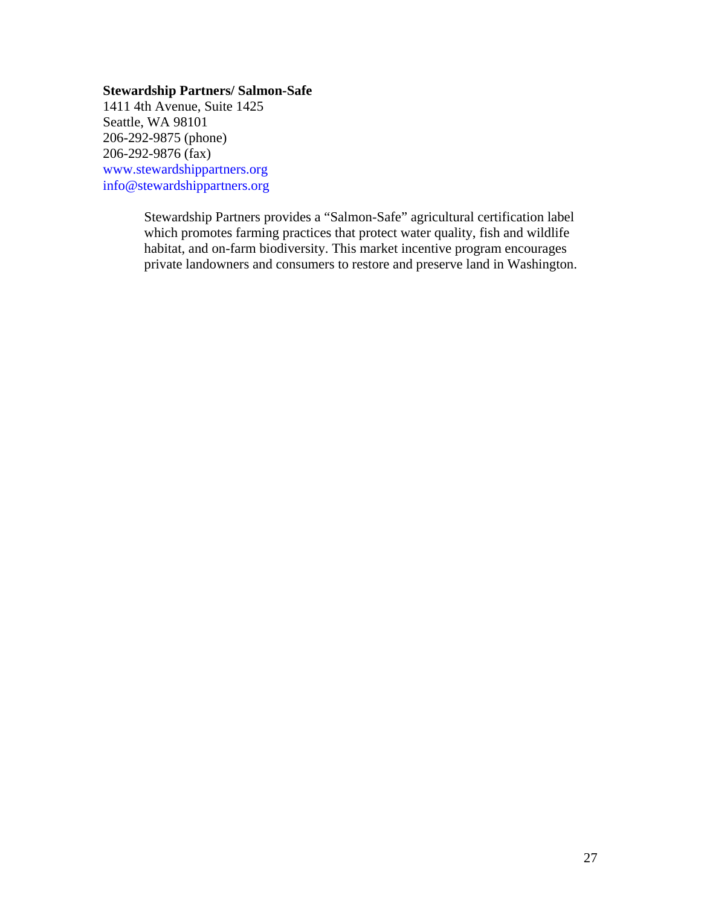**Stewardship Partners/ Salmon-Safe**
1411 4th Avenue, Suite 1425
Seattle, WA 98101
206-292-9875 (phone)
206-292-9876 (fax)
www.stewardshippartners.org
info@stewardshippartners.org

> Stewardship Partners provides a "Salmon-Safe" agricultural certification label which promotes farming practices that protect water quality, fish and wildlife habitat, and on-farm biodiversity. This market incentive program encourages private landowners and consumers to restore and preserve land in Washington.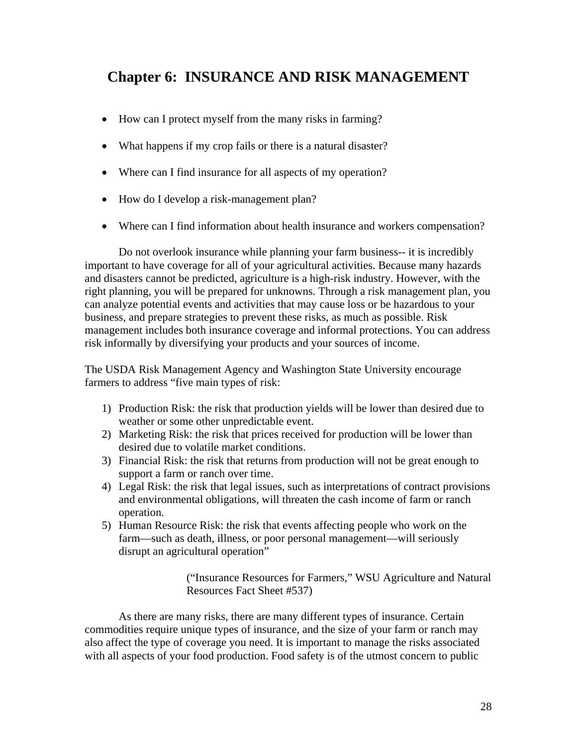# Chapter 6: INSURANCE AND RISK MANAGEMENT

- How can I protect myself from the many risks in farming?
- What happens if my crop fails or there is a natural disaster?
- Where can I find insurance for all aspects of my operation?
- How do I develop a risk-management plan?
- Where can I find information about health insurance and workers compensation?

Do not overlook insurance while planning your farm business-- it is incredibly important to have coverage for all of your agricultural activities. Because many hazards and disasters cannot be predicted, agriculture is a high-risk industry. However, with the right planning, you will be prepared for unknowns. Through a risk management plan, you can analyze potential events and activities that may cause loss or be hazardous to your business, and prepare strategies to prevent these risks, as much as possible. Risk management includes both insurance coverage and informal protections. You can address risk informally by diversifying your products and your sources of income.

The USDA Risk Management Agency and Washington State University encourage farmers to address "five main types of risk:

1) Production Risk: the risk that production yields will be lower than desired due to weather or some other unpredictable event.
2) Marketing Risk: the risk that prices received for production will be lower than desired due to volatile market conditions.
3) Financial Risk: the risk that returns from production will not be great enough to support a farm or ranch over time.
4) Legal Risk: the risk that legal issues, such as interpretations of contract provisions and environmental obligations, will threaten the cash income of farm or ranch operation.
5) Human Resource Risk: the risk that events affecting people who work on the farm—such as death, illness, or poor personal management—will seriously disrupt an agricultural operation"

("Insurance Resources for Farmers," WSU Agriculture and Natural Resources Fact Sheet #537)

As there are many risks, there are many different types of insurance. Certain commodities require unique types of insurance, and the size of your farm or ranch may also affect the type of coverage you need. It is important to manage the risks associated with all aspects of your food production. Food safety is of the utmost concern to public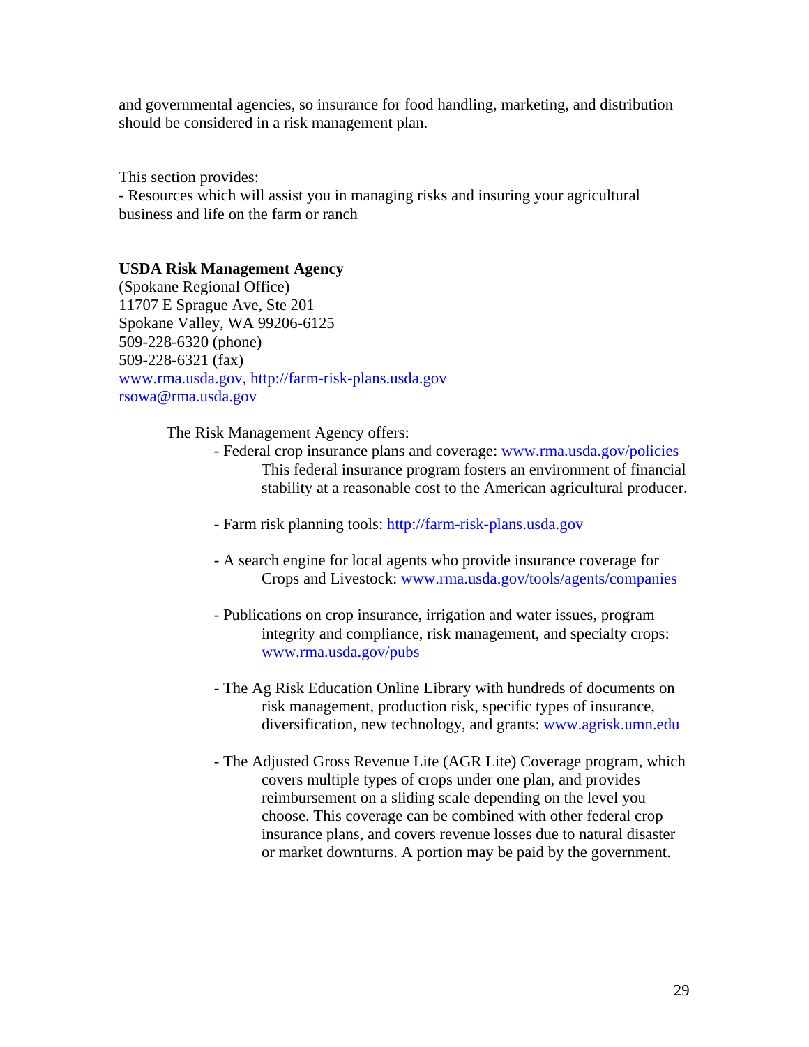and governmental agencies, so insurance for food handling, marketing, and distribution should be considered in a risk management plan.

This section provides:
- Resources which will assist you in managing risks and insuring your agricultural business and life on the farm or ranch

**USDA Risk Management Agency**
(Spokane Regional Office)
11707 E Sprague Ave, Ste 201
Spokane Valley, WA 99206-6125
509-228-6320 (phone)
509-228-6321 (fax)
www.rma.usda.gov, http://farm-risk-plans.usda.gov
rsowa@rma.usda.gov

The Risk Management Agency offers:

- Federal crop insurance plans and coverage: www.rma.usda.gov/policies
  This federal insurance program fosters an environment of financial stability at a reasonable cost to the American agricultural producer.
- Farm risk planning tools: http://farm-risk-plans.usda.gov
- A search engine for local agents who provide insurance coverage for Crops and Livestock: www.rma.usda.gov/tools/agents/companies
- Publications on crop insurance, irrigation and water issues, program integrity and compliance, risk management, and specialty crops: www.rma.usda.gov/pubs
- The Ag Risk Education Online Library with hundreds of documents on risk management, production risk, specific types of insurance, diversification, new technology, and grants: www.agrisk.umn.edu
- The Adjusted Gross Revenue Lite (AGR Lite) Coverage program, which covers multiple types of crops under one plan, and provides reimbursement on a sliding scale depending on the level you choose. This coverage can be combined with other federal crop insurance plans, and covers revenue losses due to natural disaster or market downturns. A portion may be paid by the government.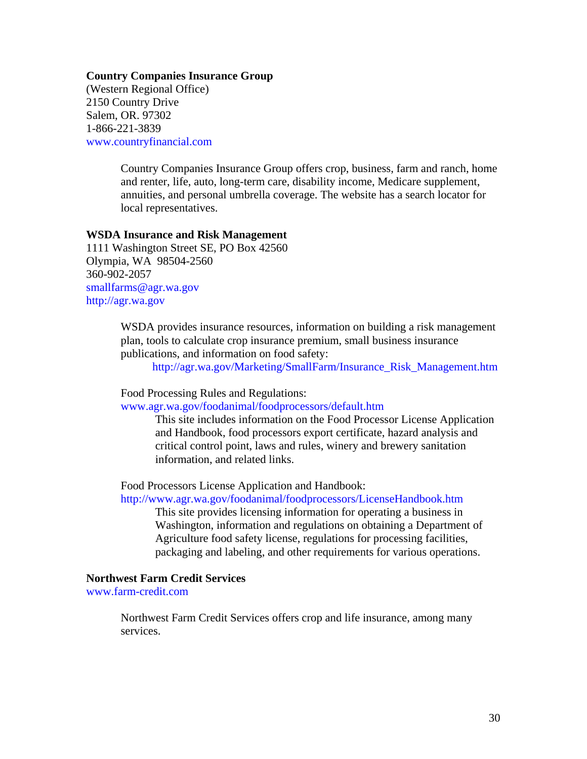**Country Companies Insurance Group**
(Western Regional Office)
2150 Country Drive
Salem, OR. 97302
1-866-221-3839
www.countryfinancial.com

> Country Companies Insurance Group offers crop, business, farm and ranch, home and renter, life, auto, long-term care, disability income, Medicare supplement, annuities, and personal umbrella coverage. The website has a search locator for local representatives.

**WSDA Insurance and Risk Management**
1111 Washington Street SE, PO Box 42560
Olympia, WA 98504-2560
360-902-2057
smallfarms@agr.wa.gov
http://agr.wa.gov

> WSDA provides insurance resources, information on building a risk management plan, tools to calculate crop insurance premium, small business insurance publications, and information on food safety:
> http://agr.wa.gov/Marketing/SmallFarm/Insurance_Risk_Management.htm
>
> Food Processing Rules and Regulations:
> www.agr.wa.gov/foodanimal/foodprocessors/default.htm
> This site includes information on the Food Processor License Application and Handbook, food processors export certificate, hazard analysis and critical control point, laws and rules, winery and brewery sanitation information, and related links.
>
> Food Processors License Application and Handbook:
> http://www.agr.wa.gov/foodanimal/foodprocessors/LicenseHandbook.htm
> This site provides licensing information for operating a business in Washington, information and regulations on obtaining a Department of Agriculture food safety license, regulations for processing facilities, packaging and labeling, and other requirements for various operations.

**Northwest Farm Credit Services**
www.farm-credit.com

> Northwest Farm Credit Services offers crop and life insurance, among many services.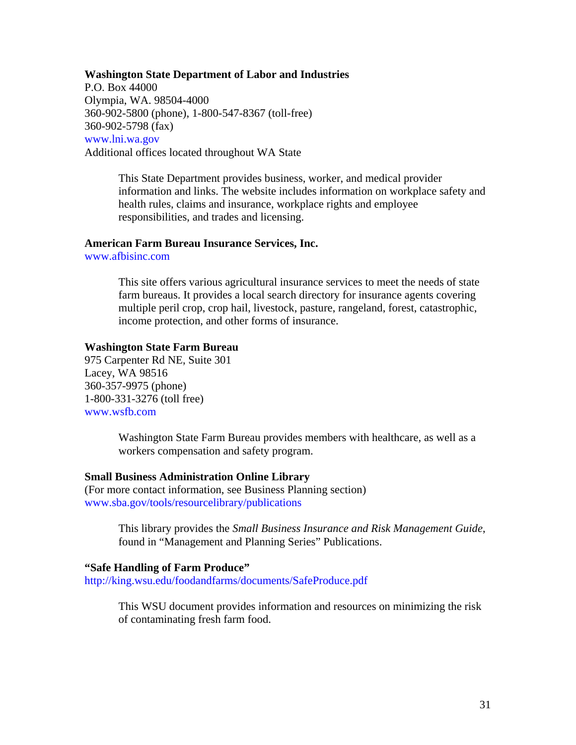**Washington State Department of Labor and Industries**
P.O. Box 44000
Olympia, WA. 98504-4000
360-902-5800 (phone), 1-800-547-8367 (toll-free)
360-902-5798 (fax)
www.lni.wa.gov
Additional offices located throughout WA State

> This State Department provides business, worker, and medical provider information and links. The website includes information on workplace safety and health rules, claims and insurance, workplace rights and employee responsibilities, and trades and licensing.

**American Farm Bureau Insurance Services, Inc.**
www.afbisinc.com

> This site offers various agricultural insurance services to meet the needs of state farm bureaus. It provides a local search directory for insurance agents covering multiple peril crop, crop hail, livestock, pasture, rangeland, forest, catastrophic, income protection, and other forms of insurance.

**Washington State Farm Bureau**
975 Carpenter Rd NE, Suite 301
Lacey, WA 98516
360-357-9975 (phone)
1-800-331-3276 (toll free)
www.wsfb.com

> Washington State Farm Bureau provides members with healthcare, as well as a workers compensation and safety program.

**Small Business Administration Online Library**
(For more contact information, see Business Planning section)
www.sba.gov/tools/resourcelibrary/publications

> This library provides the *Small Business Insurance and Risk Management Guide*, found in "Management and Planning Series" Publications.

**"Safe Handling of Farm Produce"**
http://king.wsu.edu/foodandfarms/documents/SafeProduce.pdf

> This WSU document provides information and resources on minimizing the risk of contaminating fresh farm food.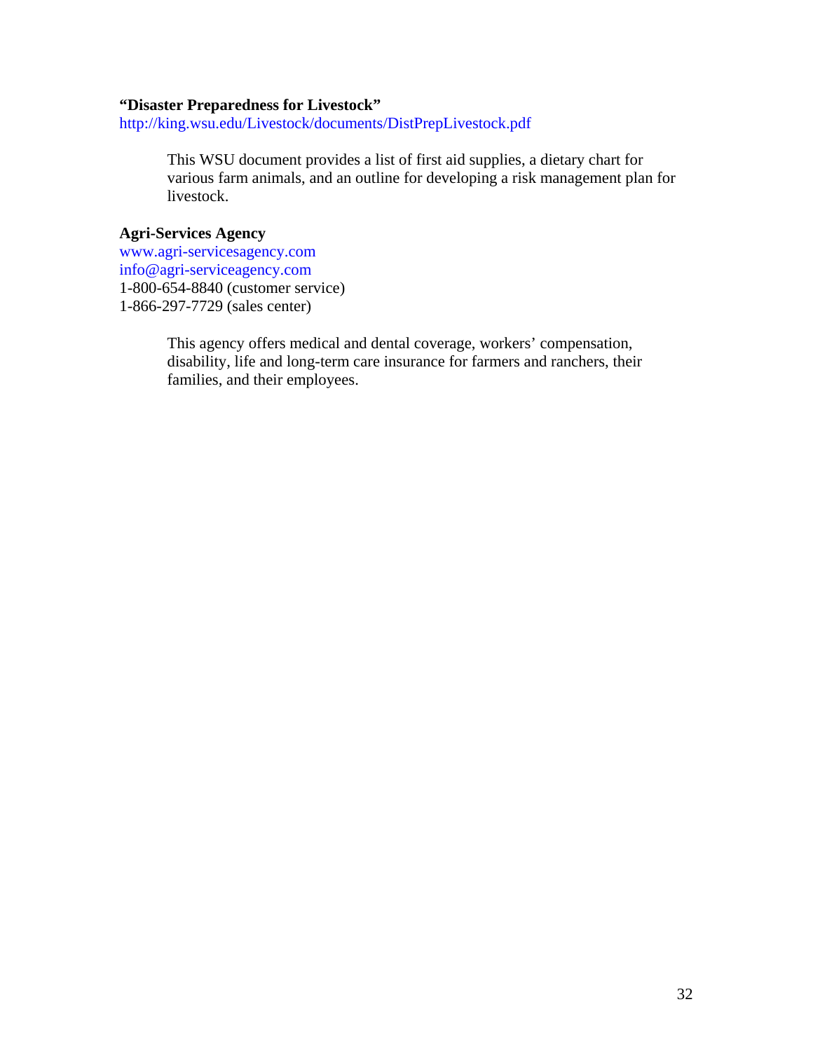**"Disaster Preparedness for Livestock"**
http://king.wsu.edu/Livestock/documents/DistPrepLivestock.pdf

> This WSU document provides a list of first aid supplies, a dietary chart for various farm animals, and an outline for developing a risk management plan for livestock.

**Agri-Services Agency**
www.agri-servicesagency.com
info@agri-serviceagency.com
1-800-654-8840 (customer service)
1-866-297-7729 (sales center)

> This agency offers medical and dental coverage, workers' compensation, disability, life and long-term care insurance for farmers and ranchers, their families, and their employees.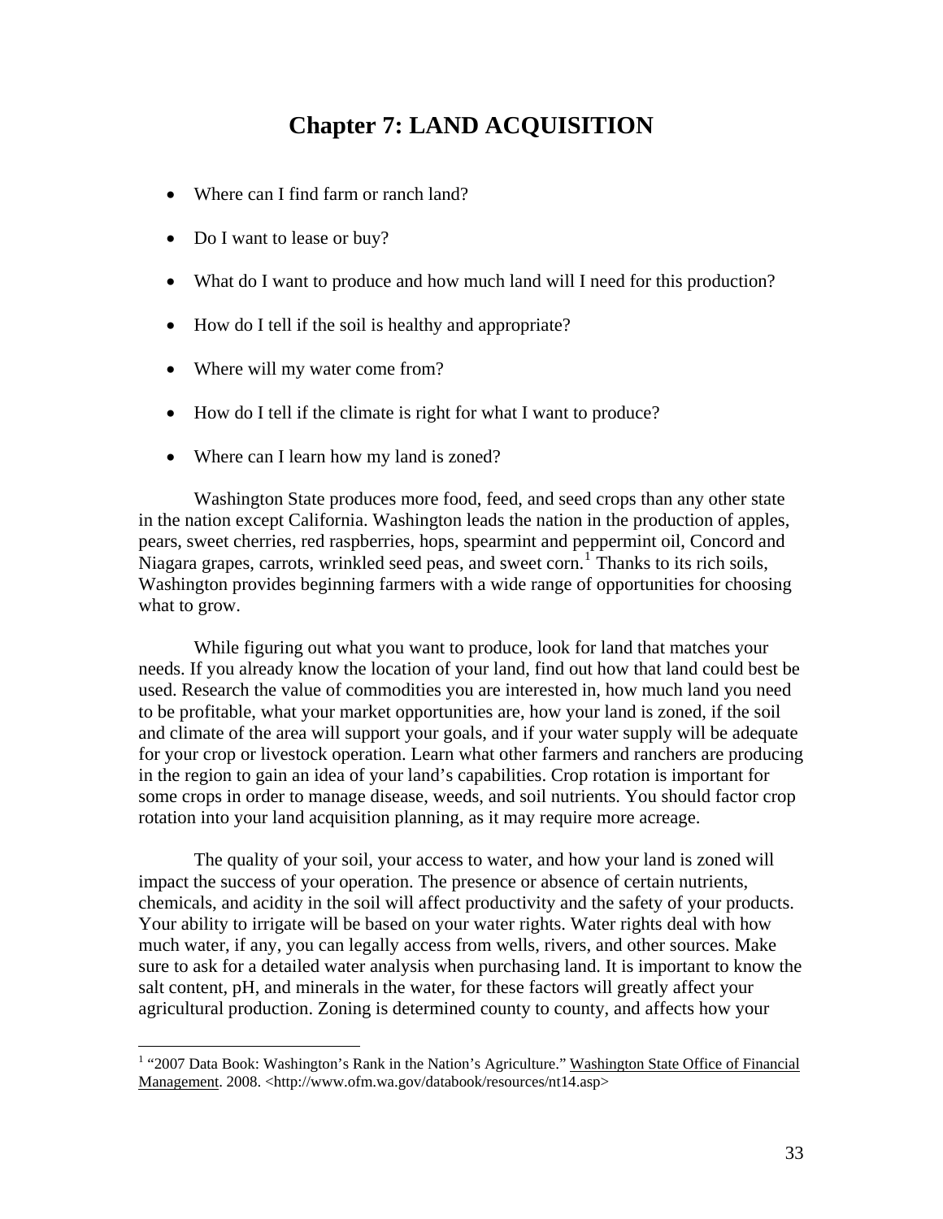# Chapter 7: LAND ACQUISITION

- Where can I find farm or ranch land?
- Do I want to lease or buy?
- What do I want to produce and how much land will I need for this production?
- How do I tell if the soil is healthy and appropriate?
- Where will my water come from?
- How do I tell if the climate is right for what I want to produce?
- Where can I learn how my land is zoned?

Washington State produces more food, feed, and seed crops than any other state in the nation except California. Washington leads the nation in the production of apples, pears, sweet cherries, red raspberries, hops, spearmint and peppermint oil, Concord and Niagara grapes, carrots, wrinkled seed peas, and sweet corn.[1] Thanks to its rich soils, Washington provides beginning farmers with a wide range of opportunities for choosing what to grow.

While figuring out what you want to produce, look for land that matches your needs. If you already know the location of your land, find out how that land could best be used. Research the value of commodities you are interested in, how much land you need to be profitable, what your market opportunities are, how your land is zoned, if the soil and climate of the area will support your goals, and if your water supply will be adequate for your crop or livestock operation. Learn what other farmers and ranchers are producing in the region to gain an idea of your land's capabilities. Crop rotation is important for some crops in order to manage disease, weeds, and soil nutrients. You should factor crop rotation into your land acquisition planning, as it may require more acreage.

The quality of your soil, your access to water, and how your land is zoned will impact the success of your operation. The presence or absence of certain nutrients, chemicals, and acidity in the soil will affect productivity and the safety of your products. Your ability to irrigate will be based on your water rights. Water rights deal with how much water, if any, you can legally access from wells, rivers, and other sources. Make sure to ask for a detailed water analysis when purchasing land. It is important to know the salt content, pH, and minerals in the water, for these factors will greatly affect your agricultural production. Zoning is determined county to county, and affects how your

[1] "2007 Data Book: Washington's Rank in the Nation's Agriculture." Washington State Office of Financial Management. 2008. <http://www.ofm.wa.gov/databook/resources/nt14.asp>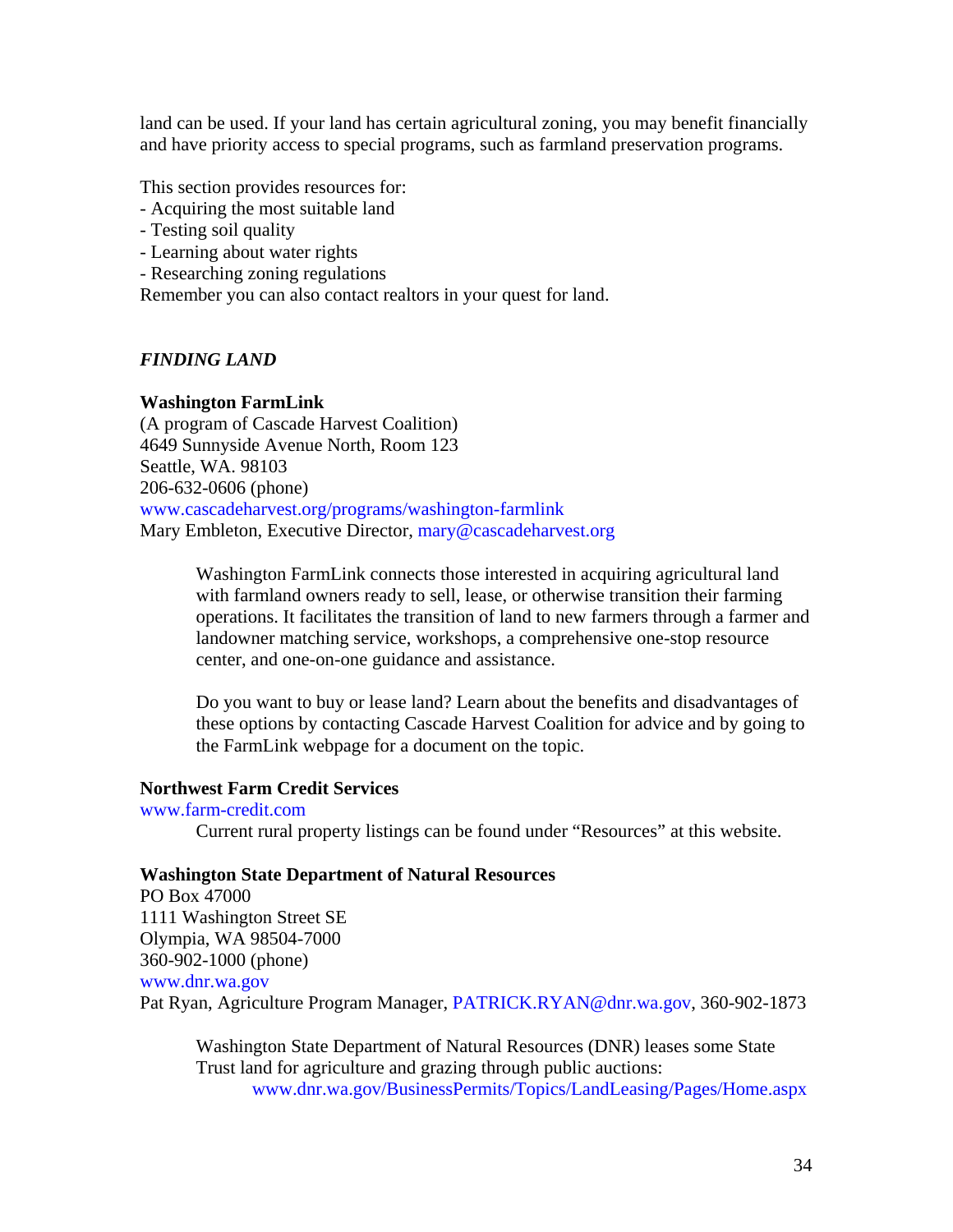land can be used. If your land has certain agricultural zoning, you may benefit financially and have priority access to special programs, such as farmland preservation programs.

This section provides resources for:
- Acquiring the most suitable land
- Testing soil quality
- Learning about water rights
- Researching zoning regulations

Remember you can also contact realtors in your quest for land.

### *FINDING LAND*

**Washington FarmLink**
(A program of Cascade Harvest Coalition)
4649 Sunnyside Avenue North, Room 123
Seattle, WA. 98103
206-632-0606 (phone)
www.cascadeharvest.org/programs/washington-farmlink
Mary Embleton, Executive Director, mary@cascadeharvest.org

> Washington FarmLink connects those interested in acquiring agricultural land with farmland owners ready to sell, lease, or otherwise transition their farming operations. It facilitates the transition of land to new farmers through a farmer and landowner matching service, workshops, a comprehensive one-stop resource center, and one-on-one guidance and assistance.
>
> Do you want to buy or lease land? Learn about the benefits and disadvantages of these options by contacting Cascade Harvest Coalition for advice and by going to the FarmLink webpage for a document on the topic.

**Northwest Farm Credit Services**
www.farm-credit.com

> Current rural property listings can be found under "Resources" at this website.

**Washington State Department of Natural Resources**
PO Box 47000
1111 Washington Street SE
Olympia, WA 98504-7000
360-902-1000 (phone)
www.dnr.wa.gov
Pat Ryan, Agriculture Program Manager, PATRICK.RYAN@dnr.wa.gov, 360-902-1873

> Washington State Department of Natural Resources (DNR) leases some State Trust land for agriculture and grazing through public auctions:
> www.dnr.wa.gov/BusinessPermits/Topics/LandLeasing/Pages/Home.aspx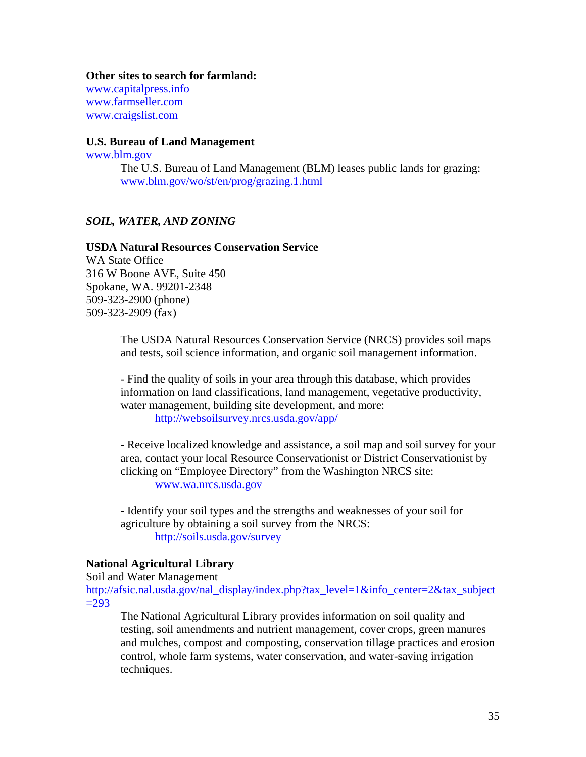**Other sites to search for farmland:**
www.capitalpress.info
www.farmseller.com
www.craigslist.com

**U.S. Bureau of Land Management**
www.blm.gov

The U.S. Bureau of Land Management (BLM) leases public lands for grazing:
www.blm.gov/wo/st/en/prog/grazing.1.html

## *SOIL, WATER, AND ZONING*

**USDA Natural Resources Conservation Service**
WA State Office
316 W Boone AVE, Suite 450
Spokane, WA. 99201-2348
509-323-2900 (phone)
509-323-2909 (fax)

The USDA Natural Resources Conservation Service (NRCS) provides soil maps and tests, soil science information, and organic soil management information.

- Find the quality of soils in your area through this database, which provides information on land classifications, land management, vegetative productivity, water management, building site development, and more:
  http://websoilsurvey.nrcs.usda.gov/app/

- Receive localized knowledge and assistance, a soil map and soil survey for your area, contact your local Resource Conservationist or District Conservationist by clicking on "Employee Directory" from the Washington NRCS site:
  www.wa.nrcs.usda.gov

- Identify your soil types and the strengths and weaknesses of your soil for agriculture by obtaining a soil survey from the NRCS:
  http://soils.usda.gov/survey

**National Agricultural Library**
Soil and Water Management
http://afsic.nal.usda.gov/nal_display/index.php?tax_level=1&info_center=2&tax_subject=293

The National Agricultural Library provides information on soil quality and testing, soil amendments and nutrient management, cover crops, green manures and mulches, compost and composting, conservation tillage practices and erosion control, whole farm systems, water conservation, and water-saving irrigation techniques.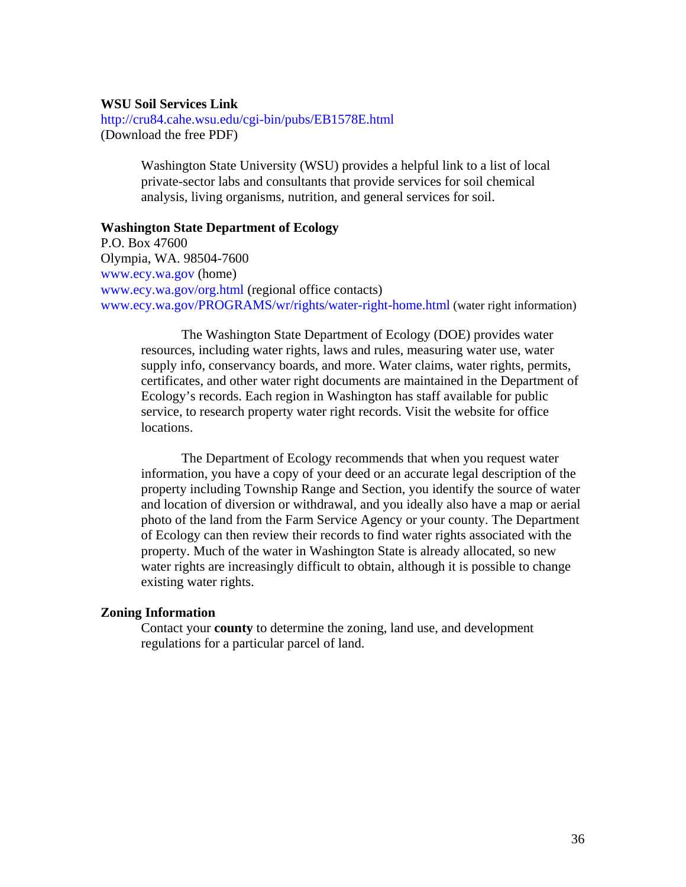**WSU Soil Services Link**
http://cru84.cahe.wsu.edu/cgi-bin/pubs/EB1578E.html
(Download the free PDF)

Washington State University (WSU) provides a helpful link to a list of local private-sector labs and consultants that provide services for soil chemical analysis, living organisms, nutrition, and general services for soil.

**Washington State Department of Ecology**
P.O. Box 47600
Olympia, WA. 98504-7600
www.ecy.wa.gov (home)
www.ecy.wa.gov/org.html (regional office contacts)
www.ecy.wa.gov/PROGRAMS/wr/rights/water-right-home.html (water right information)

The Washington State Department of Ecology (DOE) provides water resources, including water rights, laws and rules, measuring water use, water supply info, conservancy boards, and more. Water claims, water rights, permits, certificates, and other water right documents are maintained in the Department of Ecology's records. Each region in Washington has staff available for public service, to research property water right records. Visit the website for office locations.

The Department of Ecology recommends that when you request water information, you have a copy of your deed or an accurate legal description of the property including Township Range and Section, you identify the source of water and location of diversion or withdrawal, and you ideally also have a map or aerial photo of the land from the Farm Service Agency or your county. The Department of Ecology can then review their records to find water rights associated with the property. Much of the water in Washington State is already allocated, so new water rights are increasingly difficult to obtain, although it is possible to change existing water rights.

**Zoning Information**

Contact your **county** to determine the zoning, land use, and development regulations for a particular parcel of land.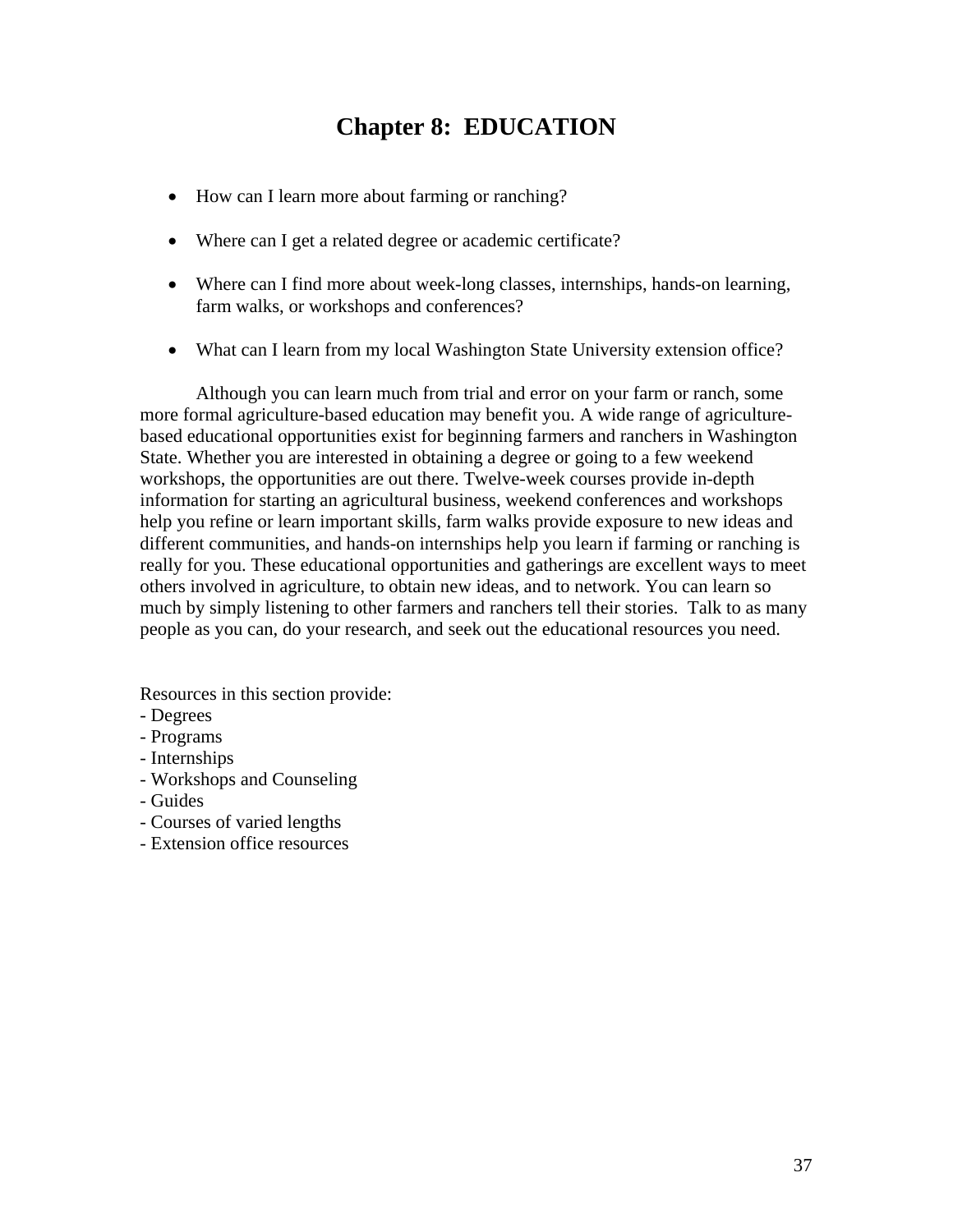# Chapter 8: EDUCATION

- How can I learn more about farming or ranching?
- Where can I get a related degree or academic certificate?
- Where can I find more about week-long classes, internships, hands-on learning, farm walks, or workshops and conferences?
- What can I learn from my local Washington State University extension office?

Although you can learn much from trial and error on your farm or ranch, some more formal agriculture-based education may benefit you. A wide range of agriculture-based educational opportunities exist for beginning farmers and ranchers in Washington State. Whether you are interested in obtaining a degree or going to a few weekend workshops, the opportunities are out there. Twelve-week courses provide in-depth information for starting an agricultural business, weekend conferences and workshops help you refine or learn important skills, farm walks provide exposure to new ideas and different communities, and hands-on internships help you learn if farming or ranching is really for you. These educational opportunities and gatherings are excellent ways to meet others involved in agriculture, to obtain new ideas, and to network. You can learn so much by simply listening to other farmers and ranchers tell their stories. Talk to as many people as you can, do your research, and seek out the educational resources you need.

Resources in this section provide:

- Degrees
- Programs
- Internships
- Workshops and Counseling
- Guides
- Courses of varied lengths
- Extension office resources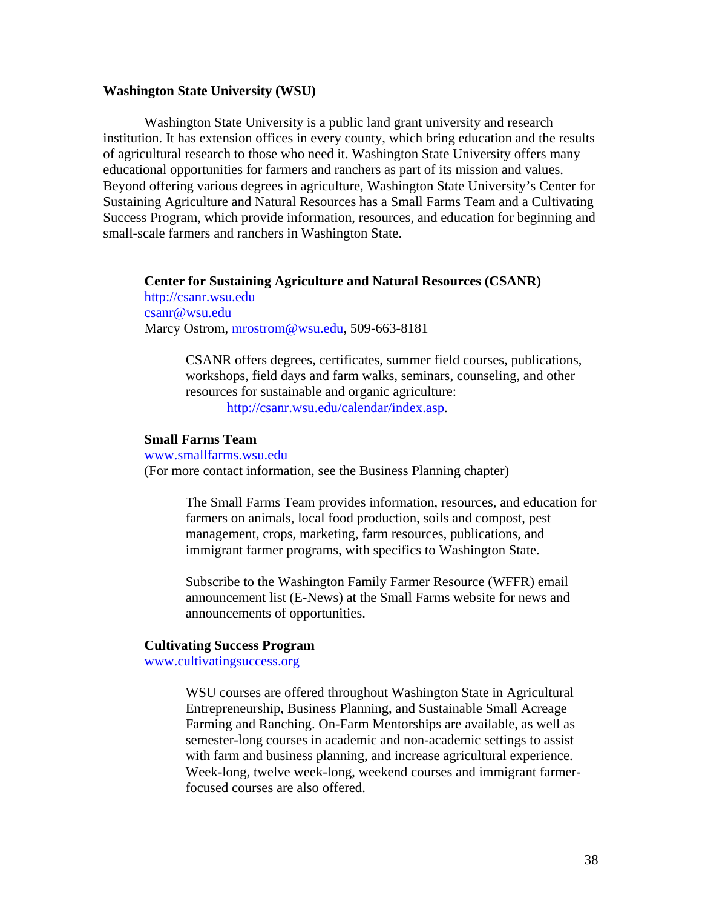### Washington State University (WSU)

Washington State University is a public land grant university and research institution. It has extension offices in every county, which bring education and the results of agricultural research to those who need it. Washington State University offers many educational opportunities for farmers and ranchers as part of its mission and values. Beyond offering various degrees in agriculture, Washington State University's Center for Sustaining Agriculture and Natural Resources has a Small Farms Team and a Cultivating Success Program, which provide information, resources, and education for beginning and small-scale farmers and ranchers in Washington State.

#### Center for Sustaining Agriculture and Natural Resources (CSANR)

http://csanr.wsu.edu
csanr@wsu.edu
Marcy Ostrom, mrostrom@wsu.edu, 509-663-8181

CSANR offers degrees, certificates, summer field courses, publications, workshops, field days and farm walks, seminars, counseling, and other resources for sustainable and organic agriculture:
http://csanr.wsu.edu/calendar/index.asp.

#### Small Farms Team

www.smallfarms.wsu.edu
(For more contact information, see the Business Planning chapter)

The Small Farms Team provides information, resources, and education for farmers on animals, local food production, soils and compost, pest management, crops, marketing, farm resources, publications, and immigrant farmer programs, with specifics to Washington State.

Subscribe to the Washington Family Farmer Resource (WFFR) email announcement list (E-News) at the Small Farms website for news and announcements of opportunities.

#### Cultivating Success Program

www.cultivatingsuccess.org

WSU courses are offered throughout Washington State in Agricultural Entrepreneurship, Business Planning, and Sustainable Small Acreage Farming and Ranching. On-Farm Mentorships are available, as well as semester-long courses in academic and non-academic settings to assist with farm and business planning, and increase agricultural experience. Week-long, twelve week-long, weekend courses and immigrant farmer-focused courses are also offered.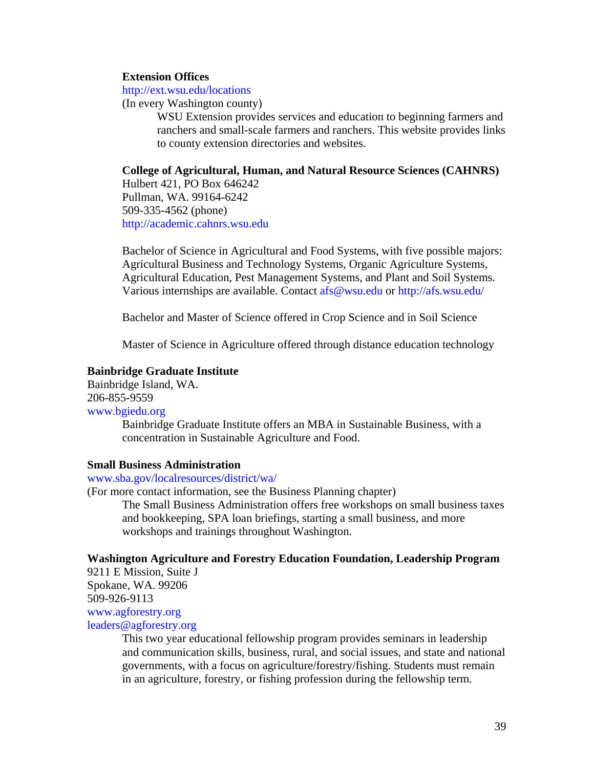**Extension Offices**
http://ext.wsu.edu/locations
(In every Washington county)

WSU Extension provides services and education to beginning farmers and ranchers and small-scale farmers and ranchers. This website provides links to county extension directories and websites.

**College of Agricultural, Human, and Natural Resource Sciences (CAHNRS)**
Hulbert 421, PO Box 646242
Pullman, WA. 99164-6242
509-335-4562 (phone)
http://academic.cahnrs.wsu.edu

Bachelor of Science in Agricultural and Food Systems, with five possible majors: Agricultural Business and Technology Systems, Organic Agriculture Systems, Agricultural Education, Pest Management Systems, and Plant and Soil Systems. Various internships are available. Contact afs@wsu.edu or http://afs.wsu.edu/

Bachelor and Master of Science offered in Crop Science and in Soil Science

Master of Science in Agriculture offered through distance education technology

**Bainbridge Graduate Institute**
Bainbridge Island, WA.
206-855-9559
www.bgiedu.org

Bainbridge Graduate Institute offers an MBA in Sustainable Business, with a concentration in Sustainable Agriculture and Food.

**Small Business Administration**
www.sba.gov/localresources/district/wa/
(For more contact information, see the Business Planning chapter)

The Small Business Administration offers free workshops on small business taxes and bookkeeping, SPA loan briefings, starting a small business, and more workshops and trainings throughout Washington.

**Washington Agriculture and Forestry Education Foundation, Leadership Program**
9211 E Mission, Suite J
Spokane, WA. 99206
509-926-9113
www.agforestry.org
leaders@agforestry.org

This two year educational fellowship program provides seminars in leadership and communication skills, business, rural, and social issues, and state and national governments, with a focus on agriculture/forestry/fishing. Students must remain in an agriculture, forestry, or fishing profession during the fellowship term.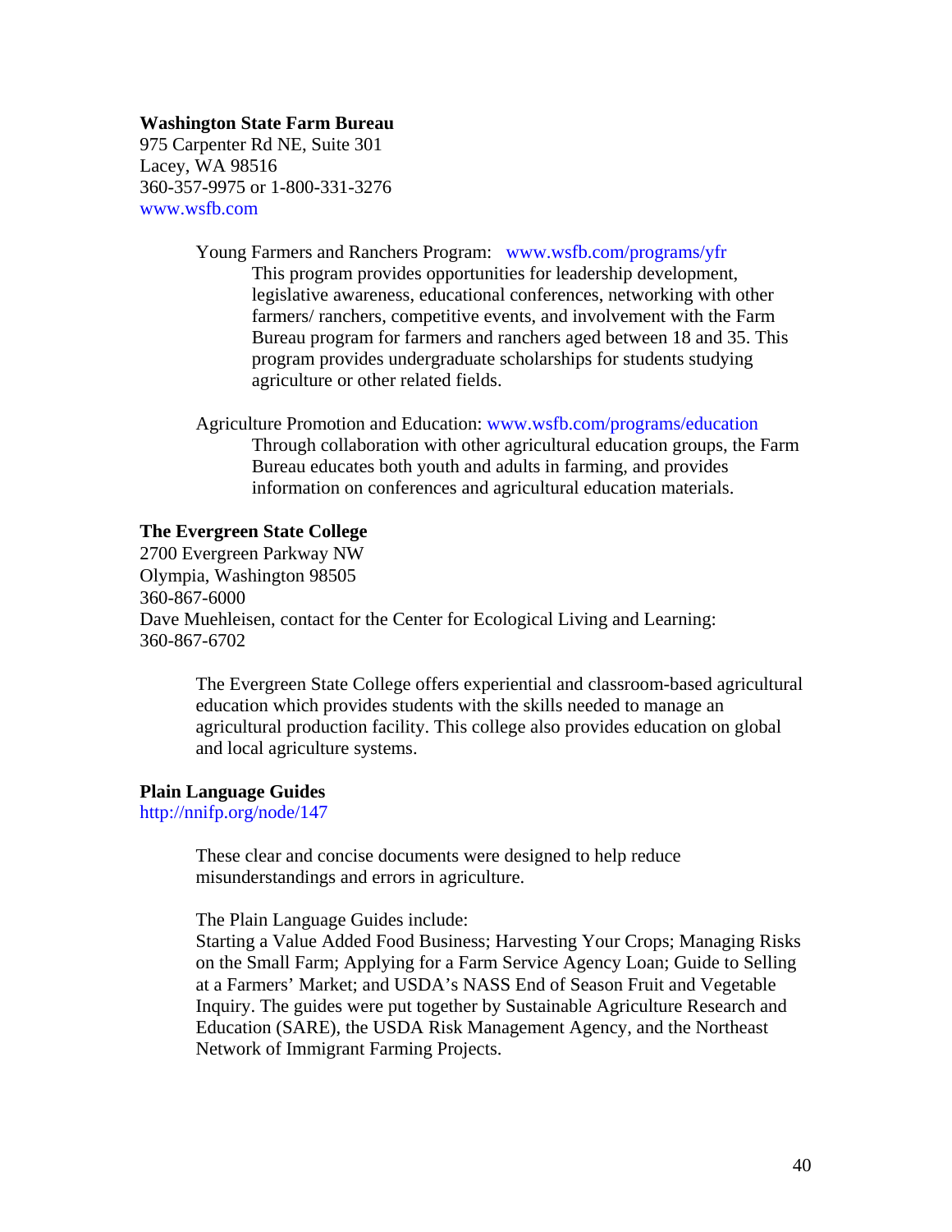**Washington State Farm Bureau**
975 Carpenter Rd NE, Suite 301
Lacey, WA 98516
360-357-9975 or 1-800-331-3276
www.wsfb.com

Young Farmers and Ranchers Program: www.wsfb.com/programs/yfr

This program provides opportunities for leadership development, legislative awareness, educational conferences, networking with other farmers/ ranchers, competitive events, and involvement with the Farm Bureau program for farmers and ranchers aged between 18 and 35. This program provides undergraduate scholarships for students studying agriculture or other related fields.

Agriculture Promotion and Education: www.wsfb.com/programs/education

Through collaboration with other agricultural education groups, the Farm Bureau educates both youth and adults in farming, and provides information on conferences and agricultural education materials.

**The Evergreen State College**
2700 Evergreen Parkway NW
Olympia, Washington 98505
360-867-6000
Dave Muehleisen, contact for the Center for Ecological Living and Learning: 360-867-6702

The Evergreen State College offers experiential and classroom-based agricultural education which provides students with the skills needed to manage an agricultural production facility. This college also provides education on global and local agriculture systems.

**Plain Language Guides**
http://nnifp.org/node/147

These clear and concise documents were designed to help reduce misunderstandings and errors in agriculture.

The Plain Language Guides include:
Starting a Value Added Food Business; Harvesting Your Crops; Managing Risks on the Small Farm; Applying for a Farm Service Agency Loan; Guide to Selling at a Farmers' Market; and USDA's NASS End of Season Fruit and Vegetable Inquiry. The guides were put together by Sustainable Agriculture Research and Education (SARE), the USDA Risk Management Agency, and the Northeast Network of Immigrant Farming Projects.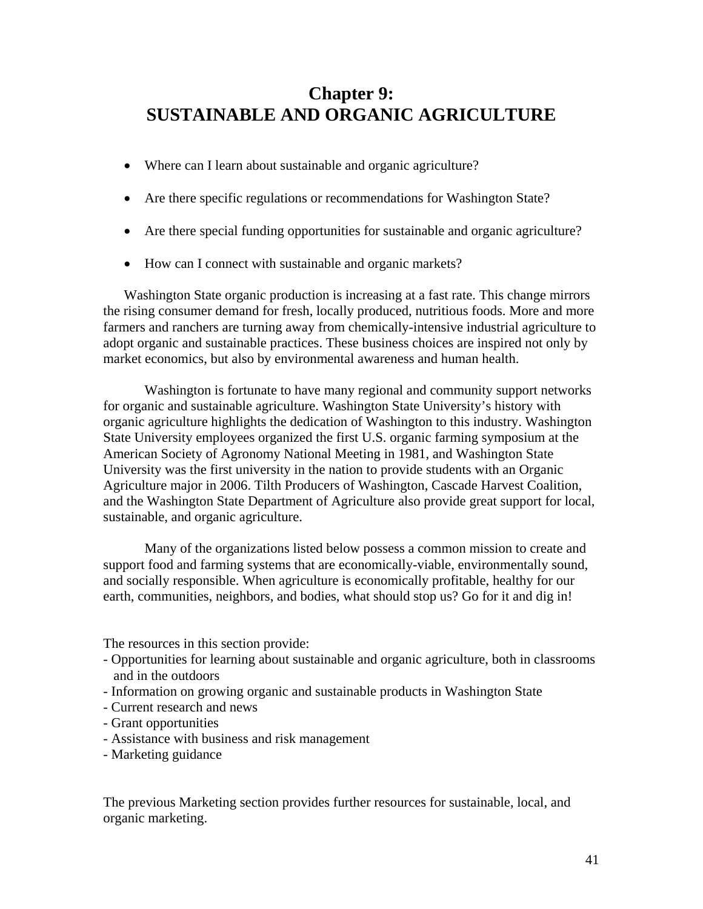# Chapter 9: SUSTAINABLE AND ORGANIC AGRICULTURE

- Where can I learn about sustainable and organic agriculture?
- Are there specific regulations or recommendations for Washington State?
- Are there special funding opportunities for sustainable and organic agriculture?
- How can I connect with sustainable and organic markets?

Washington State organic production is increasing at a fast rate. This change mirrors the rising consumer demand for fresh, locally produced, nutritious foods. More and more farmers and ranchers are turning away from chemically-intensive industrial agriculture to adopt organic and sustainable practices. These business choices are inspired not only by market economics, but also by environmental awareness and human health.

Washington is fortunate to have many regional and community support networks for organic and sustainable agriculture. Washington State University's history with organic agriculture highlights the dedication of Washington to this industry. Washington State University employees organized the first U.S. organic farming symposium at the American Society of Agronomy National Meeting in 1981, and Washington State University was the first university in the nation to provide students with an Organic Agriculture major in 2006. Tilth Producers of Washington, Cascade Harvest Coalition, and the Washington State Department of Agriculture also provide great support for local, sustainable, and organic agriculture.

Many of the organizations listed below possess a common mission to create and support food and farming systems that are economically-viable, environmentally sound, and socially responsible. When agriculture is economically profitable, healthy for our earth, communities, neighbors, and bodies, what should stop us? Go for it and dig in!

The resources in this section provide:

- Opportunities for learning about sustainable and organic agriculture, both in classrooms and in the outdoors
- Information on growing organic and sustainable products in Washington State
- Current research and news
- Grant opportunities
- Assistance with business and risk management
- Marketing guidance

The previous Marketing section provides further resources for sustainable, local, and organic marketing.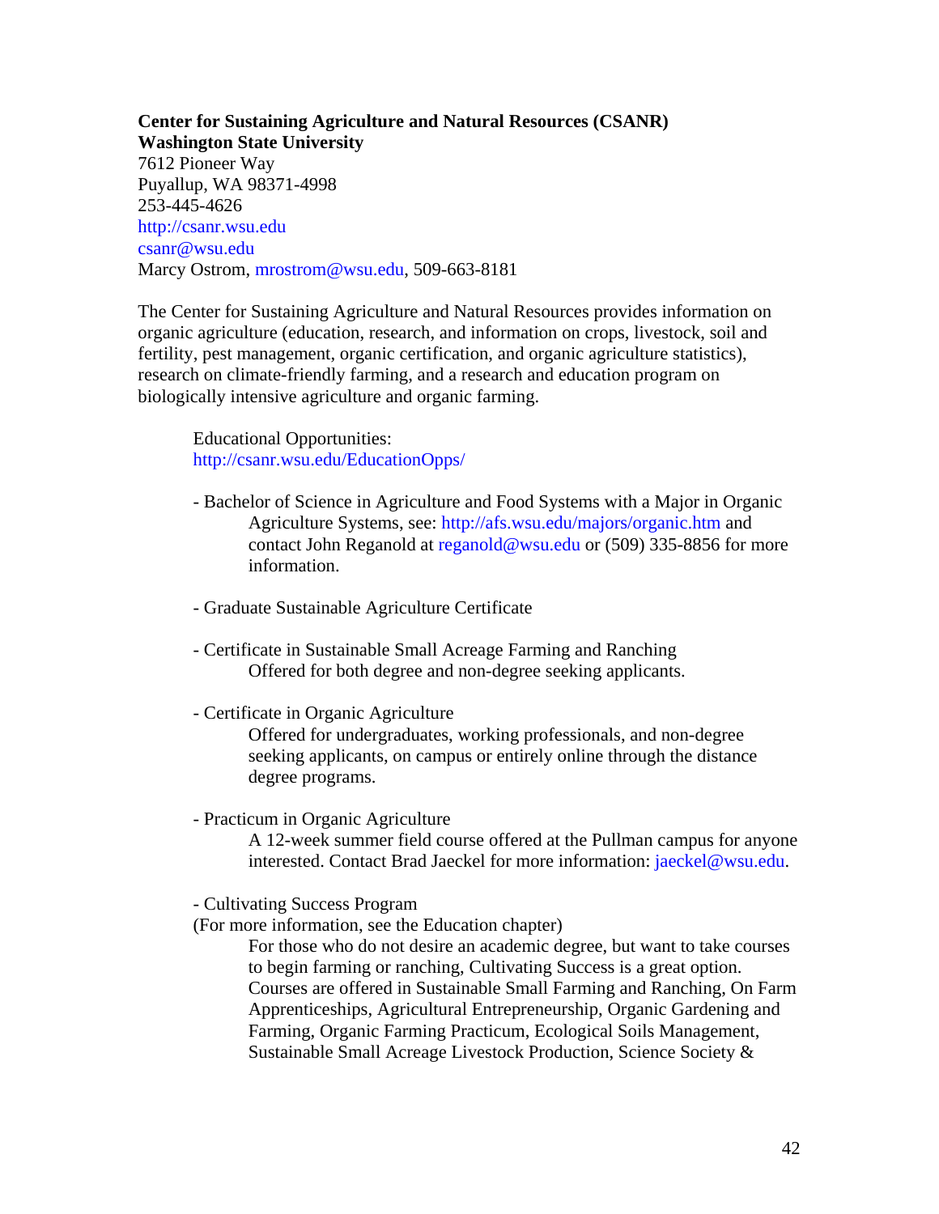**Center for Sustaining Agriculture and Natural Resources (CSANR)**
**Washington State University**
7612 Pioneer Way
Puyallup, WA 98371-4998
253-445-4626
http://csanr.wsu.edu
csanr@wsu.edu
Marcy Ostrom, mrostrom@wsu.edu, 509-663-8181

The Center for Sustaining Agriculture and Natural Resources provides information on organic agriculture (education, research, and information on crops, livestock, soil and fertility, pest management, organic certification, and organic agriculture statistics), research on climate-friendly farming, and a research and education program on biologically intensive agriculture and organic farming.

Educational Opportunities:
http://csanr.wsu.edu/EducationOpps/

- Bachelor of Science in Agriculture and Food Systems with a Major in Organic Agriculture Systems, see: http://afs.wsu.edu/majors/organic.htm and contact John Reganold at reganold@wsu.edu or (509) 335-8856 for more information.

- Graduate Sustainable Agriculture Certificate

- Certificate in Sustainable Small Acreage Farming and Ranching
  Offered for both degree and non-degree seeking applicants.

- Certificate in Organic Agriculture
  Offered for undergraduates, working professionals, and non-degree seeking applicants, on campus or entirely online through the distance degree programs.

- Practicum in Organic Agriculture
  A 12-week summer field course offered at the Pullman campus for anyone interested. Contact Brad Jaeckel for more information: jaeckel@wsu.edu.

- Cultivating Success Program
  (For more information, see the Education chapter)
  For those who do not desire an academic degree, but want to take courses to begin farming or ranching, Cultivating Success is a great option. Courses are offered in Sustainable Small Farming and Ranching, On Farm Apprenticeships, Agricultural Entrepreneurship, Organic Gardening and Farming, Organic Farming Practicum, Ecological Soils Management, Sustainable Small Acreage Livestock Production, Science Society &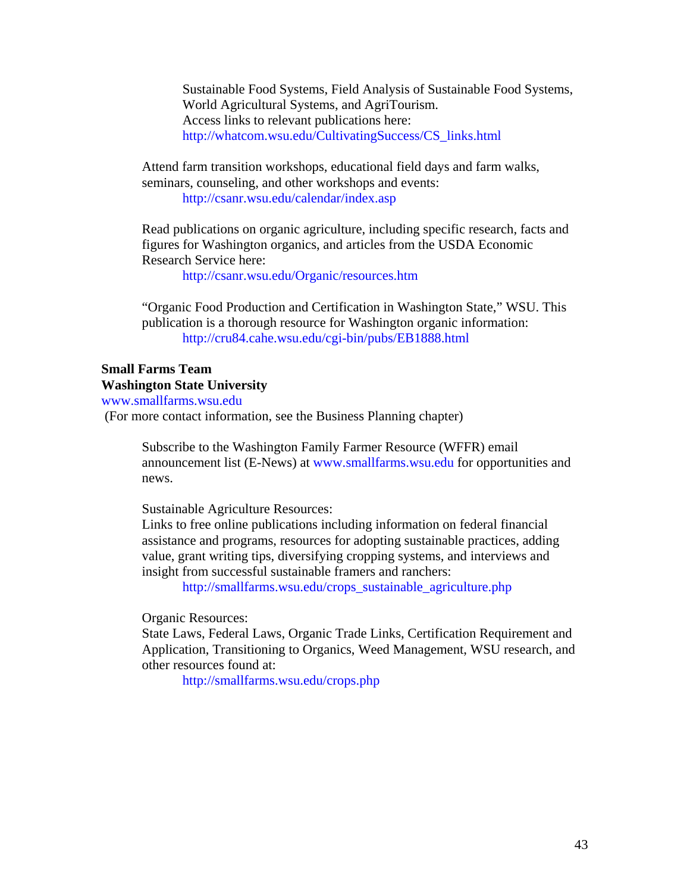Sustainable Food Systems, Field Analysis of Sustainable Food Systems, World Agricultural Systems, and AgriTourism.
Access links to relevant publications here:
http://whatcom.wsu.edu/CultivatingSuccess/CS_links.html

Attend farm transition workshops, educational field days and farm walks, seminars, counseling, and other workshops and events:
http://csanr.wsu.edu/calendar/index.asp

Read publications on organic agriculture, including specific research, facts and figures for Washington organics, and articles from the USDA Economic Research Service here:
http://csanr.wsu.edu/Organic/resources.htm

"Organic Food Production and Certification in Washington State," WSU. This publication is a thorough resource for Washington organic information:
http://cru84.cahe.wsu.edu/cgi-bin/pubs/EB1888.html

**Small Farms Team**
**Washington State University**
www.smallfarms.wsu.edu
(For more contact information, see the Business Planning chapter)

Subscribe to the Washington Family Farmer Resource (WFFR) email announcement list (E-News) at www.smallfarms.wsu.edu for opportunities and news.

Sustainable Agriculture Resources:
Links to free online publications including information on federal financial assistance and programs, resources for adopting sustainable practices, adding value, grant writing tips, diversifying cropping systems, and interviews and insight from successful sustainable framers and ranchers:
http://smallfarms.wsu.edu/crops_sustainable_agriculture.php

Organic Resources:
State Laws, Federal Laws, Organic Trade Links, Certification Requirement and Application, Transitioning to Organics, Weed Management, WSU research, and other resources found at:
http://smallfarms.wsu.edu/crops.php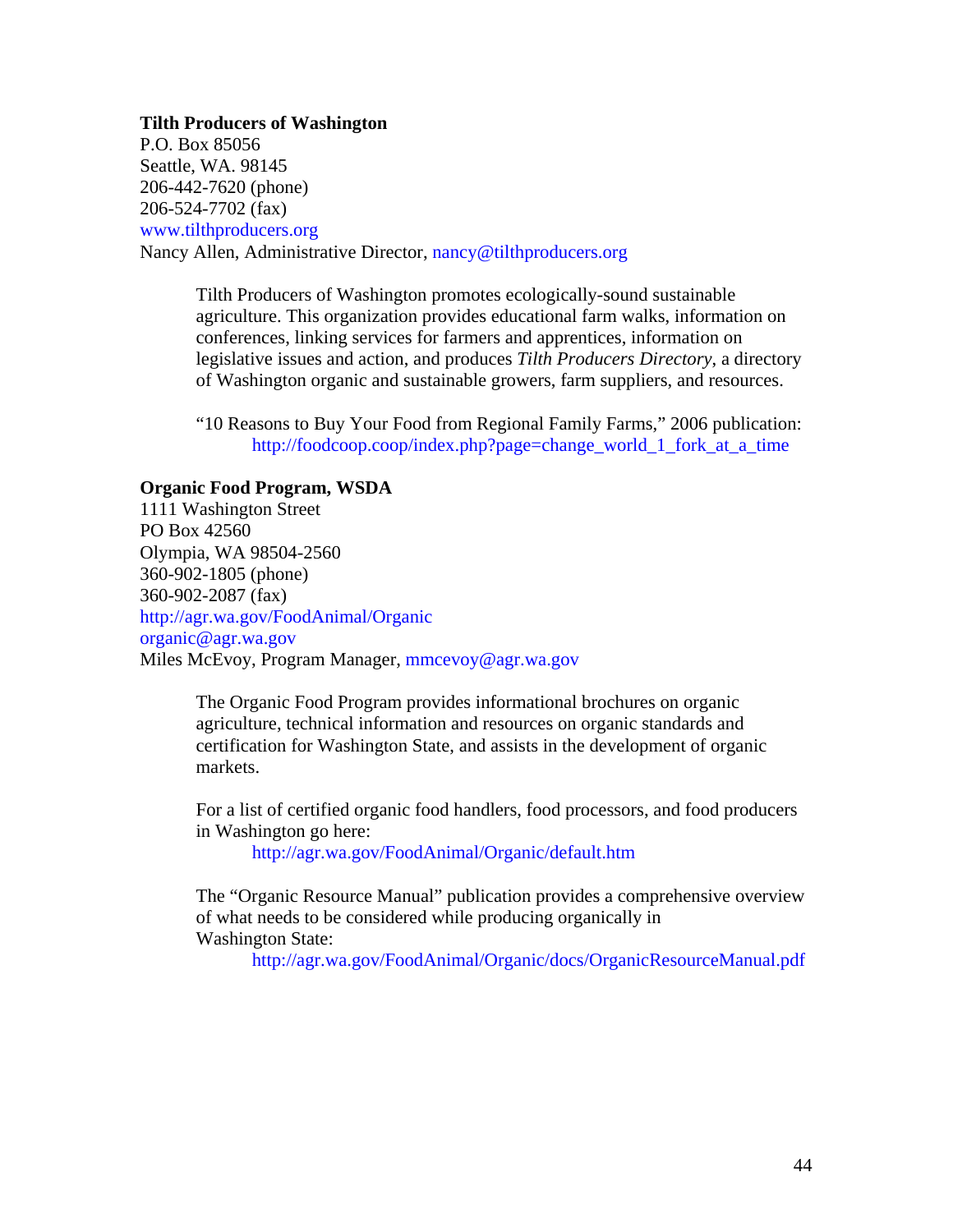**Tilth Producers of Washington**
P.O. Box 85056
Seattle, WA. 98145
206-442-7620 (phone)
206-524-7702 (fax)
www.tilthproducers.org
Nancy Allen, Administrative Director, nancy@tilthproducers.org

> Tilth Producers of Washington promotes ecologically-sound sustainable agriculture. This organization provides educational farm walks, information on conferences, linking services for farmers and apprentices, information on legislative issues and action, and produces *Tilth Producers Directory*, a directory of Washington organic and sustainable growers, farm suppliers, and resources.
>
> "10 Reasons to Buy Your Food from Regional Family Farms," 2006 publication:
> http://foodcoop.coop/index.php?page=change_world_1_fork_at_a_time

**Organic Food Program, WSDA**
1111 Washington Street
PO Box 42560
Olympia, WA 98504-2560
360-902-1805 (phone)
360-902-2087 (fax)
http://agr.wa.gov/FoodAnimal/Organic
organic@agr.wa.gov
Miles McEvoy, Program Manager, mmcevoy@agr.wa.gov

> The Organic Food Program provides informational brochures on organic agriculture, technical information and resources on organic standards and certification for Washington State, and assists in the development of organic markets.
>
> For a list of certified organic food handlers, food processors, and food producers in Washington go here:
> http://agr.wa.gov/FoodAnimal/Organic/default.htm
>
> The "Organic Resource Manual" publication provides a comprehensive overview of what needs to be considered while producing organically in Washington State:
> http://agr.wa.gov/FoodAnimal/Organic/docs/OrganicResourceManual.pdf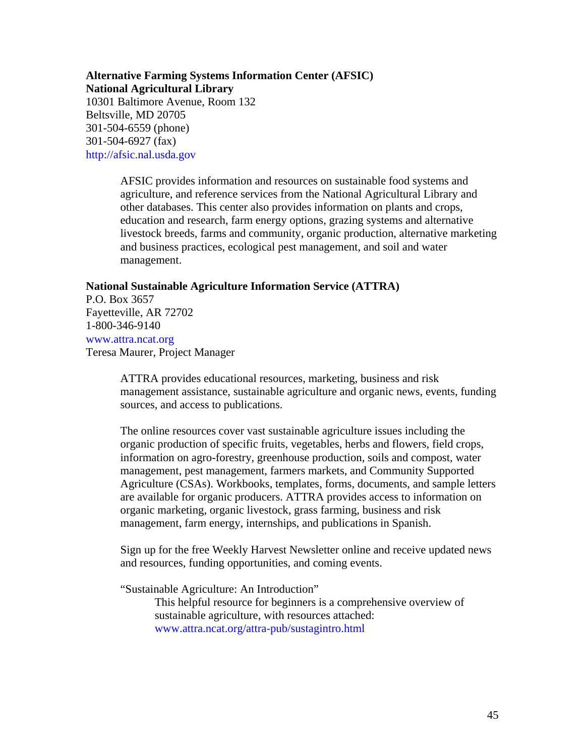**Alternative Farming Systems Information Center (AFSIC)**
**National Agricultural Library**
10301 Baltimore Avenue, Room 132
Beltsville, MD 20705
301-504-6559 (phone)
301-504-6927 (fax)
http://afsic.nal.usda.gov

> AFSIC provides information and resources on sustainable food systems and agriculture, and reference services from the National Agricultural Library and other databases. This center also provides information on plants and crops, education and research, farm energy options, grazing systems and alternative livestock breeds, farms and community, organic production, alternative marketing and business practices, ecological pest management, and soil and water management.

**National Sustainable Agriculture Information Service (ATTRA)**
P.O. Box 3657
Fayetteville, AR 72702
1-800-346-9140
www.attra.ncat.org
Teresa Maurer, Project Manager

> ATTRA provides educational resources, marketing, business and risk management assistance, sustainable agriculture and organic news, events, funding sources, and access to publications.
>
> The online resources cover vast sustainable agriculture issues including the organic production of specific fruits, vegetables, herbs and flowers, field crops, information on agro-forestry, greenhouse production, soils and compost, water management, pest management, farmers markets, and Community Supported Agriculture (CSAs). Workbooks, templates, forms, documents, and sample letters are available for organic producers. ATTRA provides access to information on organic marketing, organic livestock, grass farming, business and risk management, farm energy, internships, and publications in Spanish.
>
> Sign up for the free Weekly Harvest Newsletter online and receive updated news and resources, funding opportunities, and coming events.
>
> "Sustainable Agriculture: An Introduction"
>
> > This helpful resource for beginners is a comprehensive overview of sustainable agriculture, with resources attached: www.attra.ncat.org/attra-pub/sustagintro.html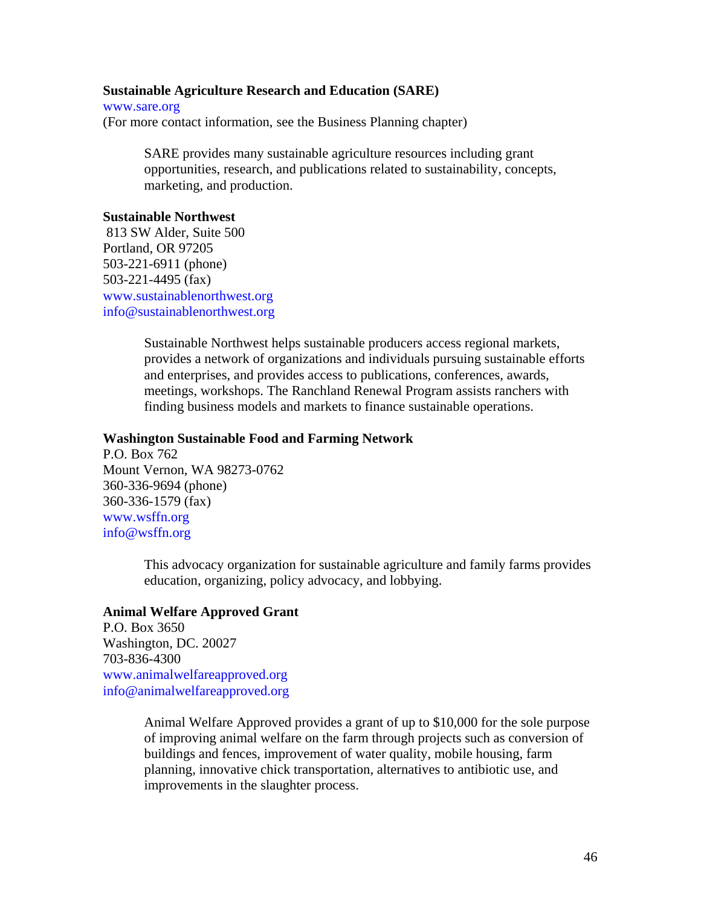**Sustainable Agriculture Research and Education (SARE)**
www.sare.org
(For more contact information, see the Business Planning chapter)

> SARE provides many sustainable agriculture resources including grant opportunities, research, and publications related to sustainability, concepts, marketing, and production.

**Sustainable Northwest**
813 SW Alder, Suite 500
Portland, OR 97205
503-221-6911 (phone)
503-221-4495 (fax)
www.sustainablenorthwest.org
info@sustainablenorthwest.org

> Sustainable Northwest helps sustainable producers access regional markets, provides a network of organizations and individuals pursuing sustainable efforts and enterprises, and provides access to publications, conferences, awards, meetings, workshops. The Ranchland Renewal Program assists ranchers with finding business models and markets to finance sustainable operations.

**Washington Sustainable Food and Farming Network**
P.O. Box 762
Mount Vernon, WA 98273-0762
360-336-9694 (phone)
360-336-1579 (fax)
www.wsffn.org
info@wsffn.org

> This advocacy organization for sustainable agriculture and family farms provides education, organizing, policy advocacy, and lobbying.

**Animal Welfare Approved Grant**
P.O. Box 3650
Washington, DC. 20027
703-836-4300
www.animalwelfareapproved.org
info@animalwelfareapproved.org

> Animal Welfare Approved provides a grant of up to $10,000 for the sole purpose of improving animal welfare on the farm through projects such as conversion of buildings and fences, improvement of water quality, mobile housing, farm planning, innovative chick transportation, alternatives to antibiotic use, and improvements in the slaughter process.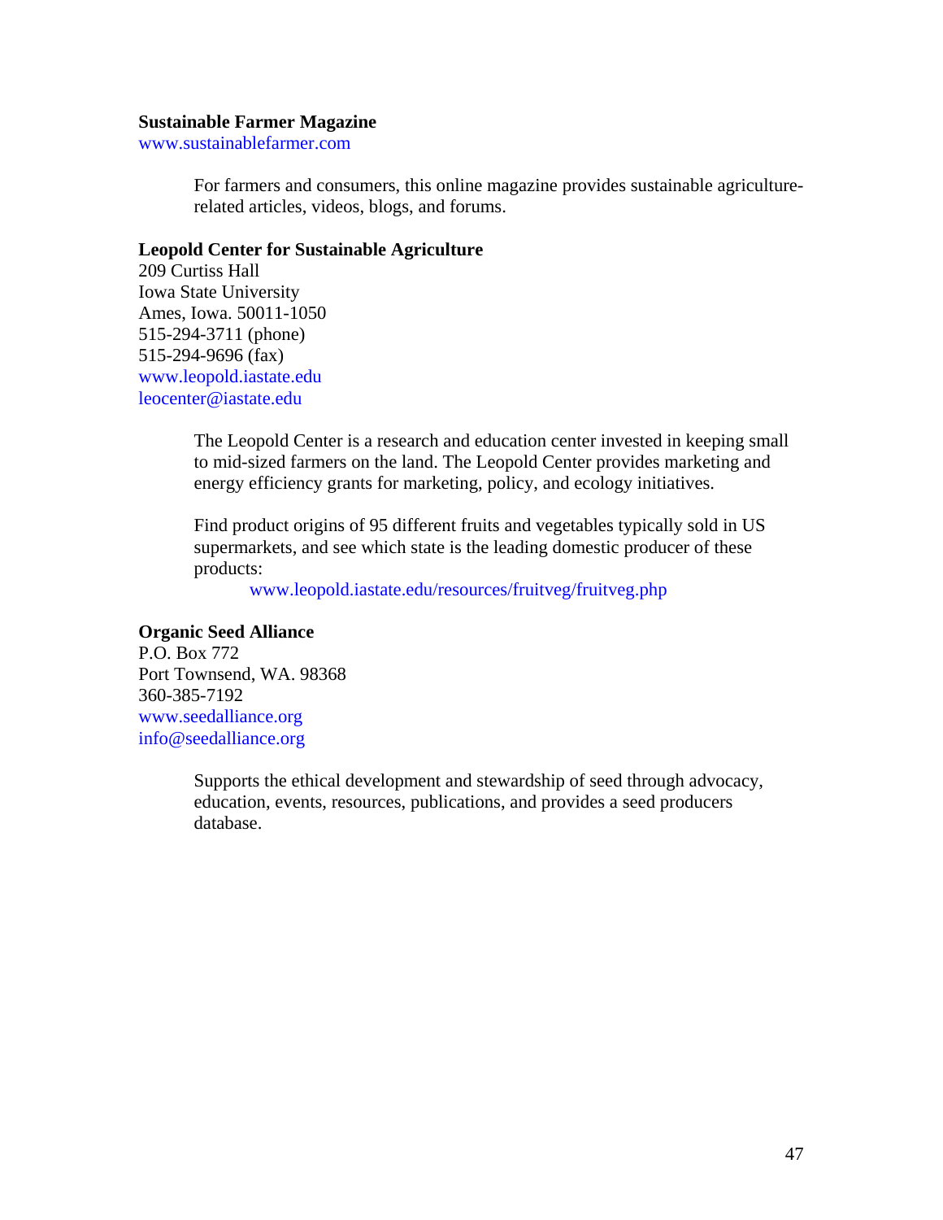**Sustainable Farmer Magazine**
www.sustainablefarmer.com

For farmers and consumers, this online magazine provides sustainable agriculture-related articles, videos, blogs, and forums.

**Leopold Center for Sustainable Agriculture**
209 Curtiss Hall
Iowa State University
Ames, Iowa. 50011-1050
515-294-3711 (phone)
515-294-9696 (fax)
www.leopold.iastate.edu
leocenter@iastate.edu

The Leopold Center is a research and education center invested in keeping small to mid-sized farmers on the land. The Leopold Center provides marketing and energy efficiency grants for marketing, policy, and ecology initiatives.

Find product origins of 95 different fruits and vegetables typically sold in US supermarkets, and see which state is the leading domestic producer of these products:

www.leopold.iastate.edu/resources/fruitveg/fruitveg.php

**Organic Seed Alliance**
P.O. Box 772
Port Townsend, WA. 98368
360-385-7192
www.seedalliance.org
info@seedalliance.org

Supports the ethical development and stewardship of seed through advocacy, education, events, resources, publications, and provides a seed producers database.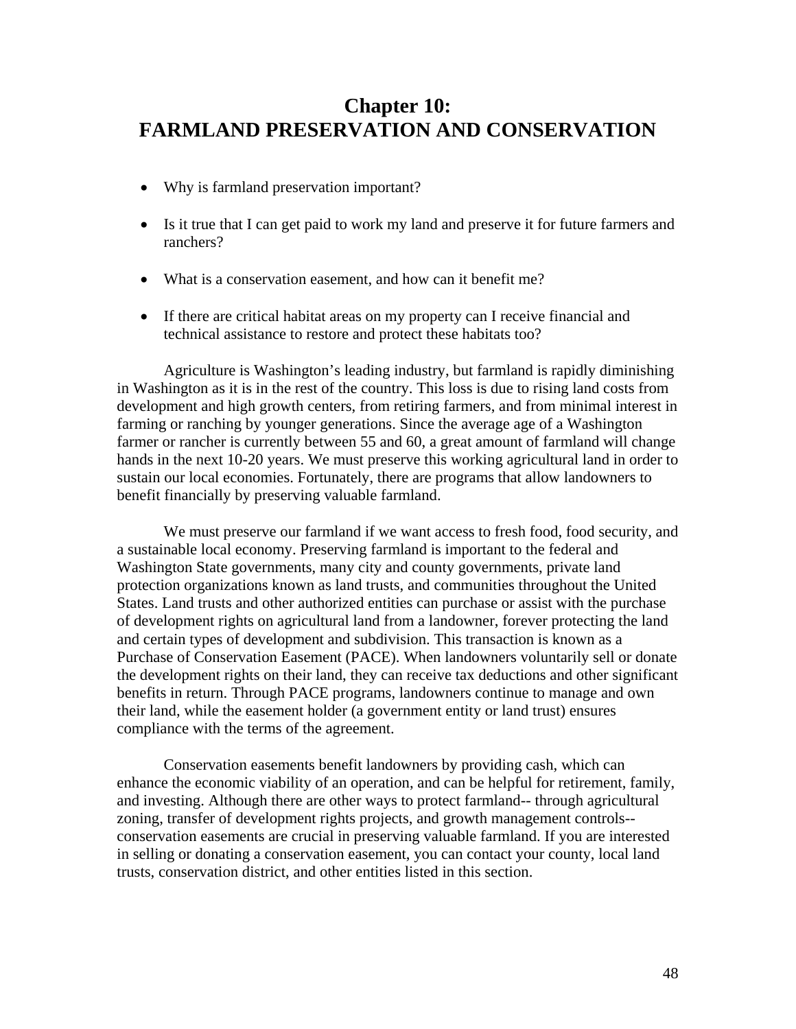# Chapter 10: FARMLAND PRESERVATION AND CONSERVATION

- Why is farmland preservation important?
- Is it true that I can get paid to work my land and preserve it for future farmers and ranchers?
- What is a conservation easement, and how can it benefit me?
- If there are critical habitat areas on my property can I receive financial and technical assistance to restore and protect these habitats too?

Agriculture is Washington's leading industry, but farmland is rapidly diminishing in Washington as it is in the rest of the country. This loss is due to rising land costs from development and high growth centers, from retiring farmers, and from minimal interest in farming or ranching by younger generations. Since the average age of a Washington farmer or rancher is currently between 55 and 60, a great amount of farmland will change hands in the next 10-20 years. We must preserve this working agricultural land in order to sustain our local economies. Fortunately, there are programs that allow landowners to benefit financially by preserving valuable farmland.

We must preserve our farmland if we want access to fresh food, food security, and a sustainable local economy. Preserving farmland is important to the federal and Washington State governments, many city and county governments, private land protection organizations known as land trusts, and communities throughout the United States. Land trusts and other authorized entities can purchase or assist with the purchase of development rights on agricultural land from a landowner, forever protecting the land and certain types of development and subdivision. This transaction is known as a Purchase of Conservation Easement (PACE). When landowners voluntarily sell or donate the development rights on their land, they can receive tax deductions and other significant benefits in return. Through PACE programs, landowners continue to manage and own their land, while the easement holder (a government entity or land trust) ensures compliance with the terms of the agreement.

Conservation easements benefit landowners by providing cash, which can enhance the economic viability of an operation, and can be helpful for retirement, family, and investing. Although there are other ways to protect farmland-- through agricultural zoning, transfer of development rights projects, and growth management controls-- conservation easements are crucial in preserving valuable farmland. If you are interested in selling or donating a conservation easement, you can contact your county, local land trusts, conservation district, and other entities listed in this section.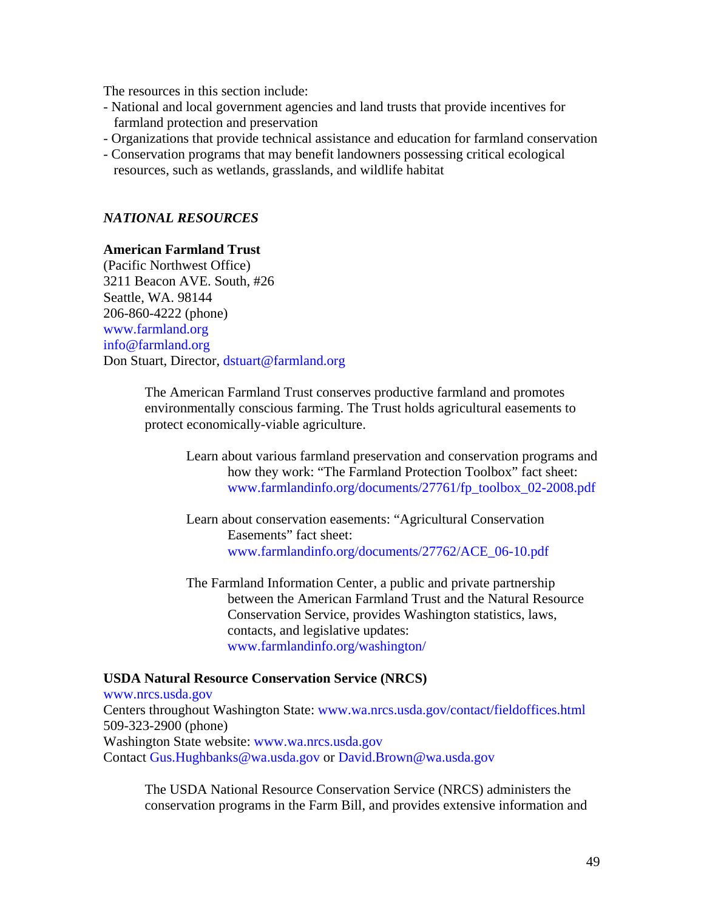The resources in this section include:

- National and local government agencies and land trusts that provide incentives for farmland protection and preservation
- Organizations that provide technical assistance and education for farmland conservation
- Conservation programs that may benefit landowners possessing critical ecological resources, such as wetlands, grasslands, and wildlife habitat

## *NATIONAL RESOURCES*

**American Farmland Trust**
(Pacific Northwest Office)
3211 Beacon AVE. South, #26
Seattle, WA. 98144
206-860-4222 (phone)
www.farmland.org
info@farmland.org
Don Stuart, Director, dstuart@farmland.org

> The American Farmland Trust conserves productive farmland and promotes environmentally conscious farming. The Trust holds agricultural easements to protect economically-viable agriculture.
>
> Learn about various farmland preservation and conservation programs and how they work: "The Farmland Protection Toolbox" fact sheet: www.farmlandinfo.org/documents/27761/fp_toolbox_02-2008.pdf
>
> Learn about conservation easements: "Agricultural Conservation Easements" fact sheet: www.farmlandinfo.org/documents/27762/ACE_06-10.pdf
>
> The Farmland Information Center, a public and private partnership between the American Farmland Trust and the Natural Resource Conservation Service, provides Washington statistics, laws, contacts, and legislative updates: www.farmlandinfo.org/washington/

**USDA Natural Resource Conservation Service (NRCS)**
www.nrcs.usda.gov
Centers throughout Washington State: www.wa.nrcs.usda.gov/contact/fieldoffices.html
509-323-2900 (phone)
Washington State website: www.wa.nrcs.usda.gov
Contact Gus.Hughbanks@wa.usda.gov or David.Brown@wa.usda.gov

> The USDA National Resource Conservation Service (NRCS) administers the conservation programs in the Farm Bill, and provides extensive information and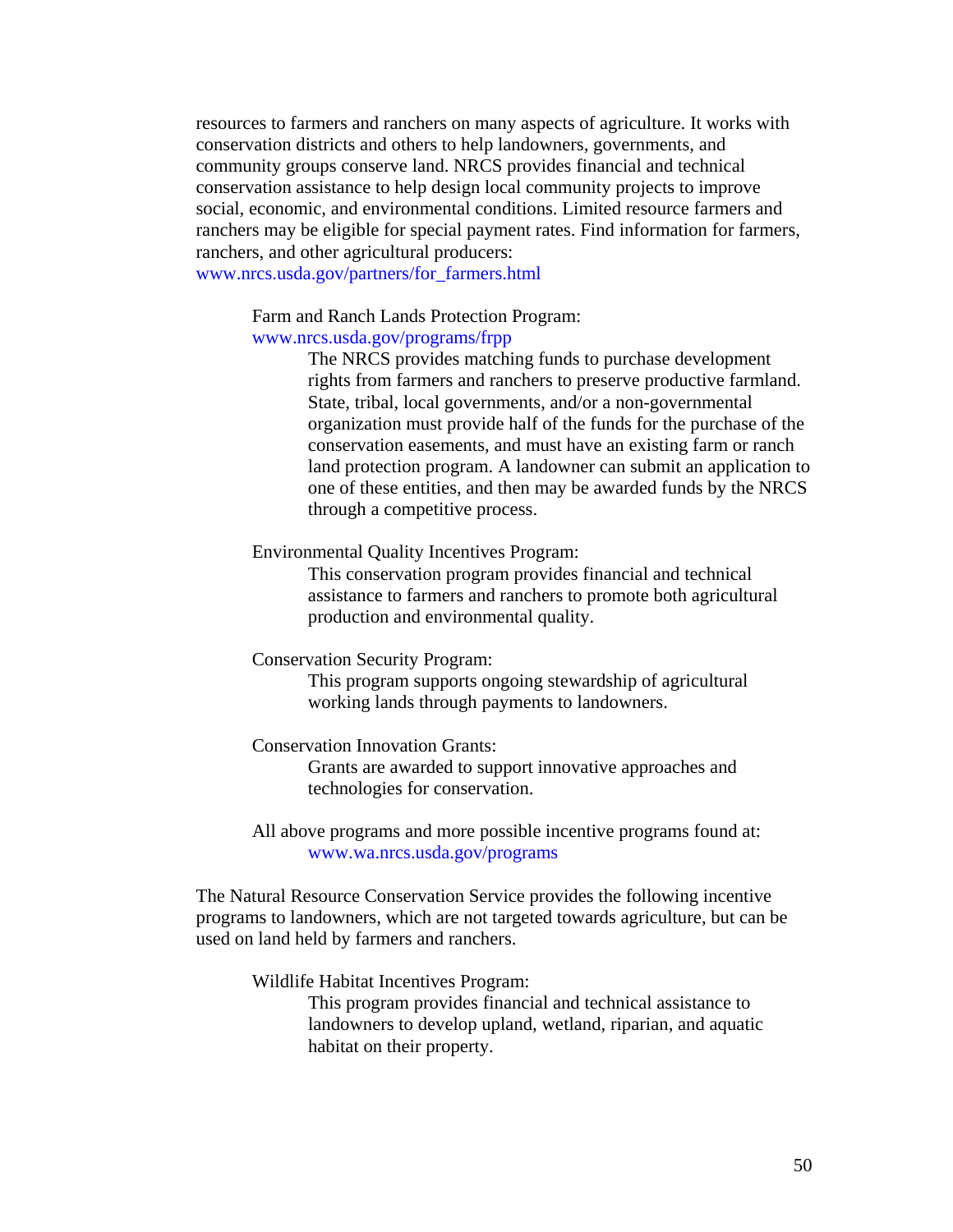resources to farmers and ranchers on many aspects of agriculture. It works with conservation districts and others to help landowners, governments, and community groups conserve land. NRCS provides financial and technical conservation assistance to help design local community projects to improve social, economic, and environmental conditions. Limited resource farmers and ranchers may be eligible for special payment rates. Find information for farmers, ranchers, and other agricultural producers: www.nrcs.usda.gov/partners/for_farmers.html

Farm and Ranch Lands Protection Program: www.nrcs.usda.gov/programs/frpp

> The NRCS provides matching funds to purchase development rights from farmers and ranchers to preserve productive farmland. State, tribal, local governments, and/or a non-governmental organization must provide half of the funds for the purchase of the conservation easements, and must have an existing farm or ranch land protection program. A landowner can submit an application to one of these entities, and then may be awarded funds by the NRCS through a competitive process.

Environmental Quality Incentives Program:

> This conservation program provides financial and technical assistance to farmers and ranchers to promote both agricultural production and environmental quality.

Conservation Security Program:

> This program supports ongoing stewardship of agricultural working lands through payments to landowners.

Conservation Innovation Grants:

> Grants are awarded to support innovative approaches and technologies for conservation.

All above programs and more possible incentive programs found at: www.wa.nrcs.usda.gov/programs

The Natural Resource Conservation Service provides the following incentive programs to landowners, which are not targeted towards agriculture, but can be used on land held by farmers and ranchers.

Wildlife Habitat Incentives Program:

> This program provides financial and technical assistance to landowners to develop upland, wetland, riparian, and aquatic habitat on their property.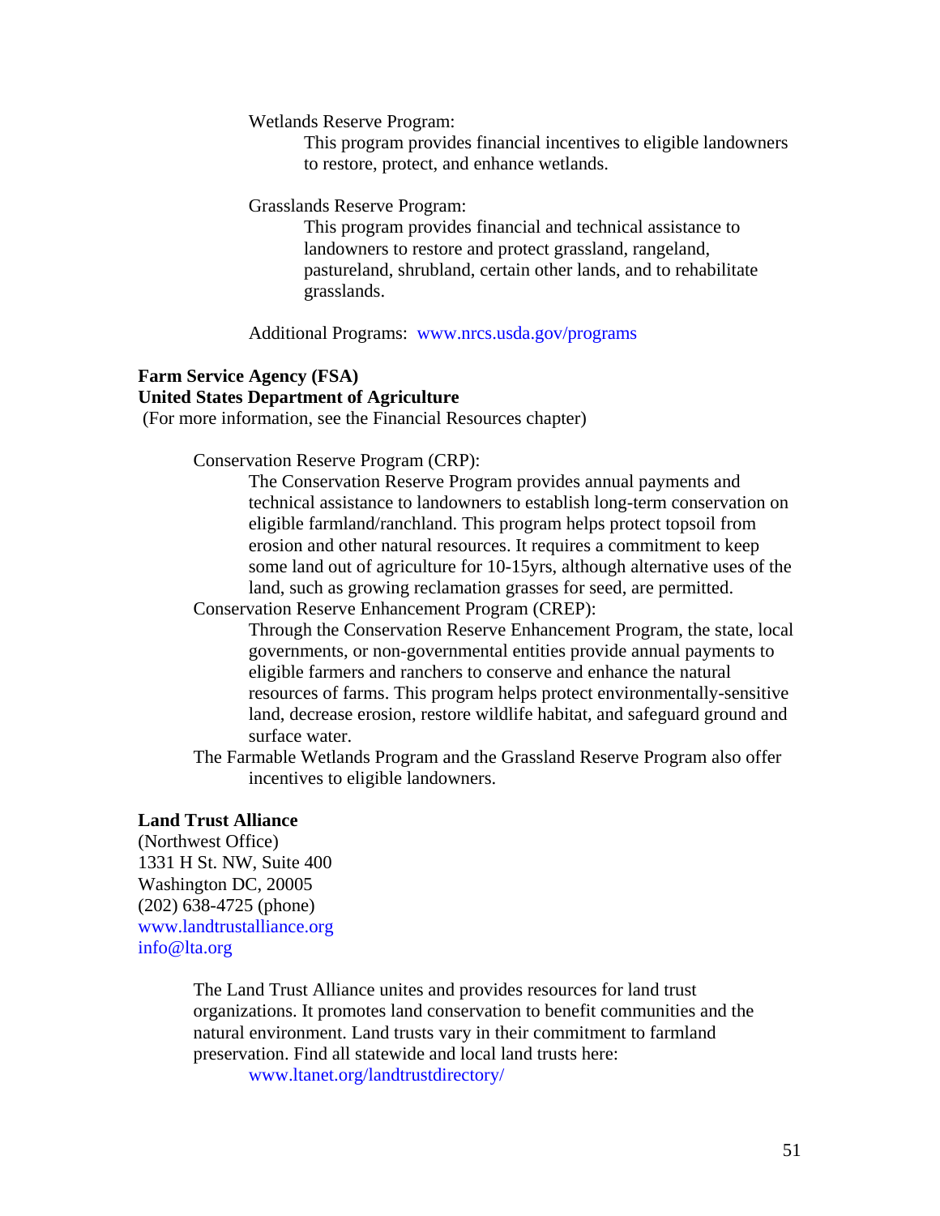Wetlands Reserve Program:

This program provides financial incentives to eligible landowners to restore, protect, and enhance wetlands.

Grasslands Reserve Program:

This program provides financial and technical assistance to landowners to restore and protect grassland, rangeland, pastureland, shrubland, certain other lands, and to rehabilitate grasslands.

Additional Programs: www.nrcs.usda.gov/programs

**Farm Service Agency (FSA)**
**United States Department of Agriculture**
(For more information, see the Financial Resources chapter)

Conservation Reserve Program (CRP):

The Conservation Reserve Program provides annual payments and technical assistance to landowners to establish long-term conservation on eligible farmland/ranchland. This program helps protect topsoil from erosion and other natural resources. It requires a commitment to keep some land out of agriculture for 10-15yrs, although alternative uses of the land, such as growing reclamation grasses for seed, are permitted.

Conservation Reserve Enhancement Program (CREP):

Through the Conservation Reserve Enhancement Program, the state, local governments, or non-governmental entities provide annual payments to eligible farmers and ranchers to conserve and enhance the natural resources of farms. This program helps protect environmentally-sensitive land, decrease erosion, restore wildlife habitat, and safeguard ground and surface water.

The Farmable Wetlands Program and the Grassland Reserve Program also offer incentives to eligible landowners.

**Land Trust Alliance**
(Northwest Office)
1331 H St. NW, Suite 400
Washington DC, 20005
(202) 638-4725 (phone)
www.landtrustalliance.org
info@lta.org

The Land Trust Alliance unites and provides resources for land trust organizations. It promotes land conservation to benefit communities and the natural environment. Land trusts vary in their commitment to farmland preservation. Find all statewide and local land trusts here:

www.ltanet.org/landtrustdirectory/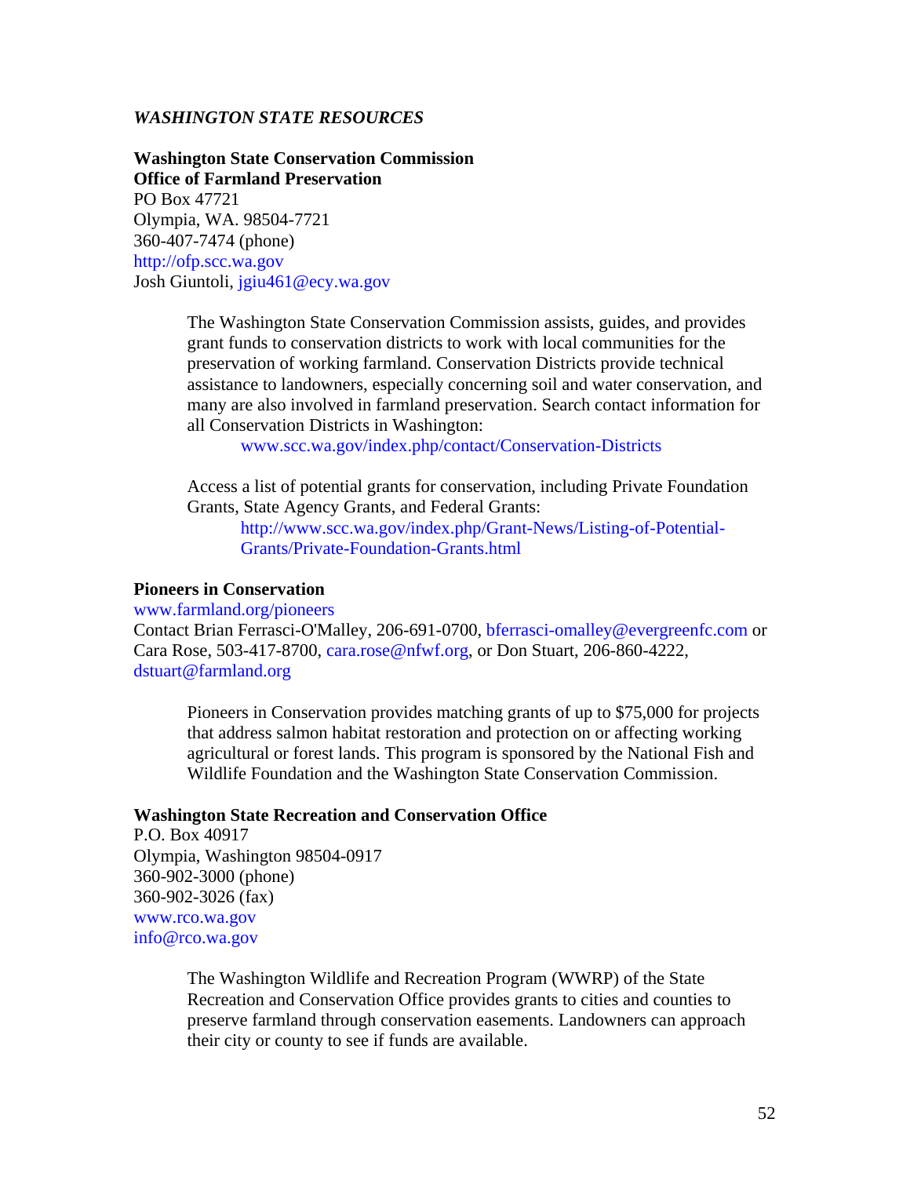## *WASHINGTON STATE RESOURCES*

**Washington State Conservation Commission**
**Office of Farmland Preservation**
PO Box 47721
Olympia, WA. 98504-7721
360-407-7474 (phone)
http://ofp.scc.wa.gov
Josh Giuntoli, jgiu461@ecy.wa.gov

> The Washington State Conservation Commission assists, guides, and provides grant funds to conservation districts to work with local communities for the preservation of working farmland. Conservation Districts provide technical assistance to landowners, especially concerning soil and water conservation, and many are also involved in farmland preservation. Search contact information for all Conservation Districts in Washington:
>
> www.scc.wa.gov/index.php/contact/Conservation-Districts
>
> Access a list of potential grants for conservation, including Private Foundation Grants, State Agency Grants, and Federal Grants:
>
> http://www.scc.wa.gov/index.php/Grant-News/Listing-of-Potential-Grants/Private-Foundation-Grants.html

**Pioneers in Conservation**
www.farmland.org/pioneers
Contact Brian Ferrasci-O'Malley, 206-691-0700, bferrasci-omalley@evergreenfc.com or Cara Rose, 503-417-8700, cara.rose@nfwf.org, or Don Stuart, 206-860-4222, dstuart@farmland.org

> Pioneers in Conservation provides matching grants of up to $75,000 for projects that address salmon habitat restoration and protection on or affecting working agricultural or forest lands. This program is sponsored by the National Fish and Wildlife Foundation and the Washington State Conservation Commission.

**Washington State Recreation and Conservation Office**
P.O. Box 40917
Olympia, Washington 98504-0917
360-902-3000 (phone)
360-902-3026 (fax)
www.rco.wa.gov
info@rco.wa.gov

> The Washington Wildlife and Recreation Program (WWRP) of the State Recreation and Conservation Office provides grants to cities and counties to preserve farmland through conservation easements. Landowners can approach their city or county to see if funds are available.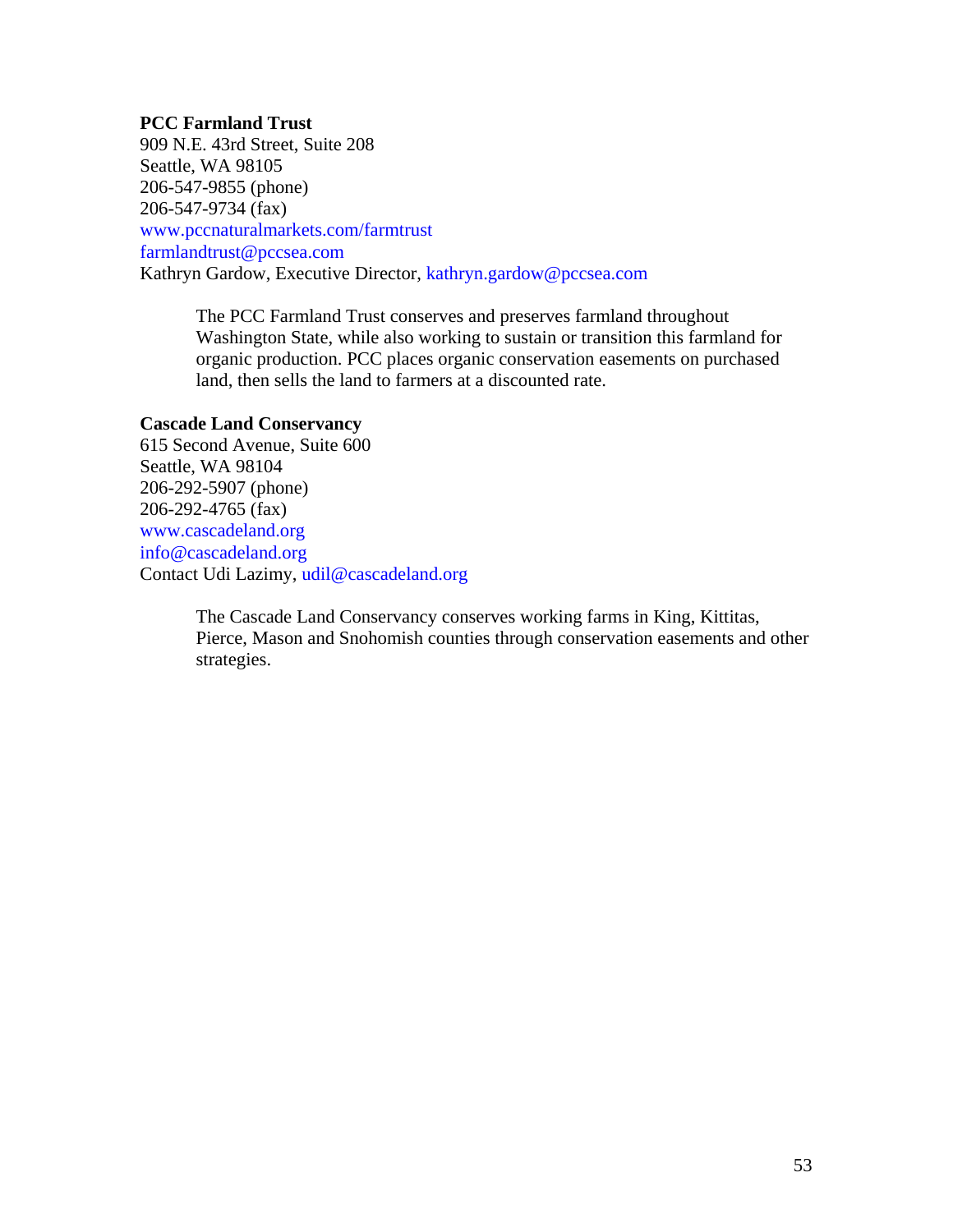**PCC Farmland Trust**
909 N.E. 43rd Street, Suite 208
Seattle, WA 98105
206-547-9855 (phone)
206-547-9734 (fax)
www.pccnaturalmarkets.com/farmtrust
farmlandtrust@pccsea.com
Kathryn Gardow, Executive Director, kathryn.gardow@pccsea.com

> The PCC Farmland Trust conserves and preserves farmland throughout Washington State, while also working to sustain or transition this farmland for organic production. PCC places organic conservation easements on purchased land, then sells the land to farmers at a discounted rate.

**Cascade Land Conservancy**
615 Second Avenue, Suite 600
Seattle, WA 98104
206-292-5907 (phone)
206-292-4765 (fax)
www.cascadeland.org
info@cascadeland.org
Contact Udi Lazimy, udil@cascadeland.org

> The Cascade Land Conservancy conserves working farms in King, Kittitas, Pierce, Mason and Snohomish counties through conservation easements and other strategies.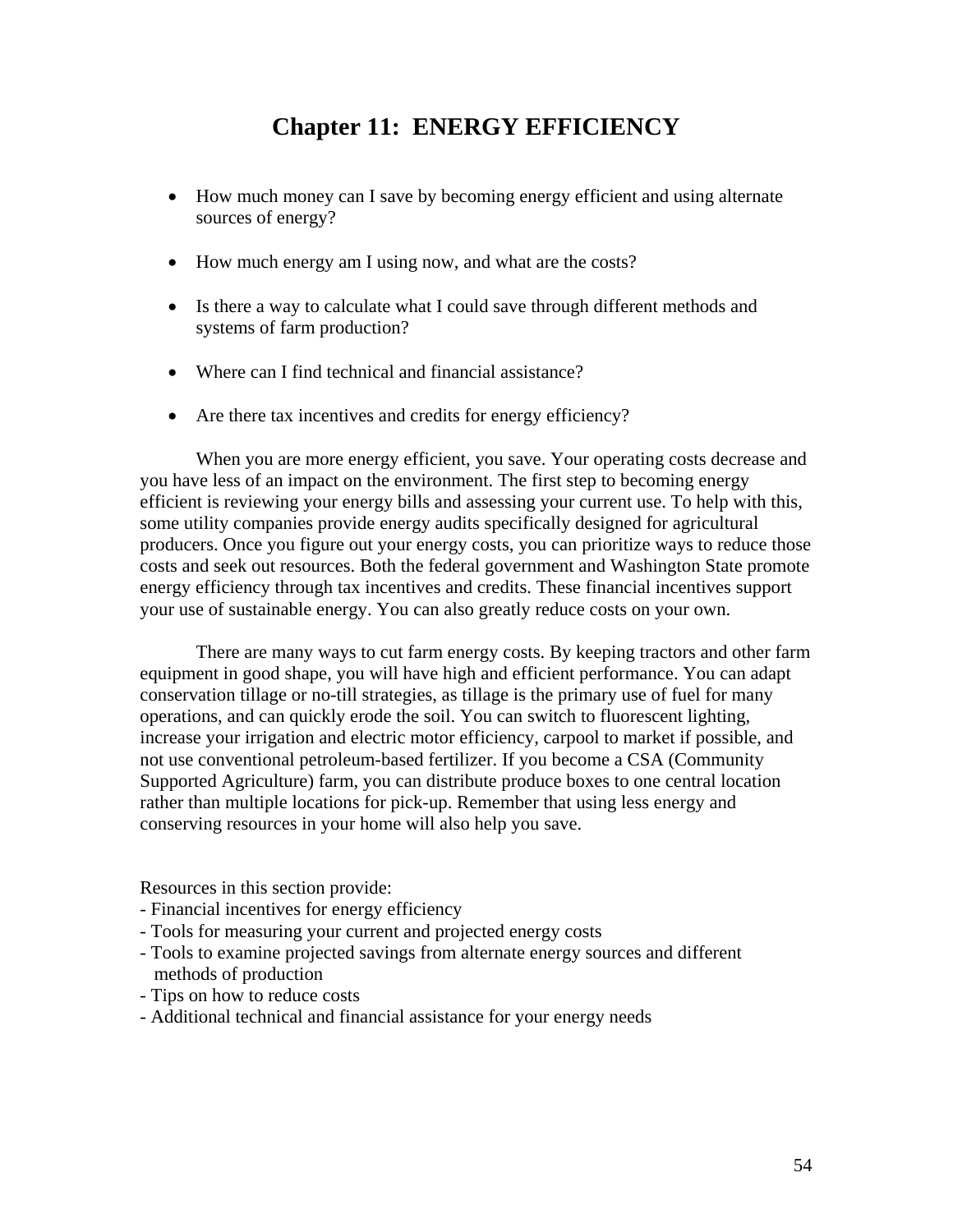# Chapter 11: ENERGY EFFICIENCY

- How much money can I save by becoming energy efficient and using alternate sources of energy?
- How much energy am I using now, and what are the costs?
- Is there a way to calculate what I could save through different methods and systems of farm production?
- Where can I find technical and financial assistance?
- Are there tax incentives and credits for energy efficiency?

When you are more energy efficient, you save. Your operating costs decrease and you have less of an impact on the environment. The first step to becoming energy efficient is reviewing your energy bills and assessing your current use. To help with this, some utility companies provide energy audits specifically designed for agricultural producers. Once you figure out your energy costs, you can prioritize ways to reduce those costs and seek out resources. Both the federal government and Washington State promote energy efficiency through tax incentives and credits. These financial incentives support your use of sustainable energy. You can also greatly reduce costs on your own.

There are many ways to cut farm energy costs. By keeping tractors and other farm equipment in good shape, you will have high and efficient performance. You can adapt conservation tillage or no-till strategies, as tillage is the primary use of fuel for many operations, and can quickly erode the soil. You can switch to fluorescent lighting, increase your irrigation and electric motor efficiency, carpool to market if possible, and not use conventional petroleum-based fertilizer. If you become a CSA (Community Supported Agriculture) farm, you can distribute produce boxes to one central location rather than multiple locations for pick-up. Remember that using less energy and conserving resources in your home will also help you save.

Resources in this section provide:
- Financial incentives for energy efficiency
- Tools for measuring your current and projected energy costs
- Tools to examine projected savings from alternate energy sources and different methods of production
- Tips on how to reduce costs
- Additional technical and financial assistance for your energy needs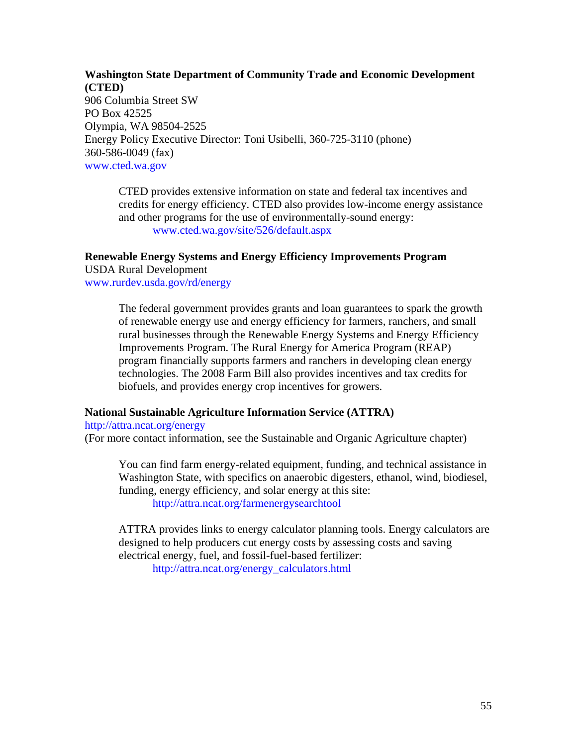**Washington State Department of Community Trade and Economic Development (CTED)**
906 Columbia Street SW
PO Box 42525
Olympia, WA 98504-2525
Energy Policy Executive Director: Toni Usibelli, 360-725-3110 (phone)
360-586-0049 (fax)
www.cted.wa.gov

> CTED provides extensive information on state and federal tax incentives and credits for energy efficiency. CTED also provides low-income energy assistance and other programs for the use of environmentally-sound energy:
> www.cted.wa.gov/site/526/default.aspx

**Renewable Energy Systems and Energy Efficiency Improvements Program**
USDA Rural Development
www.rurdev.usda.gov/rd/energy

> The federal government provides grants and loan guarantees to spark the growth of renewable energy use and energy efficiency for farmers, ranchers, and small rural businesses through the Renewable Energy Systems and Energy Efficiency Improvements Program. The Rural Energy for America Program (REAP) program financially supports farmers and ranchers in developing clean energy technologies. The 2008 Farm Bill also provides incentives and tax credits for biofuels, and provides energy crop incentives for growers.

**National Sustainable Agriculture Information Service (ATTRA)**
http://attra.ncat.org/energy
(For more contact information, see the Sustainable and Organic Agriculture chapter)

> You can find farm energy-related equipment, funding, and technical assistance in Washington State, with specifics on anaerobic digesters, ethanol, wind, biodiesel, funding, energy efficiency, and solar energy at this site:
> http://attra.ncat.org/farmenergysearchtool
>
> ATTRA provides links to energy calculator planning tools. Energy calculators are designed to help producers cut energy costs by assessing costs and saving electrical energy, fuel, and fossil-fuel-based fertilizer:
> http://attra.ncat.org/energy_calculators.html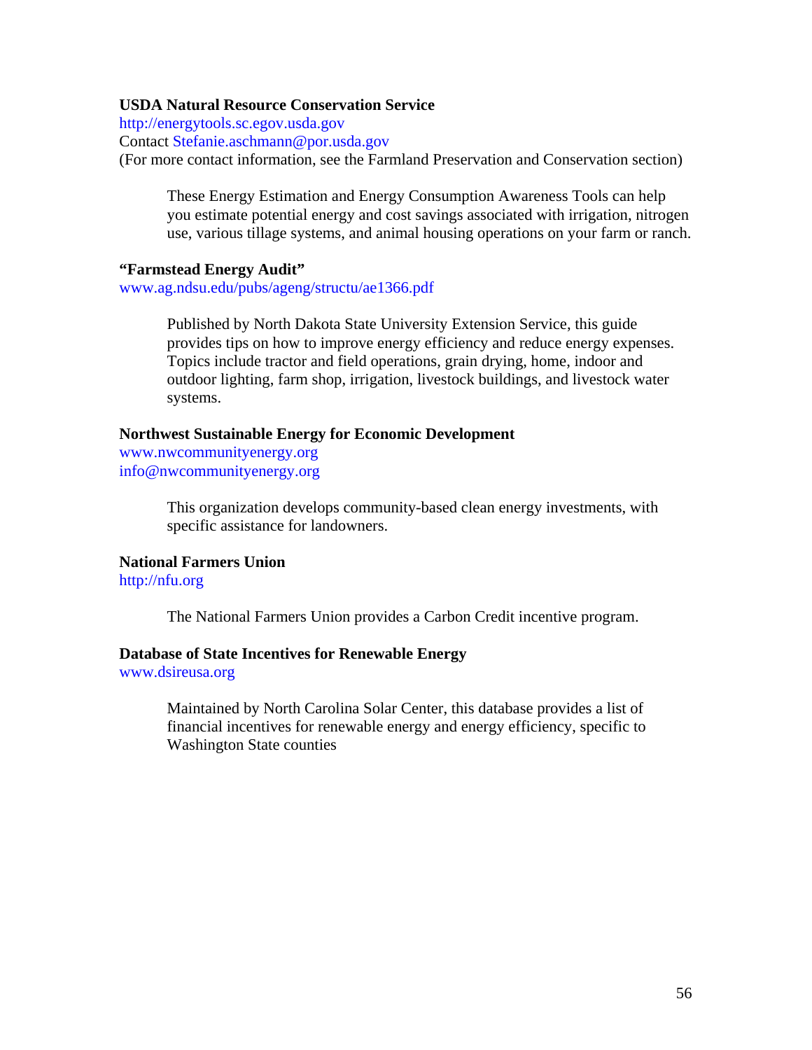**USDA Natural Resource Conservation Service**
http://energytools.sc.egov.usda.gov
Contact Stefanie.aschmann@por.usda.gov
(For more contact information, see the Farmland Preservation and Conservation section)

> These Energy Estimation and Energy Consumption Awareness Tools can help you estimate potential energy and cost savings associated with irrigation, nitrogen use, various tillage systems, and animal housing operations on your farm or ranch.

**"Farmstead Energy Audit"**
www.ag.ndsu.edu/pubs/ageng/structu/ae1366.pdf

> Published by North Dakota State University Extension Service, this guide provides tips on how to improve energy efficiency and reduce energy expenses. Topics include tractor and field operations, grain drying, home, indoor and outdoor lighting, farm shop, irrigation, livestock buildings, and livestock water systems.

**Northwest Sustainable Energy for Economic Development**
www.nwcommunityenergy.org
info@nwcommunityenergy.org

> This organization develops community-based clean energy investments, with specific assistance for landowners.

**National Farmers Union**
http://nfu.org

> The National Farmers Union provides a Carbon Credit incentive program.

**Database of State Incentives for Renewable Energy**
www.dsireusa.org

> Maintained by North Carolina Solar Center, this database provides a list of financial incentives for renewable energy and energy efficiency, specific to Washington State counties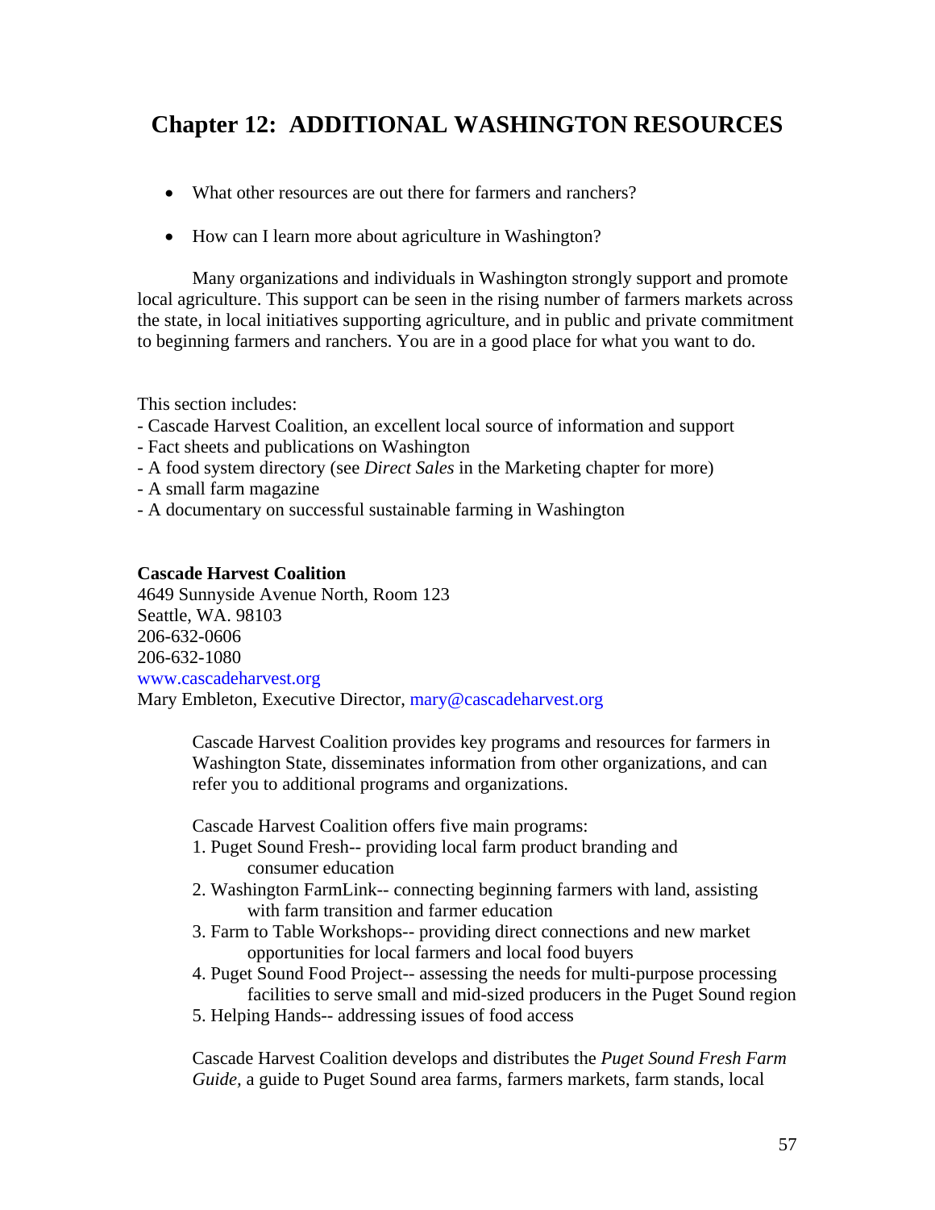# Chapter 12: ADDITIONAL WASHINGTON RESOURCES

- What other resources are out there for farmers and ranchers?
- How can I learn more about agriculture in Washington?

Many organizations and individuals in Washington strongly support and promote local agriculture. This support can be seen in the rising number of farmers markets across the state, in local initiatives supporting agriculture, and in public and private commitment to beginning farmers and ranchers. You are in a good place for what you want to do.

This section includes:
- Cascade Harvest Coalition, an excellent local source of information and support
- Fact sheets and publications on Washington
- A food system directory (see *Direct Sales* in the Marketing chapter for more)
- A small farm magazine
- A documentary on successful sustainable farming in Washington

**Cascade Harvest Coalition**
4649 Sunnyside Avenue North, Room 123
Seattle, WA. 98103
206-632-0606
206-632-1080
www.cascadeharvest.org
Mary Embleton, Executive Director, mary@cascadeharvest.org

Cascade Harvest Coalition provides key programs and resources for farmers in Washington State, disseminates information from other organizations, and can refer you to additional programs and organizations.

Cascade Harvest Coalition offers five main programs:
1. Puget Sound Fresh-- providing local farm product branding and consumer education
2. Washington FarmLink-- connecting beginning farmers with land, assisting with farm transition and farmer education
3. Farm to Table Workshops-- providing direct connections and new market opportunities for local farmers and local food buyers
4. Puget Sound Food Project-- assessing the needs for multi-purpose processing facilities to serve small and mid-sized producers in the Puget Sound region
5. Helping Hands-- addressing issues of food access

Cascade Harvest Coalition develops and distributes the *Puget Sound Fresh Farm Guide*, a guide to Puget Sound area farms, farmers markets, farm stands, local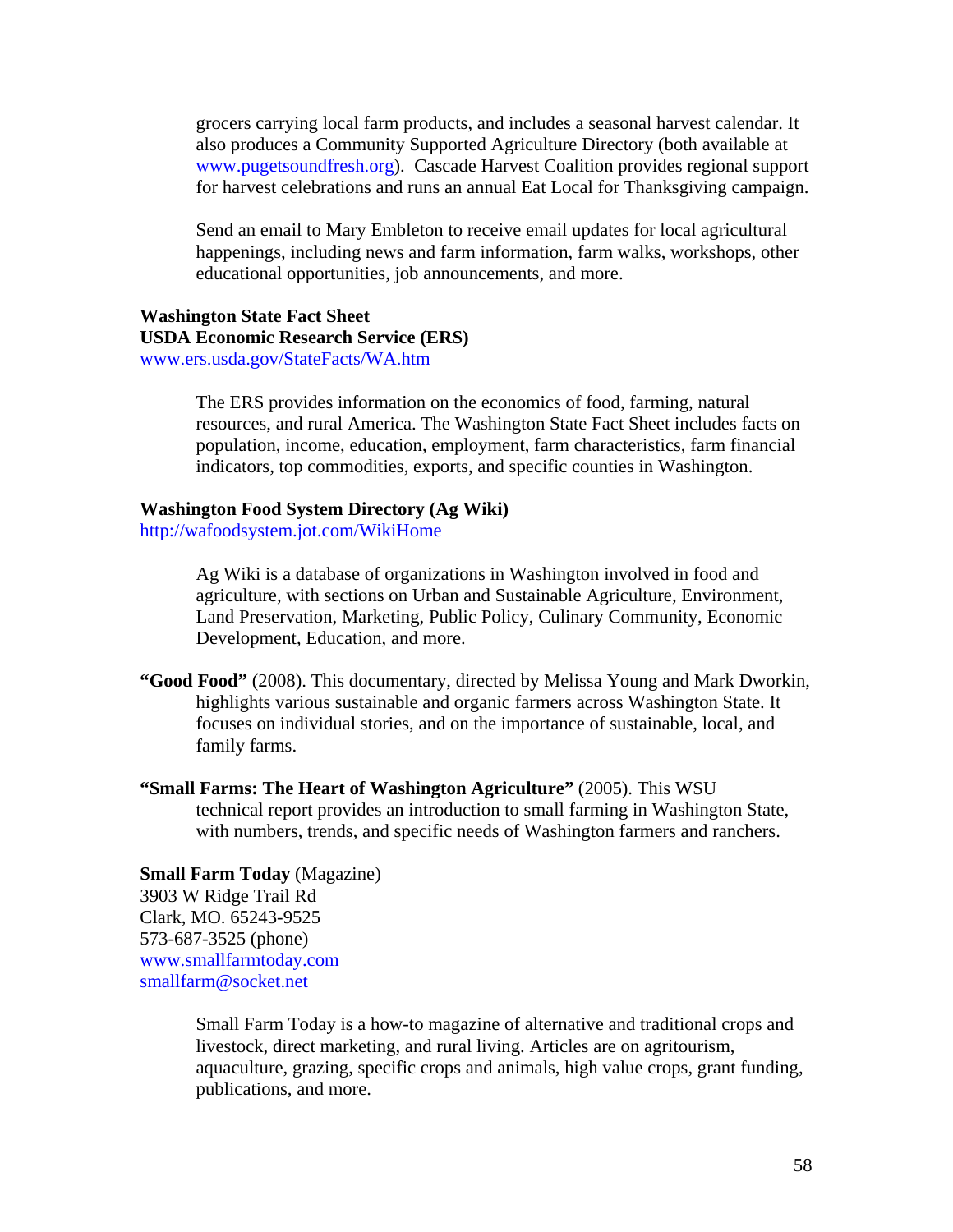grocers carrying local farm products, and includes a seasonal harvest calendar. It also produces a Community Supported Agriculture Directory (both available at www.pugetsoundfresh.org). Cascade Harvest Coalition provides regional support for harvest celebrations and runs an annual Eat Local for Thanksgiving campaign.

Send an email to Mary Embleton to receive email updates for local agricultural happenings, including news and farm information, farm walks, workshops, other educational opportunities, job announcements, and more.

**Washington State Fact Sheet**
**USDA Economic Research Service (ERS)**
www.ers.usda.gov/StateFacts/WA.htm

The ERS provides information on the economics of food, farming, natural resources, and rural America. The Washington State Fact Sheet includes facts on population, income, education, employment, farm characteristics, farm financial indicators, top commodities, exports, and specific counties in Washington.

**Washington Food System Directory (Ag Wiki)**
http://wafoodsystem.jot.com/WikiHome

Ag Wiki is a database of organizations in Washington involved in food and agriculture, with sections on Urban and Sustainable Agriculture, Environment, Land Preservation, Marketing, Public Policy, Culinary Community, Economic Development, Education, and more.

**"Good Food"** (2008). This documentary, directed by Melissa Young and Mark Dworkin, highlights various sustainable and organic farmers across Washington State. It focuses on individual stories, and on the importance of sustainable, local, and family farms.

**"Small Farms: The Heart of Washington Agriculture"** (2005). This WSU technical report provides an introduction to small farming in Washington State, with numbers, trends, and specific needs of Washington farmers and ranchers.

**Small Farm Today** (Magazine)
3903 W Ridge Trail Rd
Clark, MO. 65243-9525
573-687-3525 (phone)
www.smallfarmtoday.com
smallfarm@socket.net

Small Farm Today is a how-to magazine of alternative and traditional crops and livestock, direct marketing, and rural living. Articles are on agritourism, aquaculture, grazing, specific crops and animals, high value crops, grant funding, publications, and more.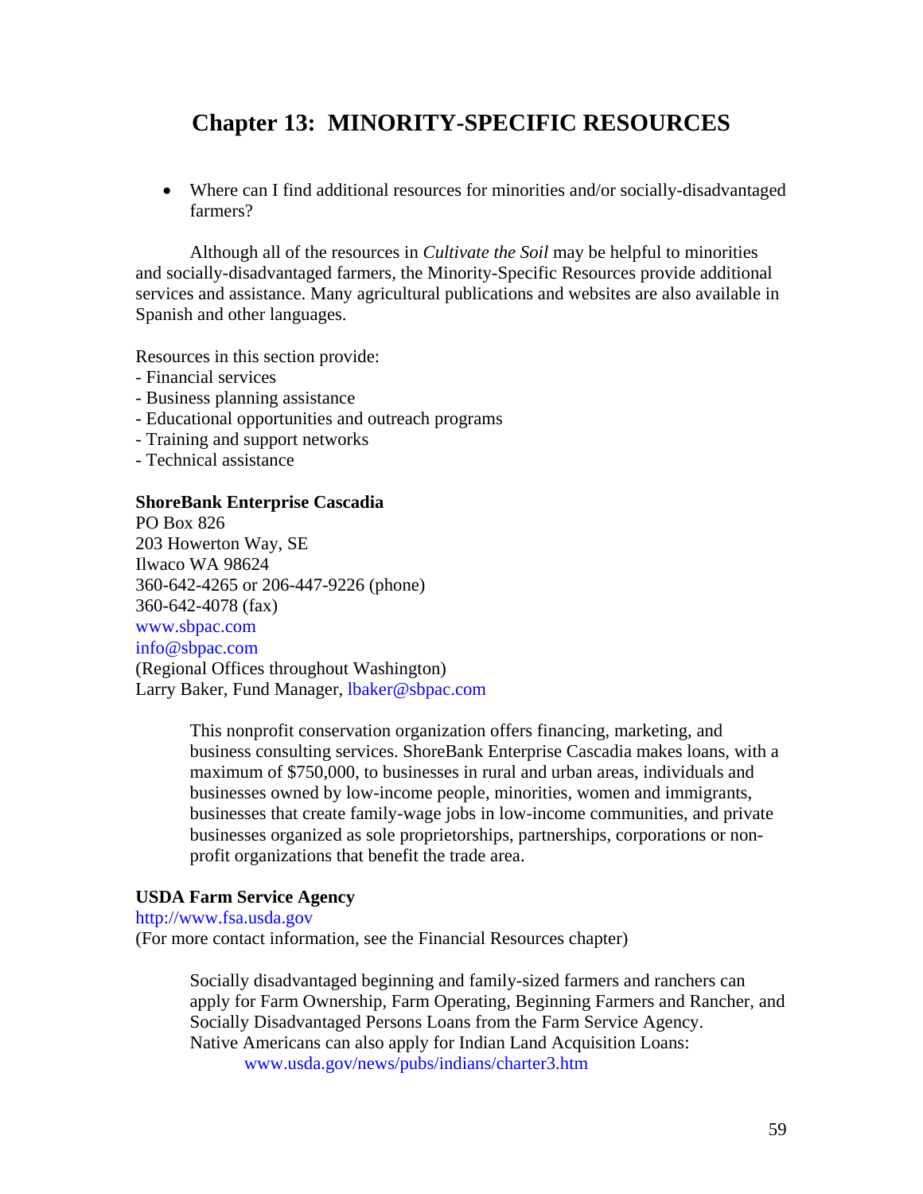# Chapter 13: MINORITY-SPECIFIC RESOURCES

- Where can I find additional resources for minorities and/or socially-disadvantaged farmers?

Although all of the resources in *Cultivate the Soil* may be helpful to minorities and socially-disadvantaged farmers, the Minority-Specific Resources provide additional services and assistance. Many agricultural publications and websites are also available in Spanish and other languages.

Resources in this section provide:
- Financial services
- Business planning assistance
- Educational opportunities and outreach programs
- Training and support networks
- Technical assistance

**ShoreBank Enterprise Cascadia**
PO Box 826
203 Howerton Way, SE
Ilwaco WA 98624
360-642-4265 or 206-447-9226 (phone)
360-642-4078 (fax)
www.sbpac.com
info@sbpac.com
(Regional Offices throughout Washington)
Larry Baker, Fund Manager, lbaker@sbpac.com

> This nonprofit conservation organization offers financing, marketing, and business consulting services. ShoreBank Enterprise Cascadia makes loans, with a maximum of $750,000, to businesses in rural and urban areas, individuals and businesses owned by low-income people, minorities, women and immigrants, businesses that create family-wage jobs in low-income communities, and private businesses organized as sole proprietorships, partnerships, corporations or non-profit organizations that benefit the trade area.

**USDA Farm Service Agency**
http://www.fsa.usda.gov
(For more contact information, see the Financial Resources chapter)

> Socially disadvantaged beginning and family-sized farmers and ranchers can apply for Farm Ownership, Farm Operating, Beginning Farmers and Rancher, and Socially Disadvantaged Persons Loans from the Farm Service Agency.
> Native Americans can also apply for Indian Land Acquisition Loans:
> www.usda.gov/news/pubs/indians/charter3.htm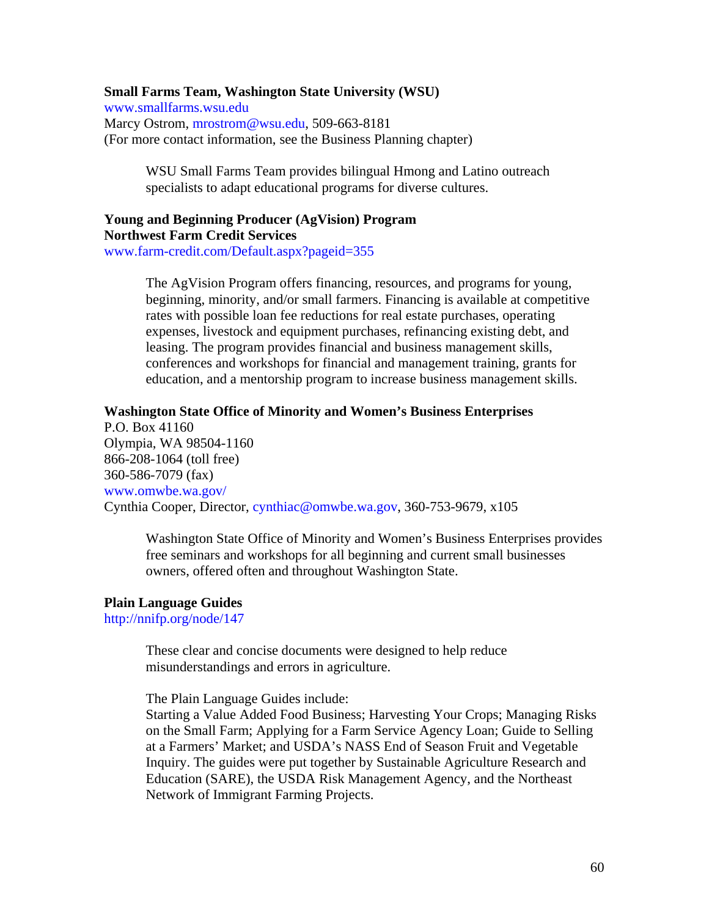**Small Farms Team, Washington State University (WSU)**
www.smallfarms.wsu.edu
Marcy Ostrom, mrostrom@wsu.edu, 509-663-8181
(For more contact information, see the Business Planning chapter)

> WSU Small Farms Team provides bilingual Hmong and Latino outreach specialists to adapt educational programs for diverse cultures.

**Young and Beginning Producer (AgVision) Program**
**Northwest Farm Credit Services**
www.farm-credit.com/Default.aspx?pageid=355

> The AgVision Program offers financing, resources, and programs for young, beginning, minority, and/or small farmers. Financing is available at competitive rates with possible loan fee reductions for real estate purchases, operating expenses, livestock and equipment purchases, refinancing existing debt, and leasing. The program provides financial and business management skills, conferences and workshops for financial and management training, grants for education, and a mentorship program to increase business management skills.

**Washington State Office of Minority and Women's Business Enterprises**
P.O. Box 41160
Olympia, WA 98504-1160
866-208-1064 (toll free)
360-586-7079 (fax)
www.omwbe.wa.gov/
Cynthia Cooper, Director, cynthiac@omwbe.wa.gov, 360-753-9679, x105

> Washington State Office of Minority and Women's Business Enterprises provides free seminars and workshops for all beginning and current small businesses owners, offered often and throughout Washington State.

**Plain Language Guides**
http://nnifp.org/node/147

> These clear and concise documents were designed to help reduce misunderstandings and errors in agriculture.
>
> The Plain Language Guides include:
> Starting a Value Added Food Business; Harvesting Your Crops; Managing Risks on the Small Farm; Applying for a Farm Service Agency Loan; Guide to Selling at a Farmers' Market; and USDA's NASS End of Season Fruit and Vegetable Inquiry. The guides were put together by Sustainable Agriculture Research and Education (SARE), the USDA Risk Management Agency, and the Northeast Network of Immigrant Farming Projects.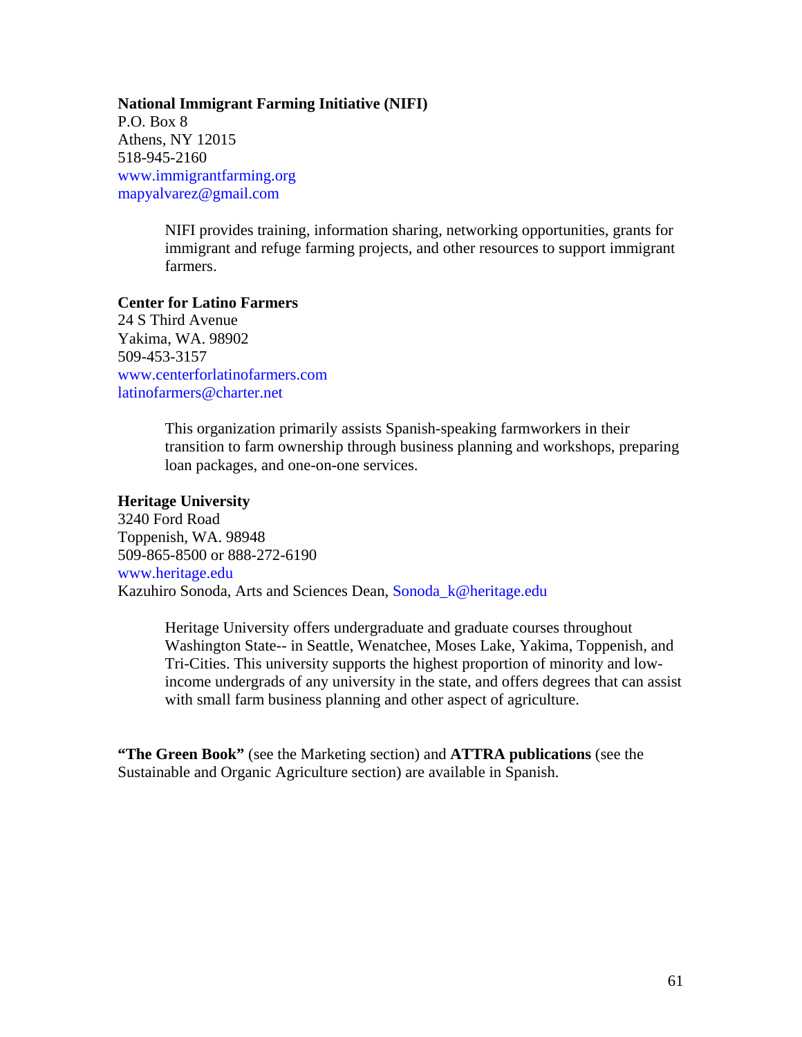**National Immigrant Farming Initiative (NIFI)**
P.O. Box 8
Athens, NY 12015
518-945-2160
www.immigrantfarming.org
mapyalvarez@gmail.com

> NIFI provides training, information sharing, networking opportunities, grants for immigrant and refuge farming projects, and other resources to support immigrant farmers.

**Center for Latino Farmers**
24 S Third Avenue
Yakima, WA. 98902
509-453-3157
www.centerforlatinofarmers.com
latinofarmers@charter.net

> This organization primarily assists Spanish-speaking farmworkers in their transition to farm ownership through business planning and workshops, preparing loan packages, and one-on-one services.

**Heritage University**
3240 Ford Road
Toppenish, WA. 98948
509-865-8500 or 888-272-6190
www.heritage.edu
Kazuhiro Sonoda, Arts and Sciences Dean, Sonoda_k@heritage.edu

> Heritage University offers undergraduate and graduate courses throughout Washington State-- in Seattle, Wenatchee, Moses Lake, Yakima, Toppenish, and Tri-Cities. This university supports the highest proportion of minority and low-income undergrads of any university in the state, and offers degrees that can assist with small farm business planning and other aspect of agriculture.

**"The Green Book"** (see the Marketing section) and **ATTRA publications** (see the Sustainable and Organic Agriculture section) are available in Spanish.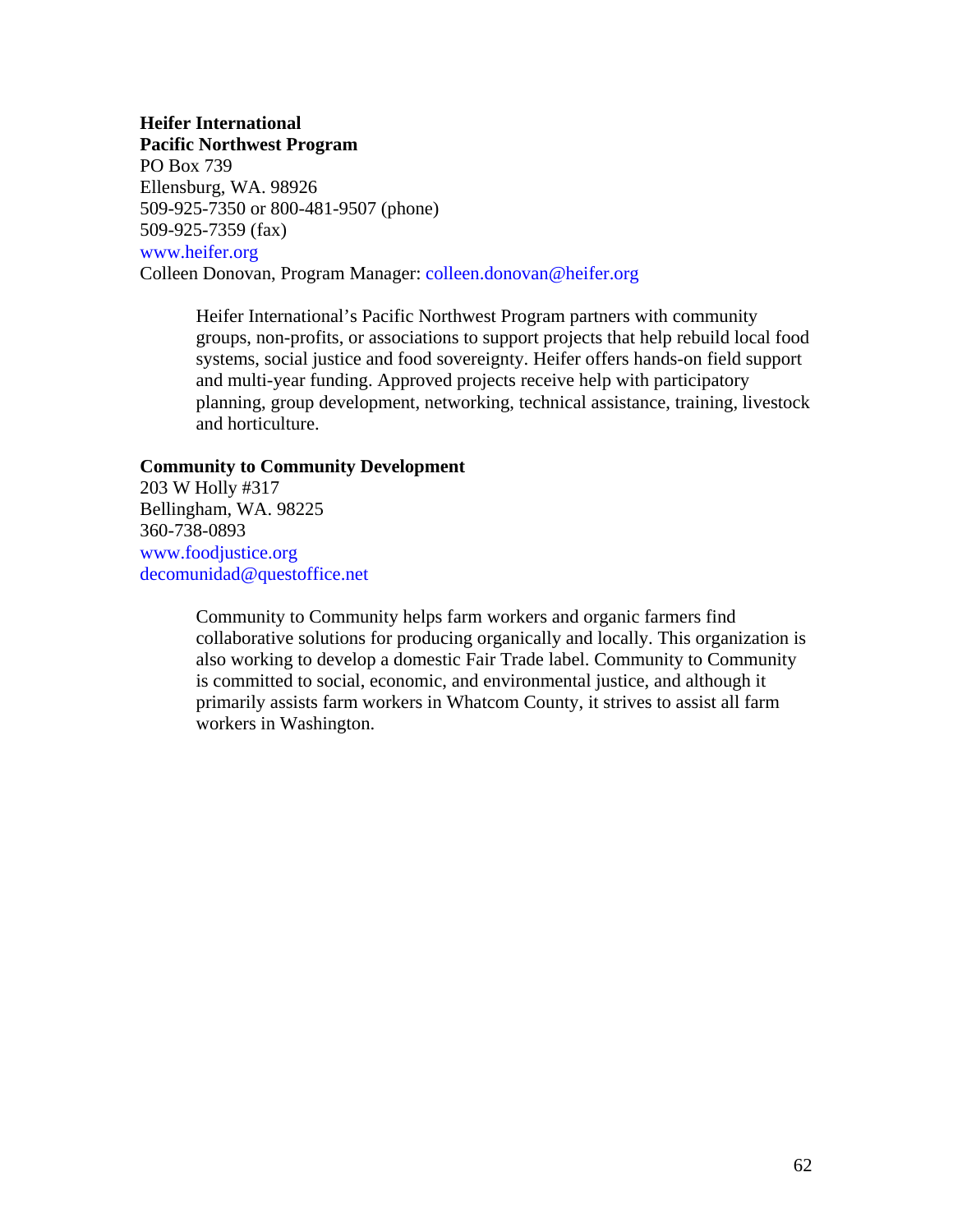**Heifer International**
**Pacific Northwest Program**
PO Box 739
Ellensburg, WA. 98926
509-925-7350 or 800-481-9507 (phone)
509-925-7359 (fax)
www.heifer.org
Colleen Donovan, Program Manager: colleen.donovan@heifer.org

> Heifer International's Pacific Northwest Program partners with community groups, non-profits, or associations to support projects that help rebuild local food systems, social justice and food sovereignty. Heifer offers hands-on field support and multi-year funding. Approved projects receive help with participatory planning, group development, networking, technical assistance, training, livestock and horticulture.

**Community to Community Development**
203 W Holly #317
Bellingham, WA. 98225
360-738-0893
www.foodjustice.org
decomunidad@questoffice.net

> Community to Community helps farm workers and organic farmers find collaborative solutions for producing organically and locally. This organization is also working to develop a domestic Fair Trade label. Community to Community is committed to social, economic, and environmental justice, and although it primarily assists farm workers in Whatcom County, it strives to assist all farm workers in Washington.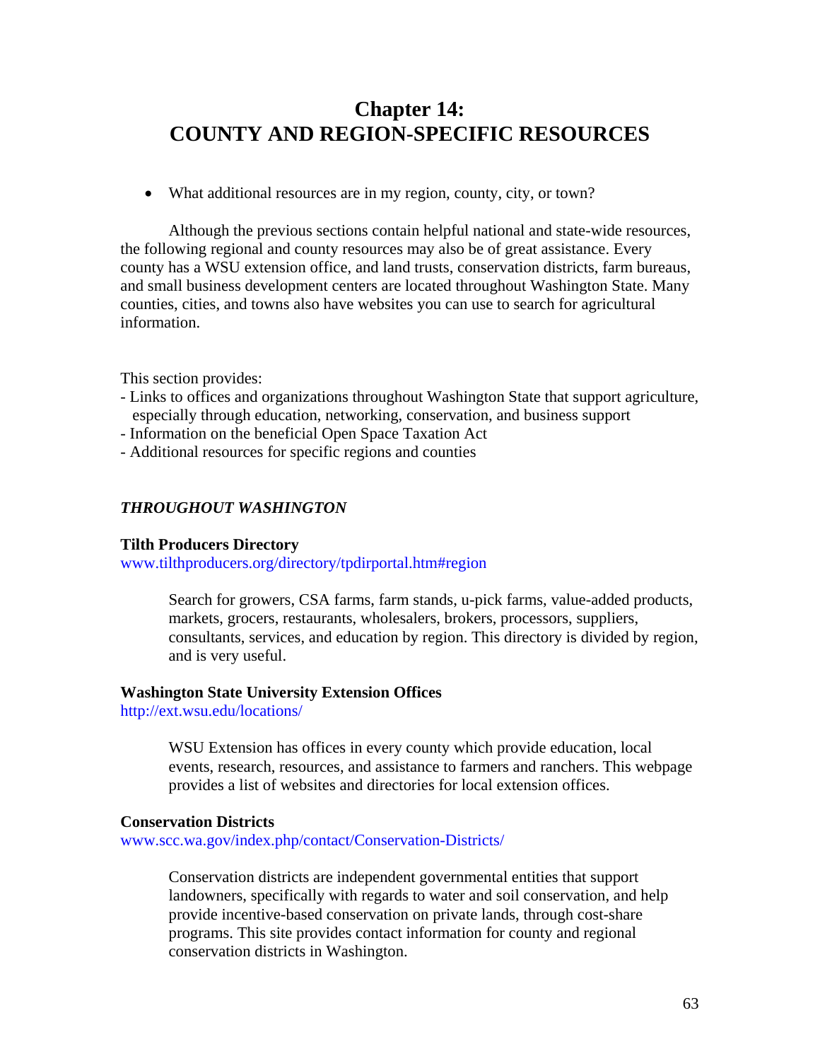# Chapter 14:
# COUNTY AND REGION-SPECIFIC RESOURCES

- What additional resources are in my region, county, city, or town?

Although the previous sections contain helpful national and state-wide resources, the following regional and county resources may also be of great assistance. Every county has a WSU extension office, and land trusts, conservation districts, farm bureaus, and small business development centers are located throughout Washington State. Many counties, cities, and towns also have websites you can use to search for agricultural information.

This section provides:
- Links to offices and organizations throughout Washington State that support agriculture, especially through education, networking, conservation, and business support
- Information on the beneficial Open Space Taxation Act
- Additional resources for specific regions and counties

## *THROUGHOUT WASHINGTON*

**Tilth Producers Directory**
www.tilthproducers.org/directory/tpdirportal.htm#region

> Search for growers, CSA farms, farm stands, u-pick farms, value-added products, markets, grocers, restaurants, wholesalers, brokers, processors, suppliers, consultants, services, and education by region. This directory is divided by region, and is very useful.

**Washington State University Extension Offices**
http://ext.wsu.edu/locations/

> WSU Extension has offices in every county which provide education, local events, research, resources, and assistance to farmers and ranchers. This webpage provides a list of websites and directories for local extension offices.

**Conservation Districts**
www.scc.wa.gov/index.php/contact/Conservation-Districts/

> Conservation districts are independent governmental entities that support landowners, specifically with regards to water and soil conservation, and help provide incentive-based conservation on private lands, through cost-share programs. This site provides contact information for county and regional conservation districts in Washington.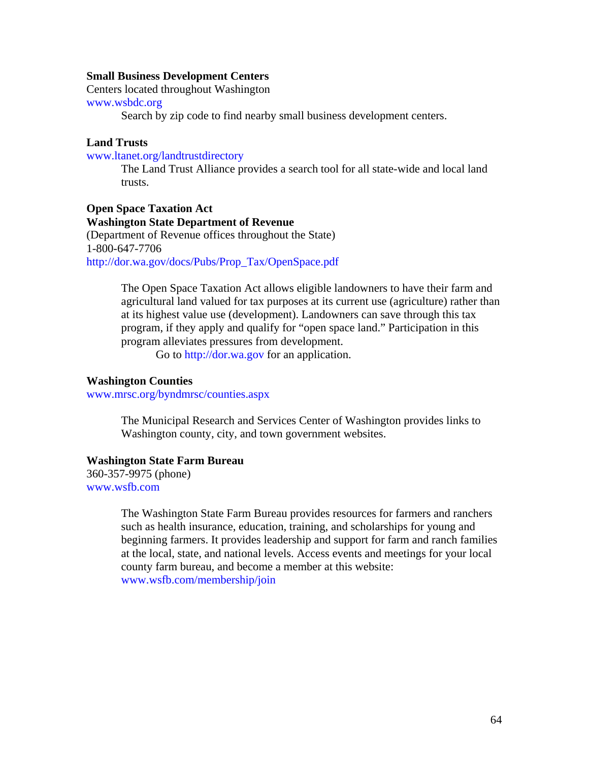**Small Business Development Centers**
Centers located throughout Washington
www.wsbdc.org

Search by zip code to find nearby small business development centers.

**Land Trusts**
www.ltanet.org/landtrustdirectory

The Land Trust Alliance provides a search tool for all state-wide and local land trusts.

**Open Space Taxation Act**
**Washington State Department of Revenue**
(Department of Revenue offices throughout the State)
1-800-647-7706
http://dor.wa.gov/docs/Pubs/Prop_Tax/OpenSpace.pdf

The Open Space Taxation Act allows eligible landowners to have their farm and agricultural land valued for tax purposes at its current use (agriculture) rather than at its highest value use (development). Landowners can save through this tax program, if they apply and qualify for "open space land." Participation in this program alleviates pressures from development.

Go to http://dor.wa.gov for an application.

**Washington Counties**
www.mrsc.org/byndmrsc/counties.aspx

The Municipal Research and Services Center of Washington provides links to Washington county, city, and town government websites.

**Washington State Farm Bureau**
360-357-9975 (phone)
www.wsfb.com

The Washington State Farm Bureau provides resources for farmers and ranchers such as health insurance, education, training, and scholarships for young and beginning farmers. It provides leadership and support for farm and ranch families at the local, state, and national levels. Access events and meetings for your local county farm bureau, and become a member at this website: www.wsfb.com/membership/join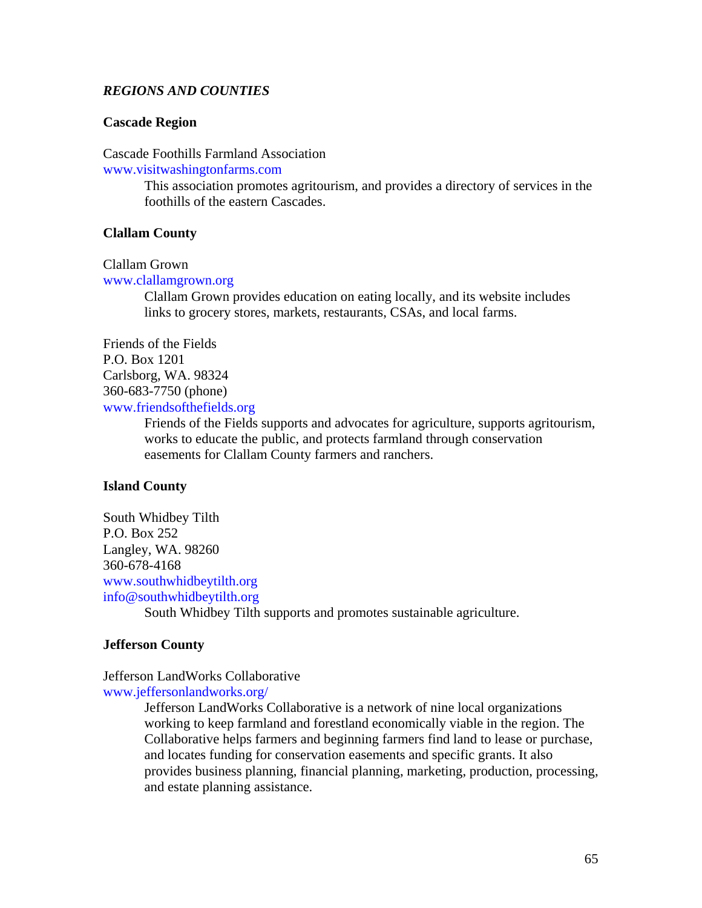### *REGIONS AND COUNTIES*

**Cascade Region**

Cascade Foothills Farmland Association
www.visitwashingtonfarms.com

> This association promotes agritourism, and provides a directory of services in the foothills of the eastern Cascades.

**Clallam County**

Clallam Grown
www.clallamgrown.org

> Clallam Grown provides education on eating locally, and its website includes links to grocery stores, markets, restaurants, CSAs, and local farms.

Friends of the Fields
P.O. Box 1201
Carlsborg, WA. 98324
360-683-7750 (phone)
www.friendsofthefields.org

> Friends of the Fields supports and advocates for agriculture, supports agritourism, works to educate the public, and protects farmland through conservation easements for Clallam County farmers and ranchers.

**Island County**

South Whidbey Tilth
P.O. Box 252
Langley, WA. 98260
360-678-4168
www.southwhidbeytilth.org
info@southwhidbeytilth.org

> South Whidbey Tilth supports and promotes sustainable agriculture.

**Jefferson County**

Jefferson LandWorks Collaborative
www.jeffersonlandworks.org/

> Jefferson LandWorks Collaborative is a network of nine local organizations working to keep farmland and forestland economically viable in the region. The Collaborative helps farmers and beginning farmers find land to lease or purchase, and locates funding for conservation easements and specific grants. It also provides business planning, financial planning, marketing, production, processing, and estate planning assistance.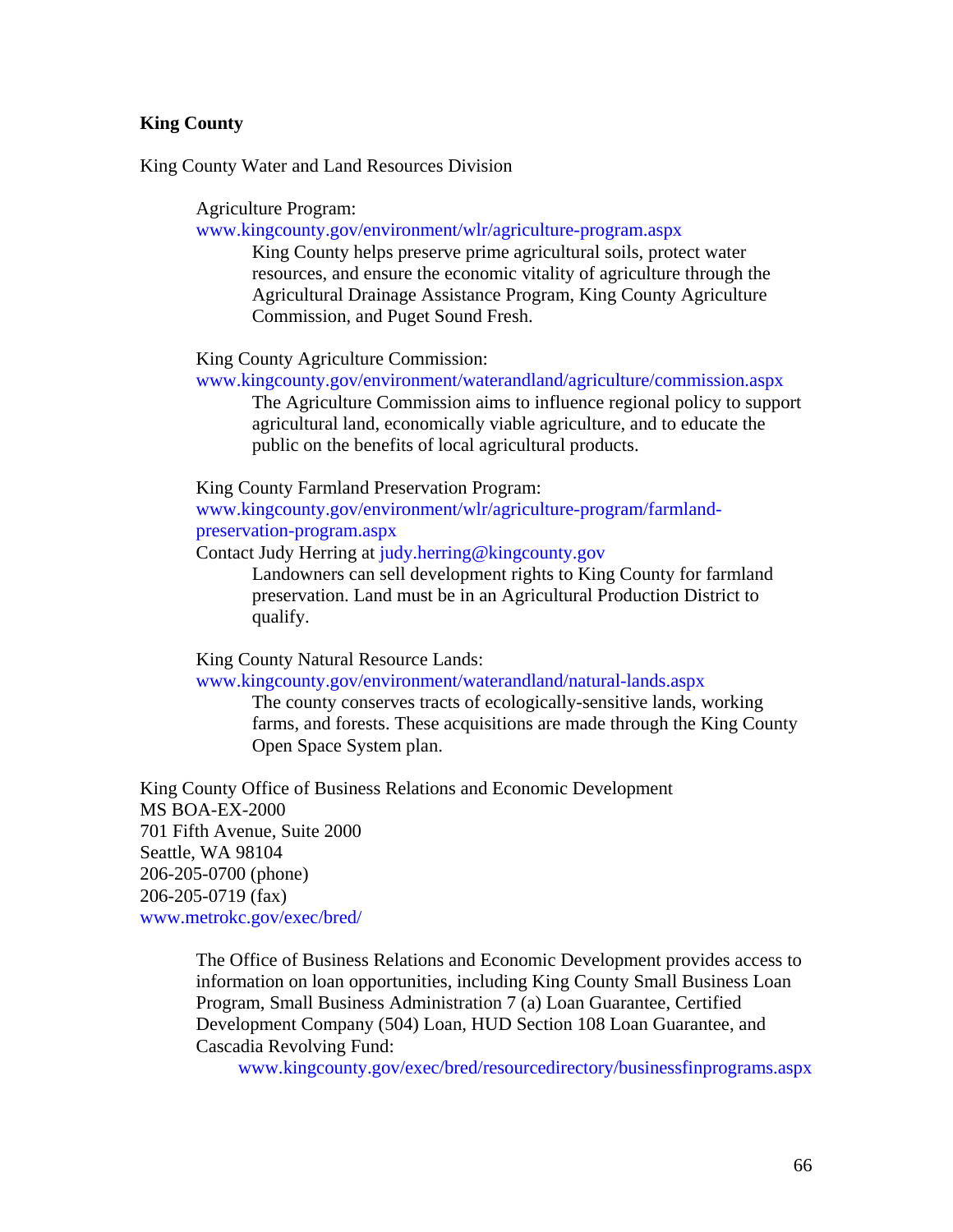**King County**

King County Water and Land Resources Division

Agriculture Program:
www.kingcounty.gov/environment/wlr/agriculture-program.aspx

King County helps preserve prime agricultural soils, protect water resources, and ensure the economic vitality of agriculture through the Agricultural Drainage Assistance Program, King County Agriculture Commission, and Puget Sound Fresh.

King County Agriculture Commission:
www.kingcounty.gov/environment/waterandland/agriculture/commission.aspx

The Agriculture Commission aims to influence regional policy to support agricultural land, economically viable agriculture, and to educate the public on the benefits of local agricultural products.

King County Farmland Preservation Program:
www.kingcounty.gov/environment/wlr/agriculture-program/farmland-preservation-program.aspx
Contact Judy Herring at judy.herring@kingcounty.gov

Landowners can sell development rights to King County for farmland preservation. Land must be in an Agricultural Production District to qualify.

King County Natural Resource Lands:
www.kingcounty.gov/environment/waterandland/natural-lands.aspx

The county conserves tracts of ecologically-sensitive lands, working farms, and forests. These acquisitions are made through the King County Open Space System plan.

King County Office of Business Relations and Economic Development
MS BOA-EX-2000
701 Fifth Avenue, Suite 2000
Seattle, WA 98104
206-205-0700 (phone)
206-205-0719 (fax)
www.metrokc.gov/exec/bred/

The Office of Business Relations and Economic Development provides access to information on loan opportunities, including King County Small Business Loan Program, Small Business Administration 7 (a) Loan Guarantee, Certified Development Company (504) Loan, HUD Section 108 Loan Guarantee, and Cascadia Revolving Fund:

www.kingcounty.gov/exec/bred/resourcedirectory/businessfinprograms.aspx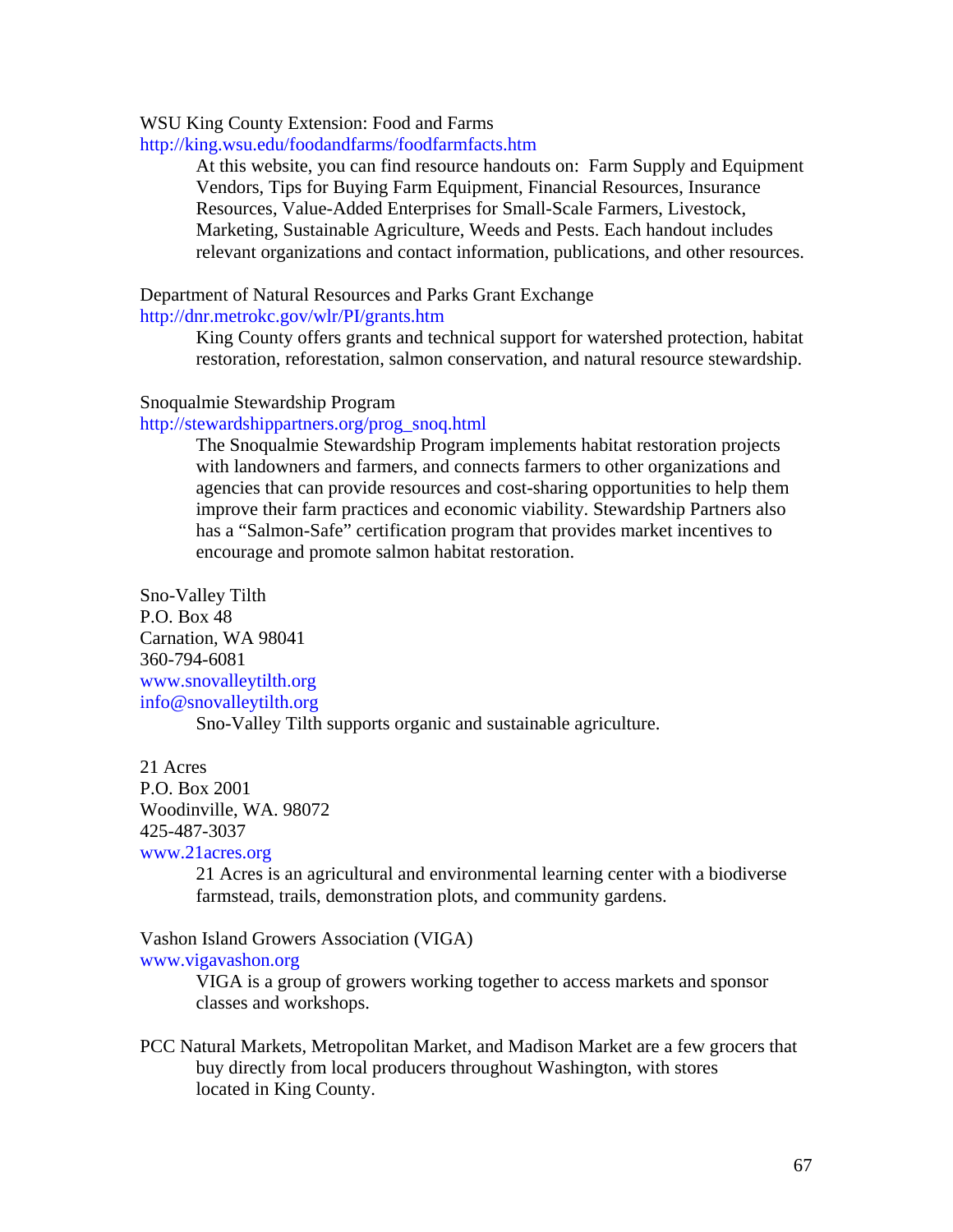WSU King County Extension: Food and Farms
http://king.wsu.edu/foodandfarms/foodfarmfacts.htm

> At this website, you can find resource handouts on: Farm Supply and Equipment Vendors, Tips for Buying Farm Equipment, Financial Resources, Insurance Resources, Value-Added Enterprises for Small-Scale Farmers, Livestock, Marketing, Sustainable Agriculture, Weeds and Pests. Each handout includes relevant organizations and contact information, publications, and other resources.

Department of Natural Resources and Parks Grant Exchange
http://dnr.metrokc.gov/wlr/PI/grants.htm

> King County offers grants and technical support for watershed protection, habitat restoration, reforestation, salmon conservation, and natural resource stewardship.

Snoqualmie Stewardship Program
http://stewardshippartners.org/prog_snoq.html

> The Snoqualmie Stewardship Program implements habitat restoration projects with landowners and farmers, and connects farmers to other organizations and agencies that can provide resources and cost-sharing opportunities to help them improve their farm practices and economic viability. Stewardship Partners also has a "Salmon-Safe" certification program that provides market incentives to encourage and promote salmon habitat restoration.

Sno-Valley Tilth
P.O. Box 48
Carnation, WA 98041
360-794-6081
www.snovalleytilth.org
info@snovalleytilth.org

> Sno-Valley Tilth supports organic and sustainable agriculture.

21 Acres
P.O. Box 2001
Woodinville, WA. 98072
425-487-3037
www.21acres.org

> 21 Acres is an agricultural and environmental learning center with a biodiverse farmstead, trails, demonstration plots, and community gardens.

Vashon Island Growers Association (VIGA)
www.vigavashon.org

> VIGA is a group of growers working together to access markets and sponsor classes and workshops.

PCC Natural Markets, Metropolitan Market, and Madison Market are a few grocers that buy directly from local producers throughout Washington, with stores located in King County.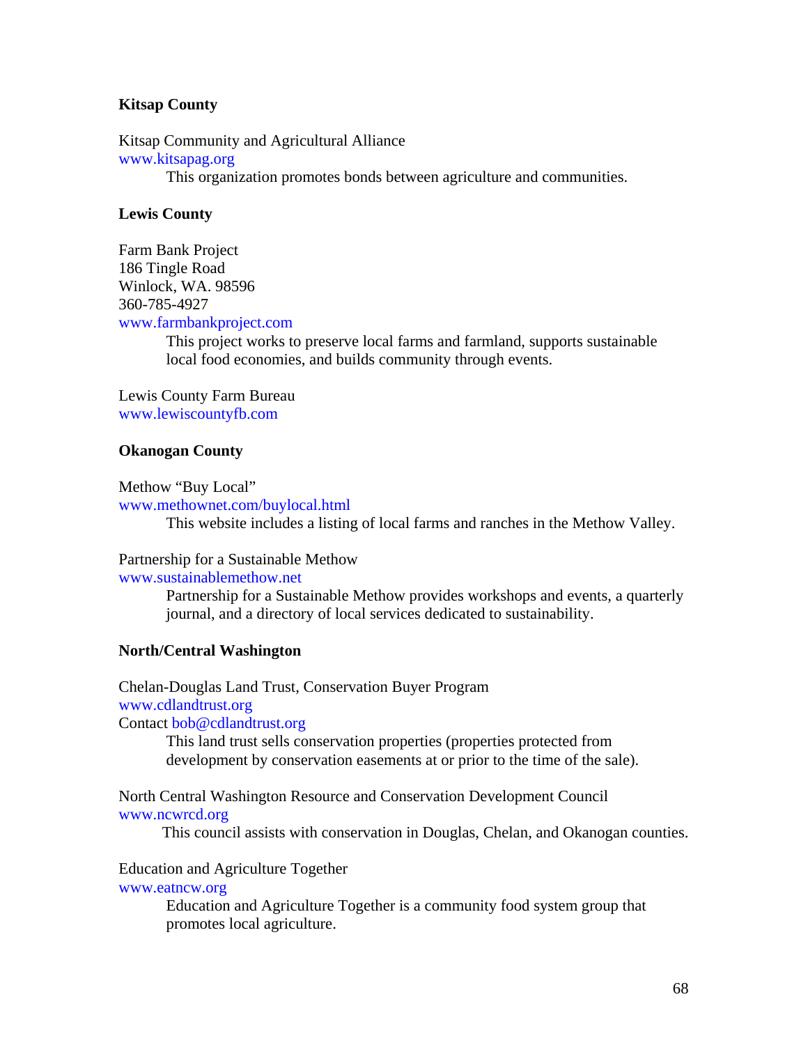### Kitsap County

Kitsap Community and Agricultural Alliance
www.kitsapag.org

This organization promotes bonds between agriculture and communities.

### Lewis County

Farm Bank Project
186 Tingle Road
Winlock, WA. 98596
360-785-4927
www.farmbankproject.com

This project works to preserve local farms and farmland, supports sustainable local food economies, and builds community through events.

Lewis County Farm Bureau
www.lewiscountyfb.com

### Okanogan County

Methow "Buy Local"
www.methownet.com/buylocal.html

This website includes a listing of local farms and ranches in the Methow Valley.

Partnership for a Sustainable Methow
www.sustainablemethow.net

Partnership for a Sustainable Methow provides workshops and events, a quarterly journal, and a directory of local services dedicated to sustainability.

### North/Central Washington

Chelan-Douglas Land Trust, Conservation Buyer Program
www.cdlandtrust.org
Contact bob@cdlandtrust.org

This land trust sells conservation properties (properties protected from development by conservation easements at or prior to the time of the sale).

North Central Washington Resource and Conservation Development Council
www.ncwrcd.org

This council assists with conservation in Douglas, Chelan, and Okanogan counties.

Education and Agriculture Together
www.eatncw.org

Education and Agriculture Together is a community food system group that promotes local agriculture.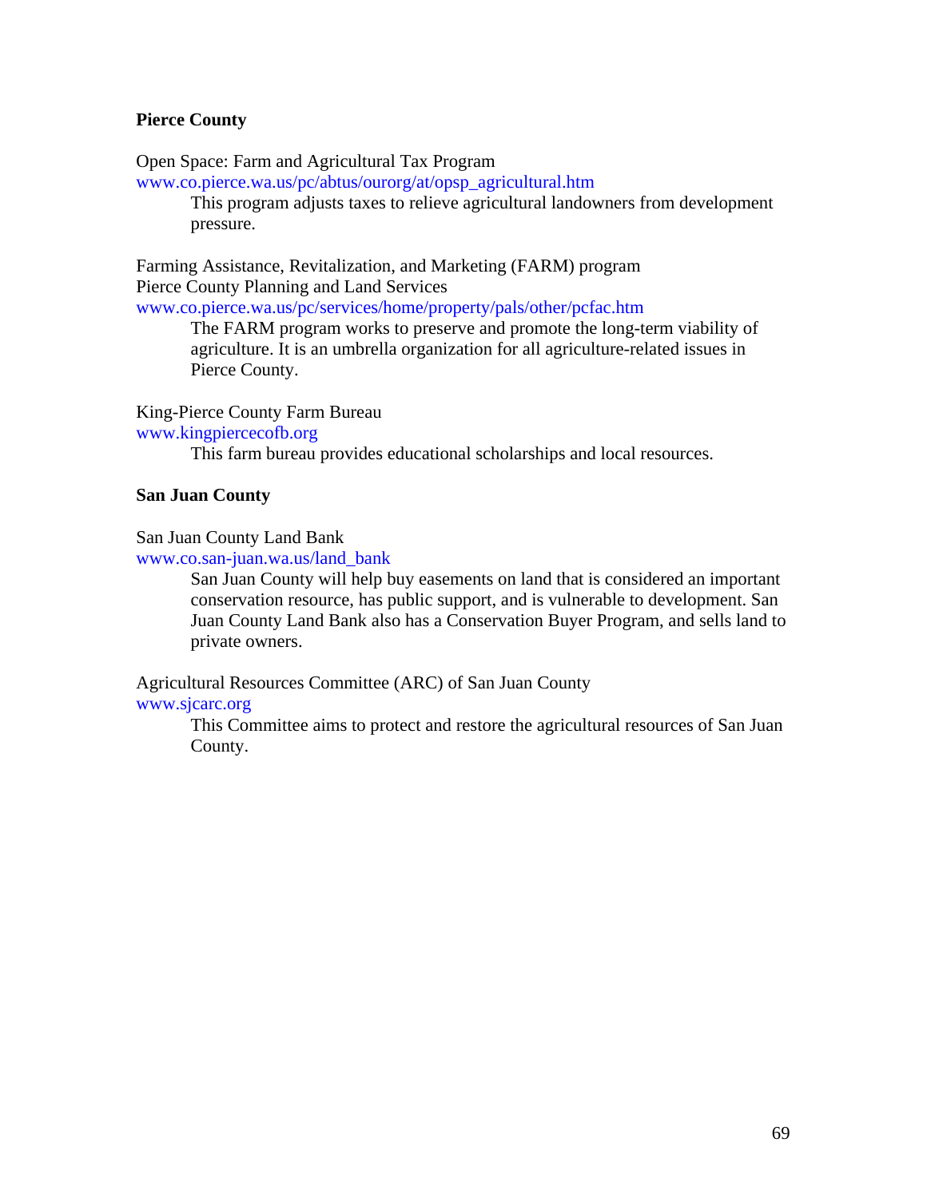**Pierce County**

Open Space: Farm and Agricultural Tax Program
www.co.pierce.wa.us/pc/abtus/ourorg/at/opsp_agricultural.htm

> This program adjusts taxes to relieve agricultural landowners from development pressure.

Farming Assistance, Revitalization, and Marketing (FARM) program
Pierce County Planning and Land Services
www.co.pierce.wa.us/pc/services/home/property/pals/other/pcfac.htm

> The FARM program works to preserve and promote the long-term viability of agriculture. It is an umbrella organization for all agriculture-related issues in Pierce County.

King-Pierce County Farm Bureau
www.kingpiercecofb.org

> This farm bureau provides educational scholarships and local resources.

**San Juan County**

San Juan County Land Bank
www.co.san-juan.wa.us/land_bank

> San Juan County will help buy easements on land that is considered an important conservation resource, has public support, and is vulnerable to development. San Juan County Land Bank also has a Conservation Buyer Program, and sells land to private owners.

Agricultural Resources Committee (ARC) of San Juan County
www.sjcarc.org

> This Committee aims to protect and restore the agricultural resources of San Juan County.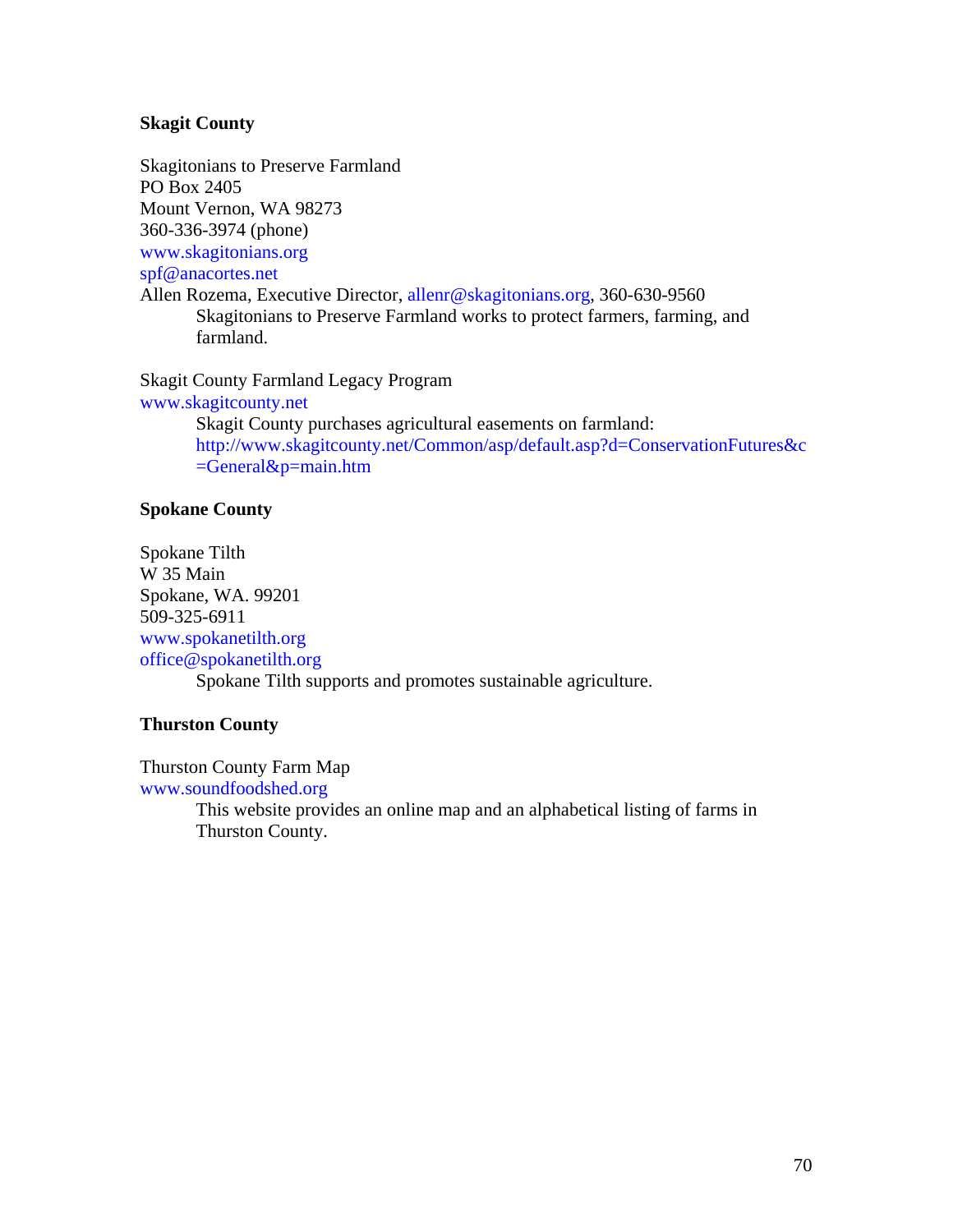**Skagit County**

Skagitonians to Preserve Farmland  
PO Box 2405  
Mount Vernon, WA 98273  
360-336-3974 (phone)  
www.skagitonians.org  
spf@anacortes.net  
Allen Rozema, Executive Director, allenr@skagitonians.org, 360-630-9560

> Skagitonians to Preserve Farmland works to protect farmers, farming, and farmland.

Skagit County Farmland Legacy Program  
www.skagitcounty.net

> Skagit County purchases agricultural easements on farmland: http://www.skagitcounty.net/Common/asp/default.asp?d=ConservationFutures&c=General&p=main.htm

**Spokane County**

Spokane Tilth  
W 35 Main  
Spokane, WA. 99201  
509-325-6911  
www.spokanetilth.org  
office@spokanetilth.org

> Spokane Tilth supports and promotes sustainable agriculture.

**Thurston County**

Thurston County Farm Map  
www.soundfoodshed.org

> This website provides an online map and an alphabetical listing of farms in Thurston County.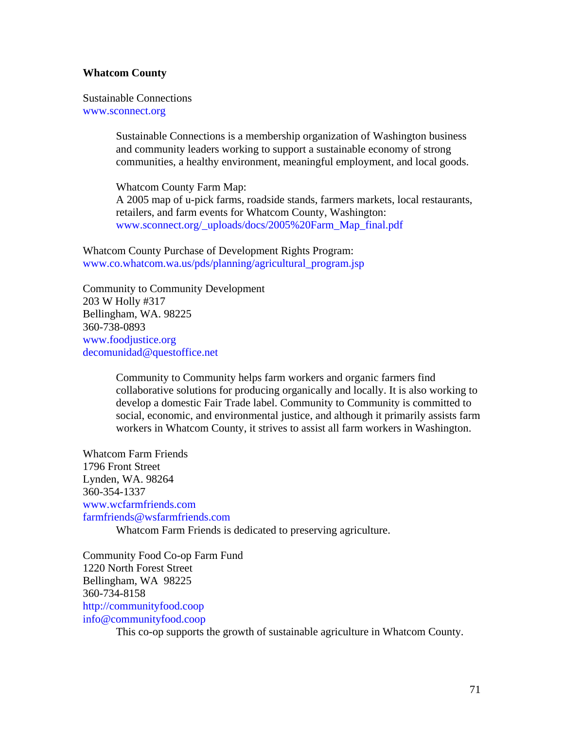**Whatcom County**

Sustainable Connections
www.sconnect.org

> Sustainable Connections is a membership organization of Washington business and community leaders working to support a sustainable economy of strong communities, a healthy environment, meaningful employment, and local goods.
>
> Whatcom County Farm Map:
> A 2005 map of u-pick farms, roadside stands, farmers markets, local restaurants, retailers, and farm events for Whatcom County, Washington:
> www.sconnect.org/_uploads/docs/2005%20Farm_Map_final.pdf

Whatcom County Purchase of Development Rights Program:
www.co.whatcom.wa.us/pds/planning/agricultural_program.jsp

Community to Community Development
203 W Holly #317
Bellingham, WA. 98225
360-738-0893
www.foodjustice.org
decomunidad@questoffice.net

> Community to Community helps farm workers and organic farmers find collaborative solutions for producing organically and locally. It is also working to develop a domestic Fair Trade label. Community to Community is committed to social, economic, and environmental justice, and although it primarily assists farm workers in Whatcom County, it strives to assist all farm workers in Washington.

Whatcom Farm Friends
1796 Front Street
Lynden, WA. 98264
360-354-1337
www.wcfarmfriends.com
farmfriends@wsfarmfriends.com

> Whatcom Farm Friends is dedicated to preserving agriculture.

Community Food Co-op Farm Fund
1220 North Forest Street
Bellingham, WA 98225
360-734-8158
http://communityfood.coop
info@communityfood.coop

> This co-op supports the growth of sustainable agriculture in Whatcom County.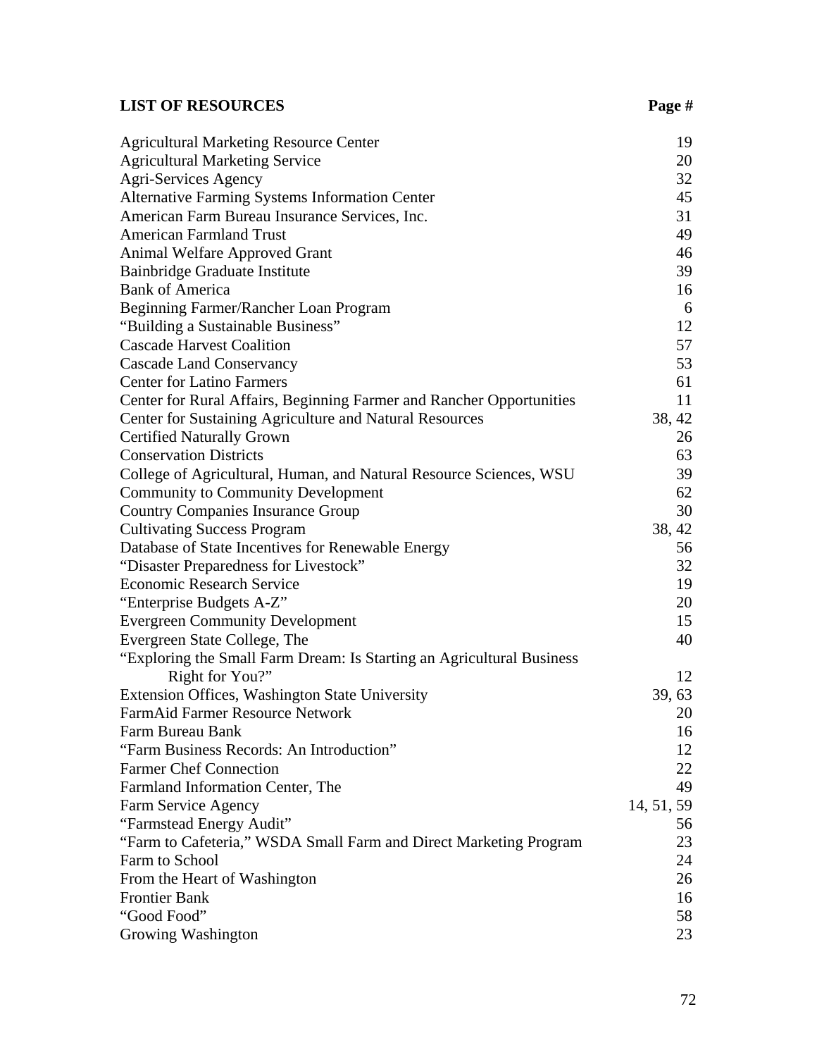| LIST OF RESOURCES | Page # |
| --- | --- |
| Agricultural Marketing Resource Center | 19 |
| Agricultural Marketing Service | 20 |
| Agri-Services Agency | 32 |
| Alternative Farming Systems Information Center | 45 |
| American Farm Bureau Insurance Services, Inc. | 31 |
| American Farmland Trust | 49 |
| Animal Welfare Approved Grant | 46 |
| Bainbridge Graduate Institute | 39 |
| Bank of America | 16 |
| Beginning Farmer/Rancher Loan Program | 6 |
| "Building a Sustainable Business" | 12 |
| Cascade Harvest Coalition | 57 |
| Cascade Land Conservancy | 53 |
| Center for Latino Farmers | 61 |
| Center for Rural Affairs, Beginning Farmer and Rancher Opportunities | 11 |
| Center for Sustaining Agriculture and Natural Resources | 38, 42 |
| Certified Naturally Grown | 26 |
| Conservation Districts | 63 |
| College of Agricultural, Human, and Natural Resource Sciences, WSU | 39 |
| Community to Community Development | 62 |
| Country Companies Insurance Group | 30 |
| Cultivating Success Program | 38, 42 |
| Database of State Incentives for Renewable Energy | 56 |
| "Disaster Preparedness for Livestock" | 32 |
| Economic Research Service | 19 |
| "Enterprise Budgets A-Z" | 20 |
| Evergreen Community Development | 15 |
| Evergreen State College, The | 40 |
| "Exploring the Small Farm Dream: Is Starting an Agricultural Business Right for You?" | 12 |
| Extension Offices, Washington State University | 39, 63 |
| FarmAid Farmer Resource Network | 20 |
| Farm Bureau Bank | 16 |
| "Farm Business Records: An Introduction" | 12 |
| Farmer Chef Connection | 22 |
| Farmland Information Center, The | 49 |
| Farm Service Agency | 14, 51, 59 |
| "Farmstead Energy Audit" | 56 |
| "Farm to Cafeteria," WSDA Small Farm and Direct Marketing Program | 23 |
| Farm to School | 24 |
| From the Heart of Washington | 26 |
| Frontier Bank | 16 |
| "Good Food" | 58 |
| Growing Washington | 23 |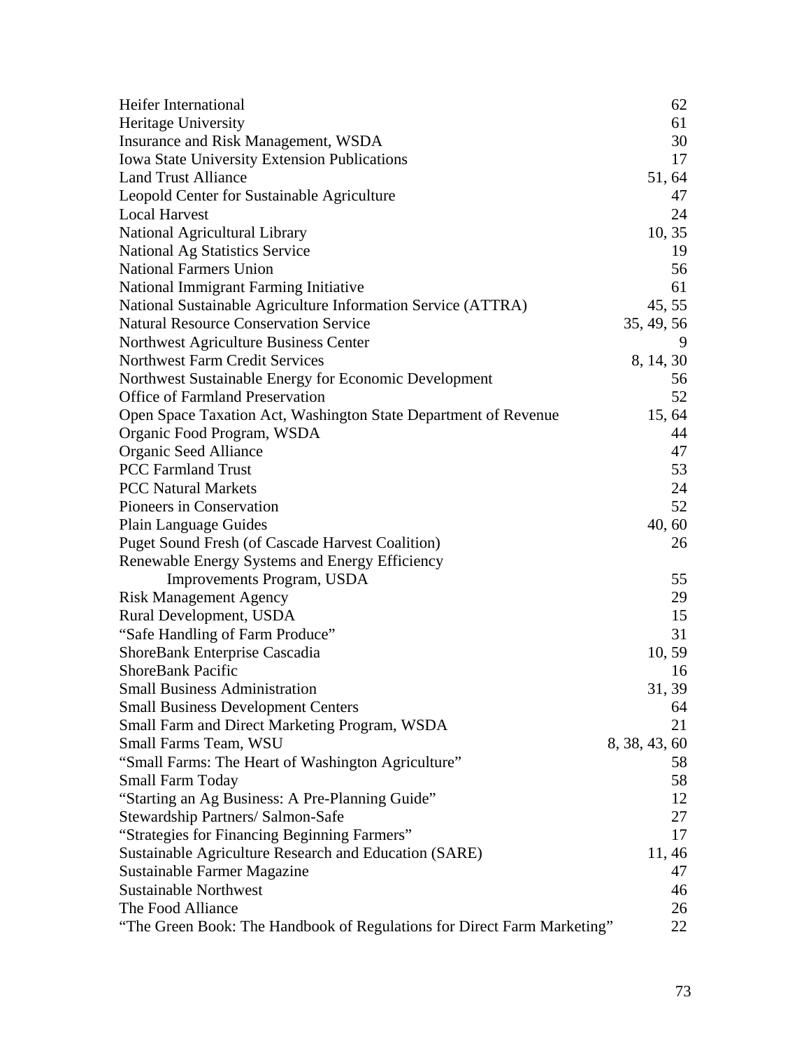| | |
|---|---|
| Heifer International | 62 |
| Heritage University | 61 |
| Insurance and Risk Management, WSDA | 30 |
| Iowa State University Extension Publications | 17 |
| Land Trust Alliance | 51, 64 |
| Leopold Center for Sustainable Agriculture | 47 |
| Local Harvest | 24 |
| National Agricultural Library | 10, 35 |
| National Ag Statistics Service | 19 |
| National Farmers Union | 56 |
| National Immigrant Farming Initiative | 61 |
| National Sustainable Agriculture Information Service (ATTRA) | 45, 55 |
| Natural Resource Conservation Service | 35, 49, 56 |
| Northwest Agriculture Business Center | 9 |
| Northwest Farm Credit Services | 8, 14, 30 |
| Northwest Sustainable Energy for Economic Development | 56 |
| Office of Farmland Preservation | 52 |
| Open Space Taxation Act, Washington State Department of Revenue | 15, 64 |
| Organic Food Program, WSDA | 44 |
| Organic Seed Alliance | 47 |
| PCC Farmland Trust | 53 |
| PCC Natural Markets | 24 |
| Pioneers in Conservation | 52 |
| Plain Language Guides | 40, 60 |
| Puget Sound Fresh (of Cascade Harvest Coalition) | 26 |
| Renewable Energy Systems and Energy Efficiency Improvements Program, USDA | 55 |
| Risk Management Agency | 29 |
| Rural Development, USDA | 15 |
| "Safe Handling of Farm Produce" | 31 |
| ShoreBank Enterprise Cascadia | 10, 59 |
| ShoreBank Pacific | 16 |
| Small Business Administration | 31, 39 |
| Small Business Development Centers | 64 |
| Small Farm and Direct Marketing Program, WSDA | 21 |
| Small Farms Team, WSU | 8, 38, 43, 60 |
| "Small Farms: The Heart of Washington Agriculture" | 58 |
| Small Farm Today | 58 |
| "Starting an Ag Business: A Pre-Planning Guide" | 12 |
| Stewardship Partners/ Salmon-Safe | 27 |
| "Strategies for Financing Beginning Farmers" | 17 |
| Sustainable Agriculture Research and Education (SARE) | 11, 46 |
| Sustainable Farmer Magazine | 47 |
| Sustainable Northwest | 46 |
| The Food Alliance | 26 |
| "The Green Book: The Handbook of Regulations for Direct Farm Marketing" | 22 |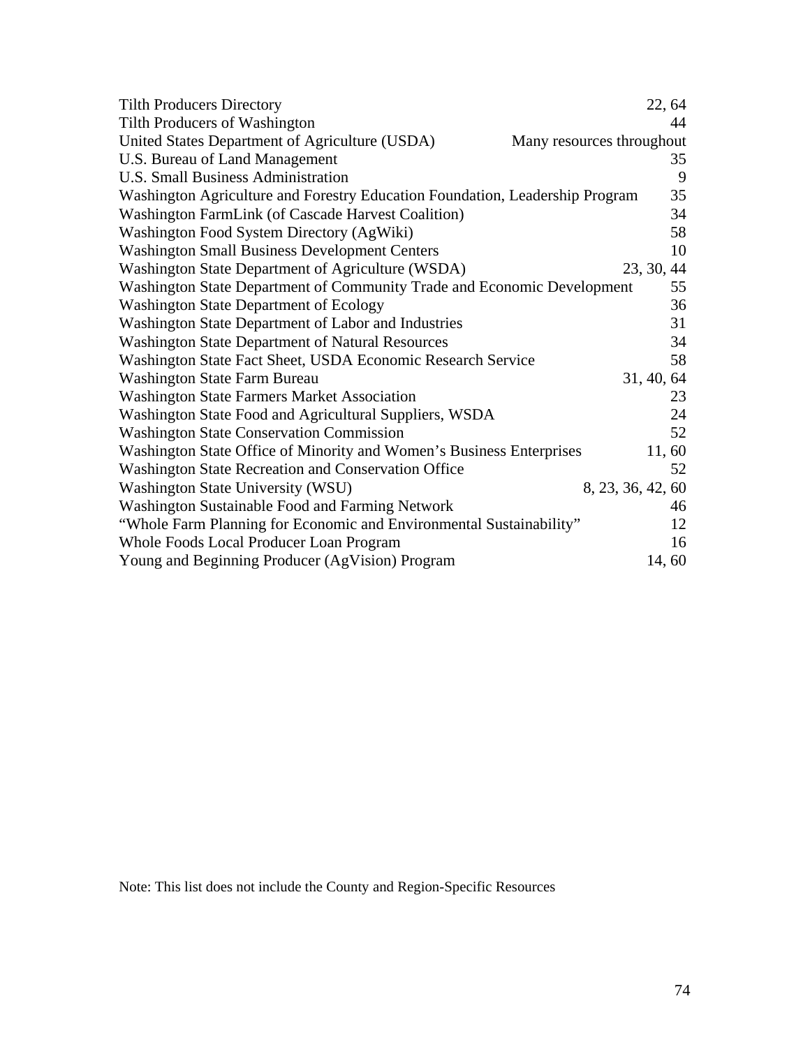| | |
|---|---|
| Tilth Producers Directory | 22, 64 |
| Tilth Producers of Washington | 44 |
| United States Department of Agriculture (USDA) | Many resources throughout |
| U.S. Bureau of Land Management | 35 |
| U.S. Small Business Administration | 9 |
| Washington Agriculture and Forestry Education Foundation, Leadership Program | 35 |
| Washington FarmLink (of Cascade Harvest Coalition) | 34 |
| Washington Food System Directory (AgWiki) | 58 |
| Washington Small Business Development Centers | 10 |
| Washington State Department of Agriculture (WSDA) | 23, 30, 44 |
| Washington State Department of Community Trade and Economic Development | 55 |
| Washington State Department of Ecology | 36 |
| Washington State Department of Labor and Industries | 31 |
| Washington State Department of Natural Resources | 34 |
| Washington State Fact Sheet, USDA Economic Research Service | 58 |
| Washington State Farm Bureau | 31, 40, 64 |
| Washington State Farmers Market Association | 23 |
| Washington State Food and Agricultural Suppliers, WSDA | 24 |
| Washington State Conservation Commission | 52 |
| Washington State Office of Minority and Women's Business Enterprises | 11, 60 |
| Washington State Recreation and Conservation Office | 52 |
| Washington State University (WSU) | 8, 23, 36, 42, 60 |
| Washington Sustainable Food and Farming Network | 46 |
| "Whole Farm Planning for Economic and Environmental Sustainability" | 12 |
| Whole Foods Local Producer Loan Program | 16 |
| Young and Beginning Producer (AgVision) Program | 14, 60 |

Note: This list does not include the County and Region-Specific Resources